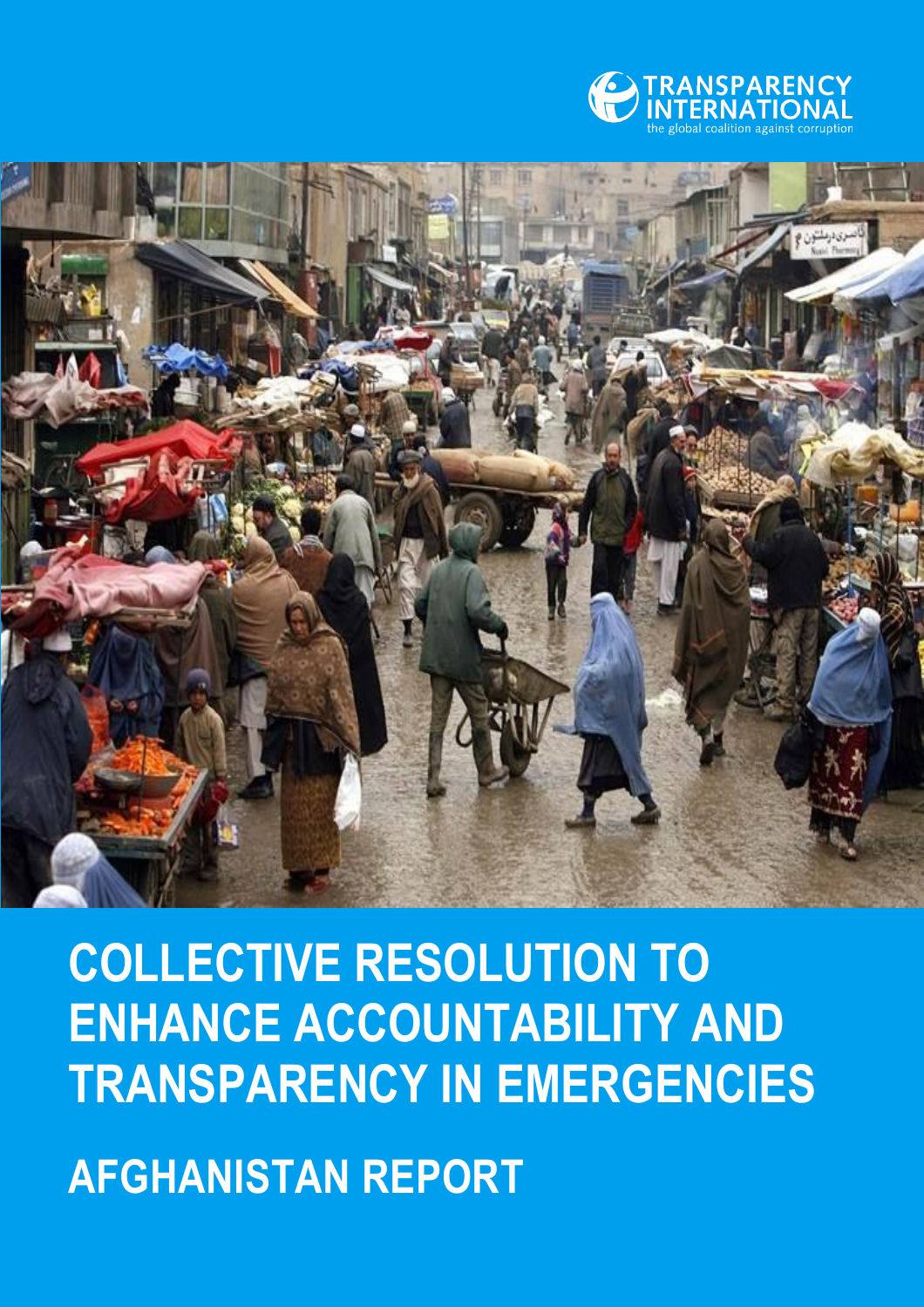TRANSPARENCY INTERNATIONAL

the global coalition against corruption

# COLLECTIVE RESOLUTION TO ENHANCE ACCOUNTABILITY AND TRANSPARENCY IN EMERGENCIES

## AFGHANISTAN REPORT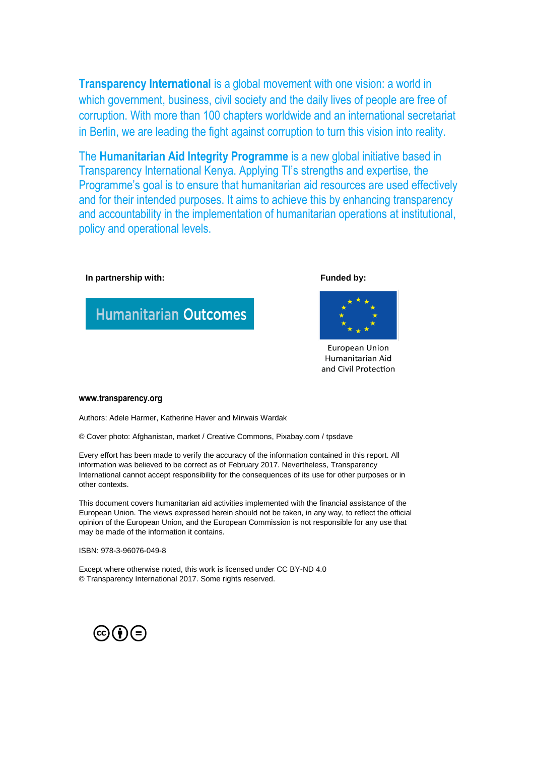**Transparency International** is a global movement with one vision: a world in which government, business, civil society and the daily lives of people are free of corruption. With more than 100 chapters worldwide and an international secretariat in Berlin, we are leading the fight against corruption to turn this vision into reality.

The **Humanitarian Aid Integrity Programme** is a new global initiative based in Transparency International Kenya. Applying TI's strengths and expertise, the Programme's goal is to ensure that humanitarian aid resources are used effectively and for their intended purposes. It aims to achieve this by enhancing transparency and accountability in the implementation of humanitarian operations at institutional, policy and operational levels.

**In partnership with:**

Humanitarian Outcomes

**Funded by:**

European Union
Humanitarian Aid
and Civil Protection

**www.transparency.org**

Authors: Adele Harmer, Katherine Haver and Mirwais Wardak

© Cover photo: Afghanistan, market / Creative Commons, Pixabay.com / tpsdave

Every effort has been made to verify the accuracy of the information contained in this report. All information was believed to be correct as of February 2017. Nevertheless, Transparency International cannot accept responsibility for the consequences of its use for other purposes or in other contexts.

This document covers humanitarian aid activities implemented with the financial assistance of the European Union. The views expressed herein should not be taken, in any way, to reflect the official opinion of the European Union, and the European Commission is not responsible for any use that may be made of the information it contains.

ISBN: 978-3-96076-049-8

Except where otherwise noted, this work is licensed under CC BY-ND 4.0
© Transparency International 2017. Some rights reserved.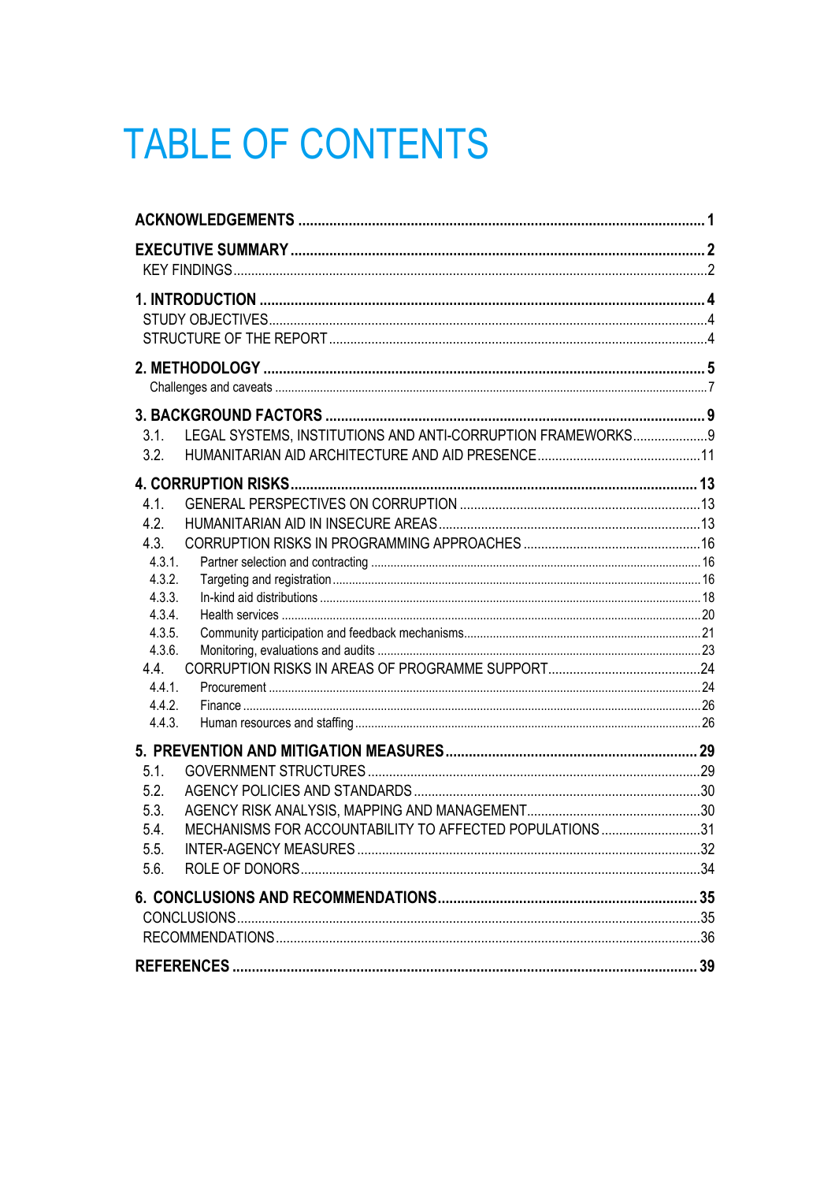# TABLE OF CONTENTS

**ACKNOWLEDGEMENTS** ..... 1

**EXECUTIVE SUMMARY** ..... 2

KEY FINDINGS ..... 2

**1. INTRODUCTION** ..... 4

STUDY OBJECTIVES ..... 4

STRUCTURE OF THE REPORT ..... 4

**2. METHODOLOGY** ..... 5

Challenges and caveats ..... 7

**3. BACKGROUND FACTORS** ..... 9

3.1. LEGAL SYSTEMS, INSTITUTIONS AND ANTI-CORRUPTION FRAMEWORKS ..... 9

3.2. HUMANITARIAN AID ARCHITECTURE AND AID PRESENCE ..... 11

**4. CORRUPTION RISKS** ..... 13

4.1. GENERAL PERSPECTIVES ON CORRUPTION ..... 13

4.2. HUMANITARIAN AID IN INSECURE AREAS ..... 13

4.3. CORRUPTION RISKS IN PROGRAMMING APPROACHES ..... 16

4.3.1. Partner selection and contracting ..... 16

4.3.2. Targeting and registration ..... 16

4.3.3. In-kind aid distributions ..... 18

4.3.4. Health services ..... 20

4.3.5. Community participation and feedback mechanisms ..... 21

4.3.6. Monitoring, evaluations and audits ..... 23

4.4. CORRUPTION RISKS IN AREAS OF PROGRAMME SUPPORT ..... 24

4.4.1. Procurement ..... 24

4.4.2. Finance ..... 26

4.4.3. Human resources and staffing ..... 26

**5. PREVENTION AND MITIGATION MEASURES** ..... 29

5.1. GOVERNMENT STRUCTURES ..... 29

5.2. AGENCY POLICIES AND STANDARDS ..... 30

5.3. AGENCY RISK ANALYSIS, MAPPING AND MANAGEMENT ..... 30

5.4. MECHANISMS FOR ACCOUNTABILITY TO AFFECTED POPULATIONS ..... 31

5.5. INTER-AGENCY MEASURES ..... 32

5.6. ROLE OF DONORS ..... 34

**6. CONCLUSIONS AND RECOMMENDATIONS** ..... 35

CONCLUSIONS ..... 35

RECOMMENDATIONS ..... 36

**REFERENCES** ..... 39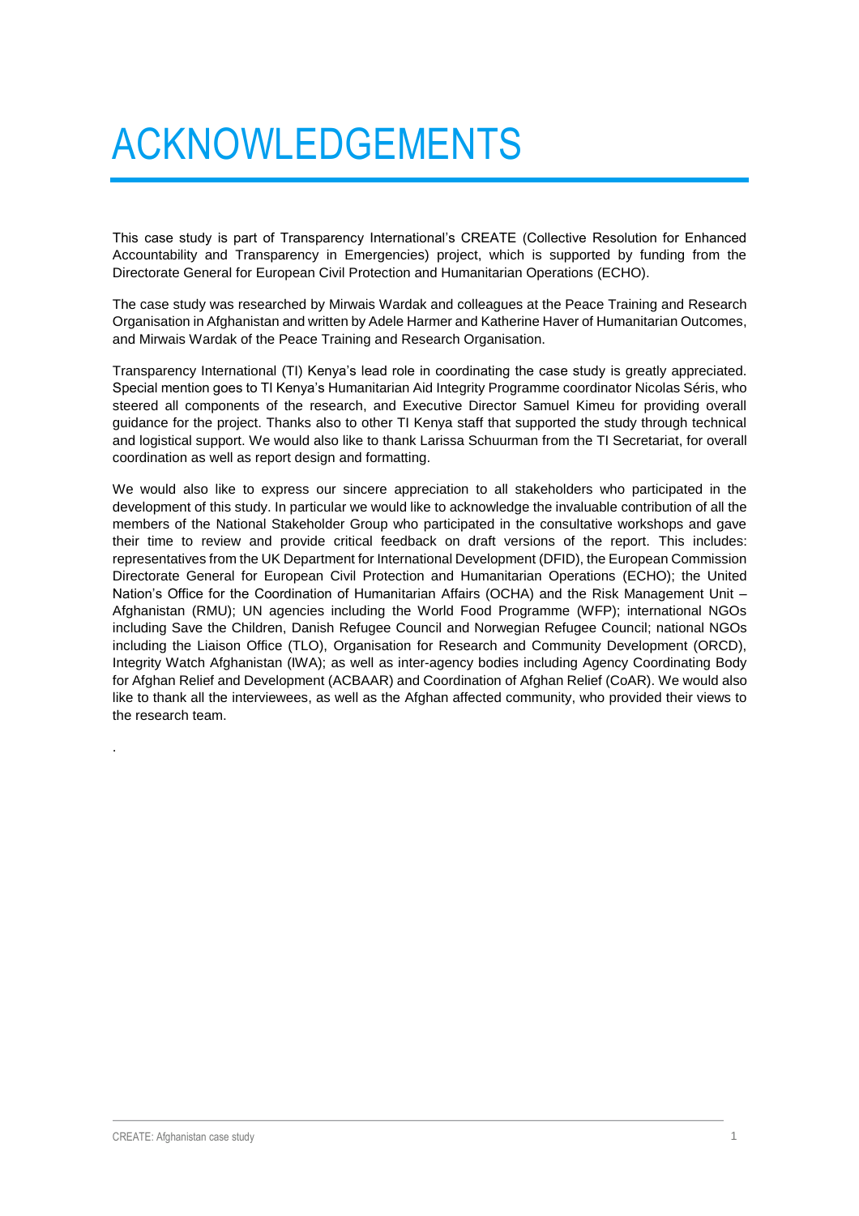# ACKNOWLEDGEMENTS

This case study is part of Transparency International's CREATE (Collective Resolution for Enhanced Accountability and Transparency in Emergencies) project, which is supported by funding from the Directorate General for European Civil Protection and Humanitarian Operations (ECHO).

The case study was researched by Mirwais Wardak and colleagues at the Peace Training and Research Organisation in Afghanistan and written by Adele Harmer and Katherine Haver of Humanitarian Outcomes, and Mirwais Wardak of the Peace Training and Research Organisation.

Transparency International (TI) Kenya's lead role in coordinating the case study is greatly appreciated. Special mention goes to TI Kenya's Humanitarian Aid Integrity Programme coordinator Nicolas Séris, who steered all components of the research, and Executive Director Samuel Kimeu for providing overall guidance for the project. Thanks also to other TI Kenya staff that supported the study through technical and logistical support. We would also like to thank Larissa Schuurman from the TI Secretariat, for overall coordination as well as report design and formatting.

We would also like to express our sincere appreciation to all stakeholders who participated in the development of this study. In particular we would like to acknowledge the invaluable contribution of all the members of the National Stakeholder Group who participated in the consultative workshops and gave their time to review and provide critical feedback on draft versions of the report. This includes: representatives from the UK Department for International Development (DFID), the European Commission Directorate General for European Civil Protection and Humanitarian Operations (ECHO); the United Nation's Office for the Coordination of Humanitarian Affairs (OCHA) and the Risk Management Unit – Afghanistan (RMU); UN agencies including the World Food Programme (WFP); international NGOs including Save the Children, Danish Refugee Council and Norwegian Refugee Council; national NGOs including the Liaison Office (TLO), Organisation for Research and Community Development (ORCD), Integrity Watch Afghanistan (IWA); as well as inter-agency bodies including Agency Coordinating Body for Afghan Relief and Development (ACBAAR) and Coordination of Afghan Relief (CoAR). We would also like to thank all the interviewees, as well as the Afghan affected community, who provided their views to the research team.

.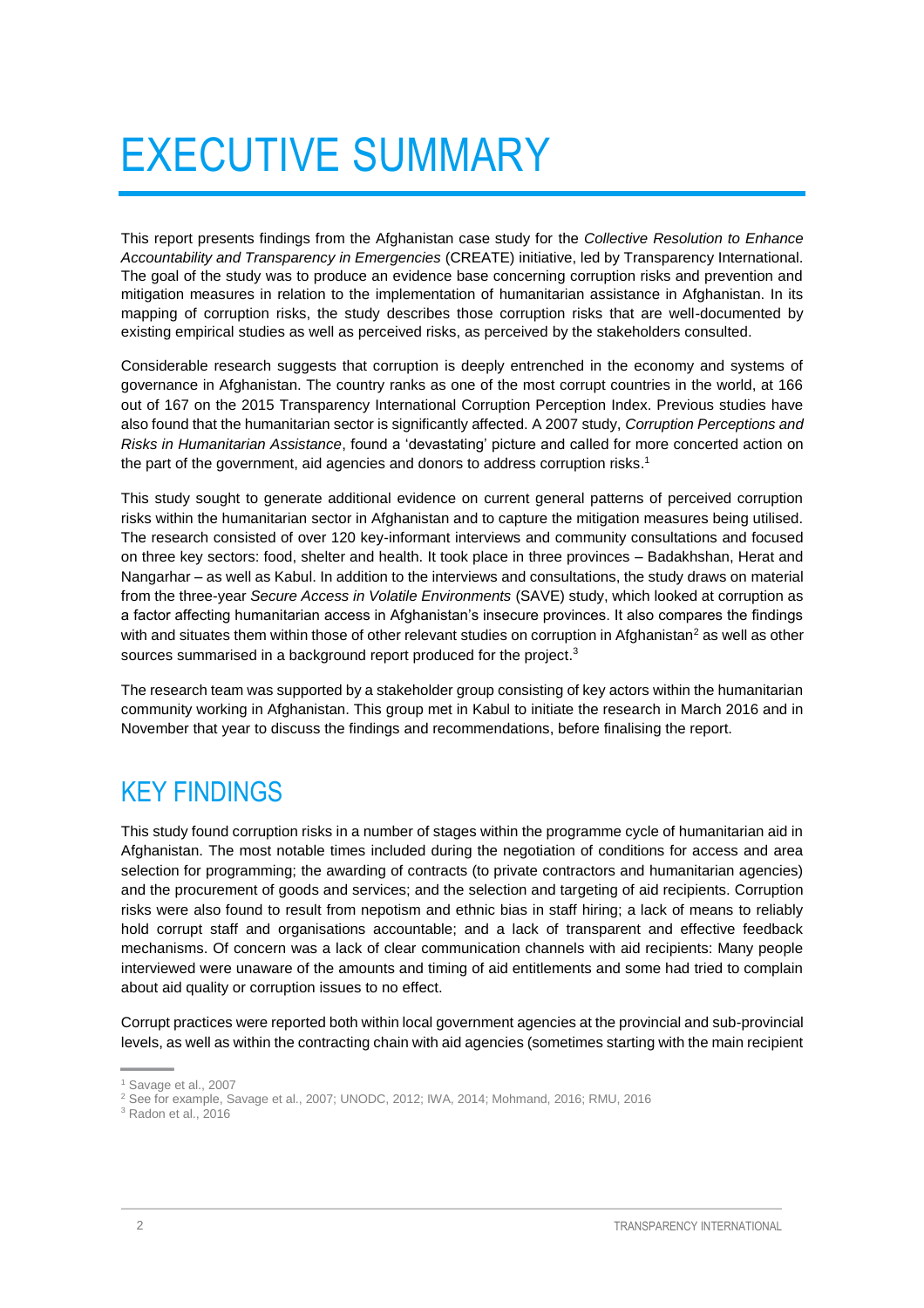# EXECUTIVE SUMMARY

This report presents findings from the Afghanistan case study for the *Collective Resolution to Enhance Accountability and Transparency in Emergencies* (CREATE) initiative, led by Transparency International. The goal of the study was to produce an evidence base concerning corruption risks and prevention and mitigation measures in relation to the implementation of humanitarian assistance in Afghanistan. In its mapping of corruption risks, the study describes those corruption risks that are well-documented by existing empirical studies as well as perceived risks, as perceived by the stakeholders consulted.

Considerable research suggests that corruption is deeply entrenched in the economy and systems of governance in Afghanistan. The country ranks as one of the most corrupt countries in the world, at 166 out of 167 on the 2015 Transparency International Corruption Perception Index. Previous studies have also found that the humanitarian sector is significantly affected. A 2007 study, *Corruption Perceptions and Risks in Humanitarian Assistance*, found a 'devastating' picture and called for more concerted action on the part of the government, aid agencies and donors to address corruption risks.[1]

This study sought to generate additional evidence on current general patterns of perceived corruption risks within the humanitarian sector in Afghanistan and to capture the mitigation measures being utilised. The research consisted of over 120 key-informant interviews and community consultations and focused on three key sectors: food, shelter and health. It took place in three provinces – Badakhshan, Herat and Nangarhar – as well as Kabul. In addition to the interviews and consultations, the study draws on material from the three-year *Secure Access in Volatile Environments* (SAVE) study, which looked at corruption as a factor affecting humanitarian access in Afghanistan's insecure provinces. It also compares the findings with and situates them within those of other relevant studies on corruption in Afghanistan[2] as well as other sources summarised in a background report produced for the project.[3]

The research team was supported by a stakeholder group consisting of key actors within the humanitarian community working in Afghanistan. This group met in Kabul to initiate the research in March 2016 and in November that year to discuss the findings and recommendations, before finalising the report.

## KEY FINDINGS

This study found corruption risks in a number of stages within the programme cycle of humanitarian aid in Afghanistan. The most notable times included during the negotiation of conditions for access and area selection for programming; the awarding of contracts (to private contractors and humanitarian agencies) and the procurement of goods and services; and the selection and targeting of aid recipients. Corruption risks were also found to result from nepotism and ethnic bias in staff hiring; a lack of means to reliably hold corrupt staff and organisations accountable; and a lack of transparent and effective feedback mechanisms. Of concern was a lack of clear communication channels with aid recipients: Many people interviewed were unaware of the amounts and timing of aid entitlements and some had tried to complain about aid quality or corruption issues to no effect.

Corrupt practices were reported both within local government agencies at the provincial and sub-provincial levels, as well as within the contracting chain with aid agencies (sometimes starting with the main recipient

---

[1] Savage et al., 2007

[2] See for example, Savage et al., 2007; UNODC, 2012; IWA, 2014; Mohmand, 2016; RMU, 2016

[3] Radon et al., 2016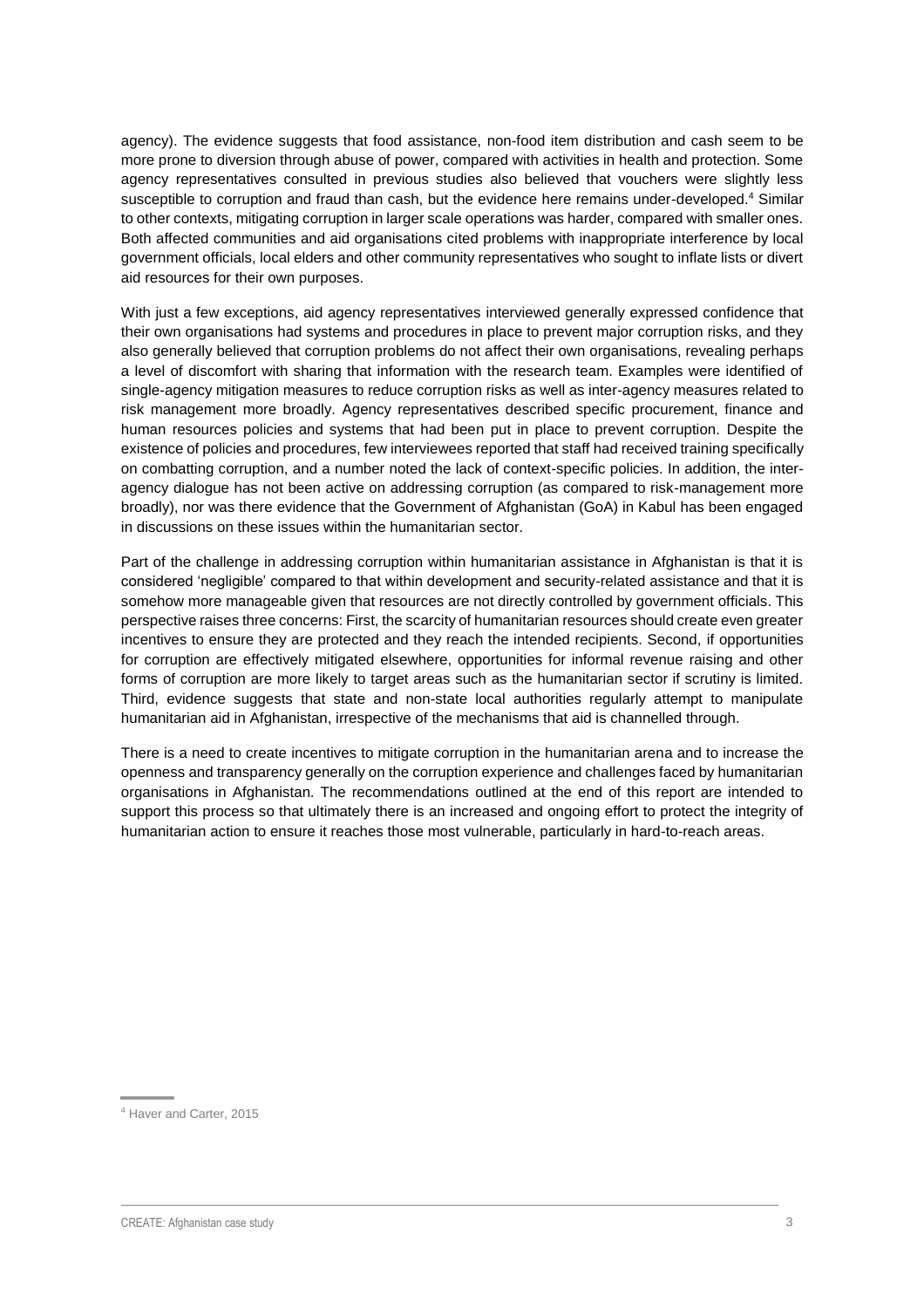agency). The evidence suggests that food assistance, non-food item distribution and cash seem to be more prone to diversion through abuse of power, compared with activities in health and protection. Some agency representatives consulted in previous studies also believed that vouchers were slightly less susceptible to corruption and fraud than cash, but the evidence here remains under-developed.[4] Similar to other contexts, mitigating corruption in larger scale operations was harder, compared with smaller ones. Both affected communities and aid organisations cited problems with inappropriate interference by local government officials, local elders and other community representatives who sought to inflate lists or divert aid resources for their own purposes.

With just a few exceptions, aid agency representatives interviewed generally expressed confidence that their own organisations had systems and procedures in place to prevent major corruption risks, and they also generally believed that corruption problems do not affect their own organisations, revealing perhaps a level of discomfort with sharing that information with the research team. Examples were identified of single-agency mitigation measures to reduce corruption risks as well as inter-agency measures related to risk management more broadly. Agency representatives described specific procurement, finance and human resources policies and systems that had been put in place to prevent corruption. Despite the existence of policies and procedures, few interviewees reported that staff had received training specifically on combatting corruption, and a number noted the lack of context-specific policies. In addition, the inter-agency dialogue has not been active on addressing corruption (as compared to risk-management more broadly), nor was there evidence that the Government of Afghanistan (GoA) in Kabul has been engaged in discussions on these issues within the humanitarian sector.

Part of the challenge in addressing corruption within humanitarian assistance in Afghanistan is that it is considered 'negligible' compared to that within development and security-related assistance and that it is somehow more manageable given that resources are not directly controlled by government officials. This perspective raises three concerns: First, the scarcity of humanitarian resources should create even greater incentives to ensure they are protected and they reach the intended recipients. Second, if opportunities for corruption are effectively mitigated elsewhere, opportunities for informal revenue raising and other forms of corruption are more likely to target areas such as the humanitarian sector if scrutiny is limited. Third, evidence suggests that state and non-state local authorities regularly attempt to manipulate humanitarian aid in Afghanistan, irrespective of the mechanisms that aid is channelled through.

There is a need to create incentives to mitigate corruption in the humanitarian arena and to increase the openness and transparency generally on the corruption experience and challenges faced by humanitarian organisations in Afghanistan. The recommendations outlined at the end of this report are intended to support this process so that ultimately there is an increased and ongoing effort to protect the integrity of humanitarian action to ensure it reaches those most vulnerable, particularly in hard-to-reach areas.

[4] Haver and Carter, 2015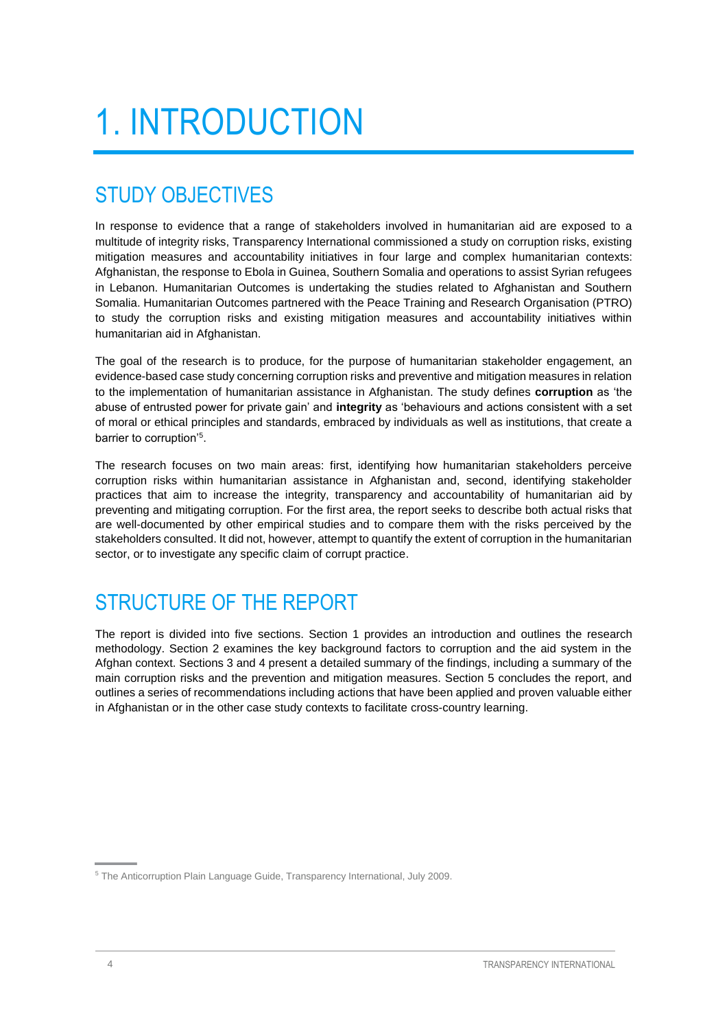# 1. INTRODUCTION

## STUDY OBJECTIVES

In response to evidence that a range of stakeholders involved in humanitarian aid are exposed to a multitude of integrity risks, Transparency International commissioned a study on corruption risks, existing mitigation measures and accountability initiatives in four large and complex humanitarian contexts: Afghanistan, the response to Ebola in Guinea, Southern Somalia and operations to assist Syrian refugees in Lebanon. Humanitarian Outcomes is undertaking the studies related to Afghanistan and Southern Somalia. Humanitarian Outcomes partnered with the Peace Training and Research Organisation (PTRO) to study the corruption risks and existing mitigation measures and accountability initiatives within humanitarian aid in Afghanistan.

The goal of the research is to produce, for the purpose of humanitarian stakeholder engagement, an evidence-based case study concerning corruption risks and preventive and mitigation measures in relation to the implementation of humanitarian assistance in Afghanistan. The study defines **corruption** as 'the abuse of entrusted power for private gain' and **integrity** as 'behaviours and actions consistent with a set of moral or ethical principles and standards, embraced by individuals as well as institutions, that create a barrier to corruption'[5].

The research focuses on two main areas: first, identifying how humanitarian stakeholders perceive corruption risks within humanitarian assistance in Afghanistan and, second, identifying stakeholder practices that aim to increase the integrity, transparency and accountability of humanitarian aid by preventing and mitigating corruption. For the first area, the report seeks to describe both actual risks that are well-documented by other empirical studies and to compare them with the risks perceived by the stakeholders consulted. It did not, however, attempt to quantify the extent of corruption in the humanitarian sector, or to investigate any specific claim of corrupt practice.

## STRUCTURE OF THE REPORT

The report is divided into five sections. Section 1 provides an introduction and outlines the research methodology. Section 2 examines the key background factors to corruption and the aid system in the Afghan context. Sections 3 and 4 present a detailed summary of the findings, including a summary of the main corruption risks and the prevention and mitigation measures. Section 5 concludes the report, and outlines a series of recommendations including actions that have been applied and proven valuable either in Afghanistan or in the other case study contexts to facilitate cross-country learning.

[5] The Anticorruption Plain Language Guide, Transparency International, July 2009.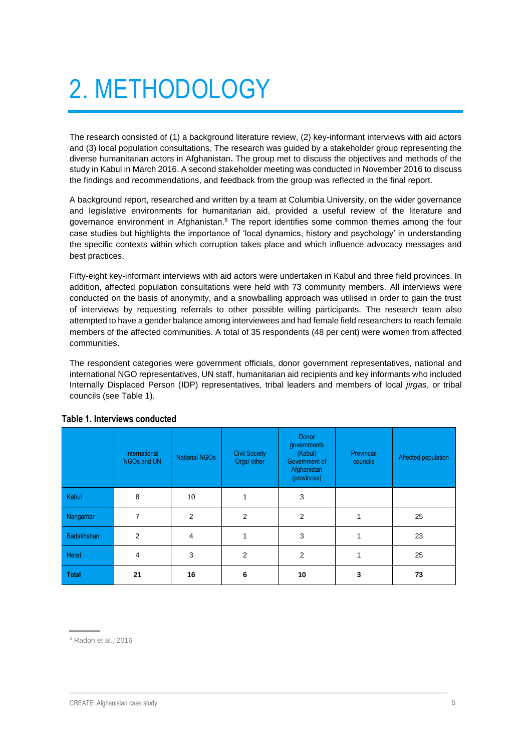# 2. METHODOLOGY

The research consisted of (1) a background literature review, (2) key-informant interviews with aid actors and (3) local population consultations. The research was guided by a stakeholder group representing the diverse humanitarian actors in Afghanistan**.** The group met to discuss the objectives and methods of the study in Kabul in March 2016. A second stakeholder meeting was conducted in November 2016 to discuss the findings and recommendations, and feedback from the group was reflected in the final report.

A background report, researched and written by a team at Columbia University, on the wider governance and legislative environments for humanitarian aid, provided a useful review of the literature and governance environment in Afghanistan.[6] The report identifies some common themes among the four case studies but highlights the importance of 'local dynamics, history and psychology' in understanding the specific contexts within which corruption takes place and which influence advocacy messages and best practices.

Fifty-eight key-informant interviews with aid actors were undertaken in Kabul and three field provinces. In addition, affected population consultations were held with 73 community members. All interviews were conducted on the basis of anonymity, and a snowballing approach was utilised in order to gain the trust of interviews by requesting referrals to other possible willing participants. The research team also attempted to have a gender balance among interviewees and had female field researchers to reach female members of the affected communities. A total of 35 respondents (48 per cent) were women from affected communities.

The respondent categories were government officials, donor government representatives, national and international NGO representatives, UN staff, humanitarian aid recipients and key informants who included Internally Displaced Person (IDP) representatives, tribal leaders and members of local *jirgas*, or tribal councils (see Table 1).

**Table 1. Interviews conducted**

| | International NGOs and UN | National NGOs | Civil Society Orgs/ other | Donor governments (Kabul) Government of Afghanistan (provinces) | Provincial councils | Affected population |
|---|---|---|---|---|---|---|
| Kabul | 8 | 10 | 1 | 3 | | |
| Nangarhar | 7 | 2 | 2 | 2 | 1 | 25 |
| Badakhshan | 2 | 4 | 1 | 3 | 1 | 23 |
| Herat | 4 | 3 | 2 | 2 | 1 | 25 |
| **Total** | **21** | **16** | **6** | **10** | **3** | **73** |

[6] Radon et al., 2016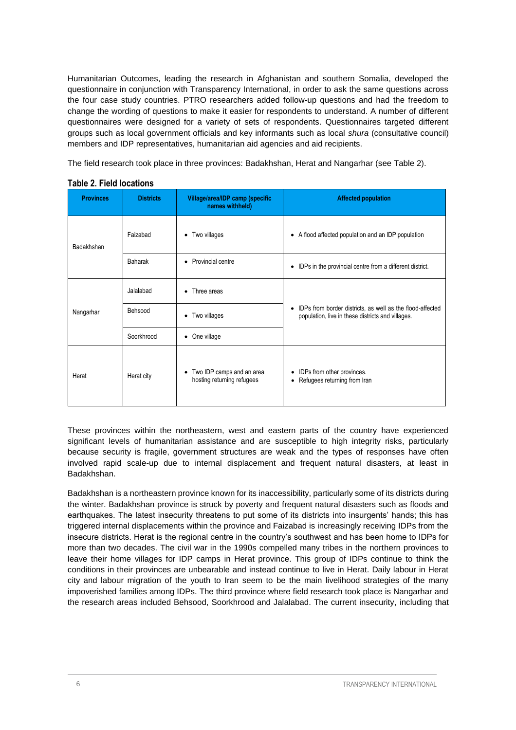Humanitarian Outcomes, leading the research in Afghanistan and southern Somalia, developed the questionnaire in conjunction with Transparency International, in order to ask the same questions across the four case study countries. PTRO researchers added follow-up questions and had the freedom to change the wording of questions to make it easier for respondents to understand. A number of different questionnaires were designed for a variety of sets of respondents. Questionnaires targeted different groups such as local government officials and key informants such as local *shura* (consultative council) members and IDP representatives, humanitarian aid agencies and aid recipients.

The field research took place in three provinces: Badakhshan, Herat and Nangarhar (see Table 2).

**Table 2. Field locations**

| Provinces | Districts | Village/area/IDP camp (specific names withheld) | Affected population |
|---|---|---|---|
| Badakhshan | Faizabad | • Two villages | • A flood affected population and an IDP population |
| | Baharak | • Provincial centre | • IDPs in the provincial centre from a different district. |
| Nangarhar | Jalalabad | • Three areas | • IDPs from border districts, as well as the flood-affected population, live in these districts and villages. |
| | Behsood | • Two villages | |
| | Soorkhrood | • One village | |
| Herat | Herat city | • Two IDP camps and an area hosting returning refugees | • IDPs from other provinces.<br>• Refugees returning from Iran |

These provinces within the northeastern, west and eastern parts of the country have experienced significant levels of humanitarian assistance and are susceptible to high integrity risks, particularly because security is fragile, government structures are weak and the types of responses have often involved rapid scale-up due to internal displacement and frequent natural disasters, at least in Badakhshan.

Badakhshan is a northeastern province known for its inaccessibility, particularly some of its districts during the winter. Badakhshan province is struck by poverty and frequent natural disasters such as floods and earthquakes. The latest insecurity threatens to put some of its districts into insurgents' hands; this has triggered internal displacements within the province and Faizabad is increasingly receiving IDPs from the insecure districts. Herat is the regional centre in the country's southwest and has been home to IDPs for more than two decades. The civil war in the 1990s compelled many tribes in the northern provinces to leave their home villages for IDP camps in Herat province. This group of IDPs continue to think the conditions in their provinces are unbearable and instead continue to live in Herat. Daily labour in Herat city and labour migration of the youth to Iran seem to be the main livelihood strategies of the many impoverished families among IDPs. The third province where field research took place is Nangarhar and the research areas included Behsood, Soorkhrood and Jalalabad. The current insecurity, including that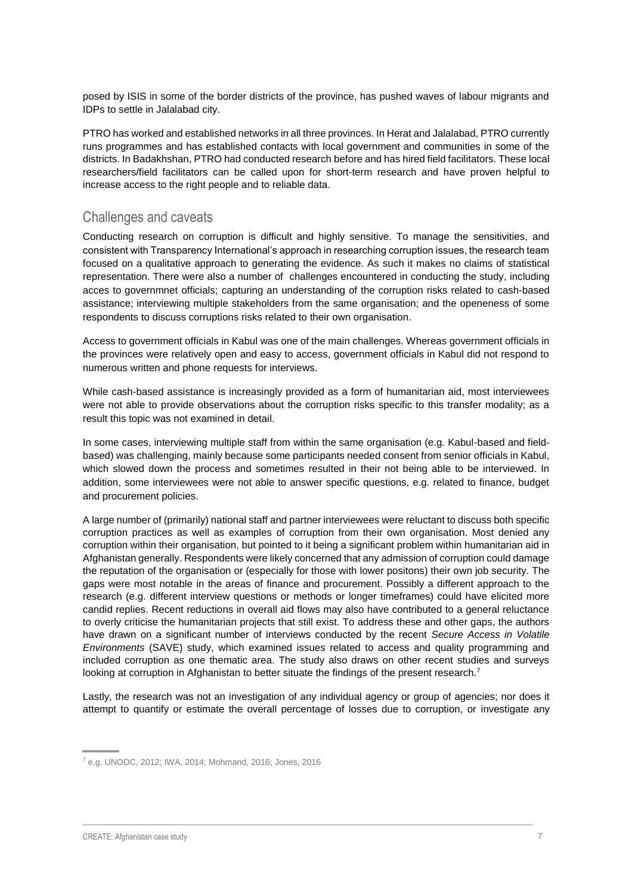posed by ISIS in some of the border districts of the province, has pushed waves of labour migrants and IDPs to settle in Jalalabad city.

PTRO has worked and established networks in all three provinces. In Herat and Jalalabad, PTRO currently runs programmes and has established contacts with local government and communities in some of the districts. In Badakhshan, PTRO had conducted research before and has hired field facilitators. These local researchers/field facilitators can be called upon for short-term research and have proven helpful to increase access to the right people and to reliable data.

## Challenges and caveats

Conducting research on corruption is difficult and highly sensitive. To manage the sensitivities, and consistent with Transparency International's approach in researching corruption issues, the research team focused on a qualitative approach to generating the evidence. As such it makes no claims of statistical representation. There were also a number of challenges encountered in conducting the study, including acces to governmnet officials; capturing an understanding of the corruption risks related to cash-based assistance; interviewing multiple stakeholders from the same organisation; and the openeness of some respondents to discuss corruptions risks related to their own organisation.

Access to government officials in Kabul was one of the main challenges. Whereas government officials in the provinces were relatively open and easy to access, government officials in Kabul did not respond to numerous written and phone requests for interviews.

While cash-based assistance is increasingly provided as a form of humanitarian aid, most interviewees were not able to provide observations about the corruption risks specific to this transfer modality; as a result this topic was not examined in detail.

In some cases, interviewing multiple staff from within the same organisation (e.g. Kabul-based and field-based) was challenging, mainly because some participants needed consent from senior officials in Kabul, which slowed down the process and sometimes resulted in their not being able to be interviewed. In addition, some interviewees were not able to answer specific questions, e.g. related to finance, budget and procurement policies.

A large number of (primarily) national staff and partner interviewees were reluctant to discuss both specific corruption practices as well as examples of corruption from their own organisation. Most denied any corruption within their organisation, but pointed to it being a significant problem within humanitarian aid in Afghanistan generally. Respondents were likely concerned that any admission of corruption could damage the reputation of the organisation or (especially for those with lower positons) their own job security. The gaps were most notable in the areas of finance and procurement. Possibly a different approach to the research (e.g. different interview questions or methods or longer timeframes) could have elicited more candid replies. Recent reductions in overall aid flows may also have contributed to a general reluctance to overly criticise the humanitarian projects that still exist. To address these and other gaps, the authors have drawn on a significant number of interviews conducted by the recent *Secure Access in Volatile Environments* (SAVE) study, which examined issues related to access and quality programming and included corruption as one thematic area. The study also draws on other recent studies and surveys looking at corruption in Afghanistan to better situate the findings of the present research.[7]

Lastly, the research was not an investigation of any individual agency or group of agencies; nor does it attempt to quantify or estimate the overall percentage of losses due to corruption, or investigate any

[7] e.g. UNODC, 2012; IWA, 2014; Mohmand, 2016; Jones, 2016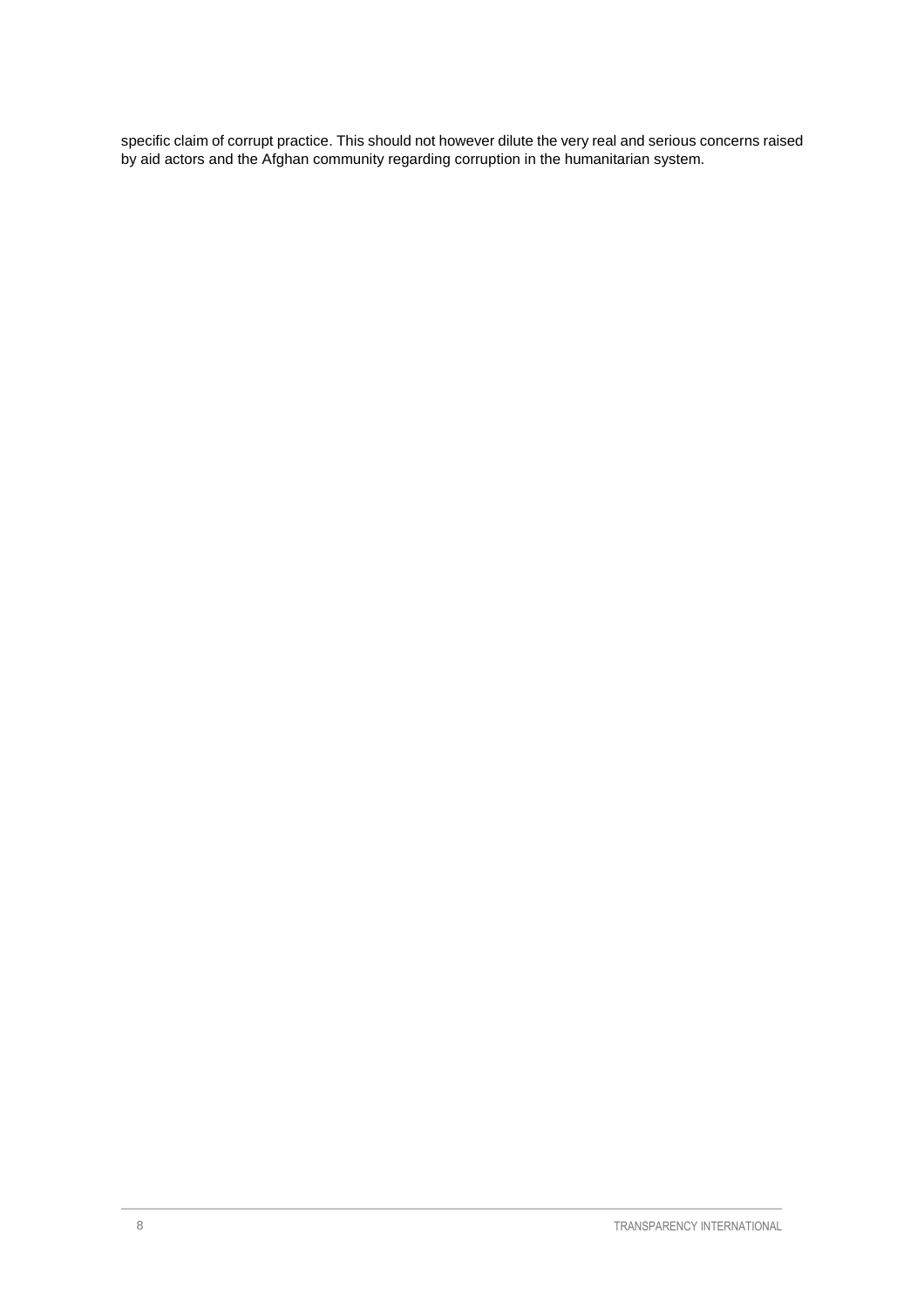specific claim of corrupt practice. This should not however dilute the very real and serious concerns raised by aid actors and the Afghan community regarding corruption in the humanitarian system.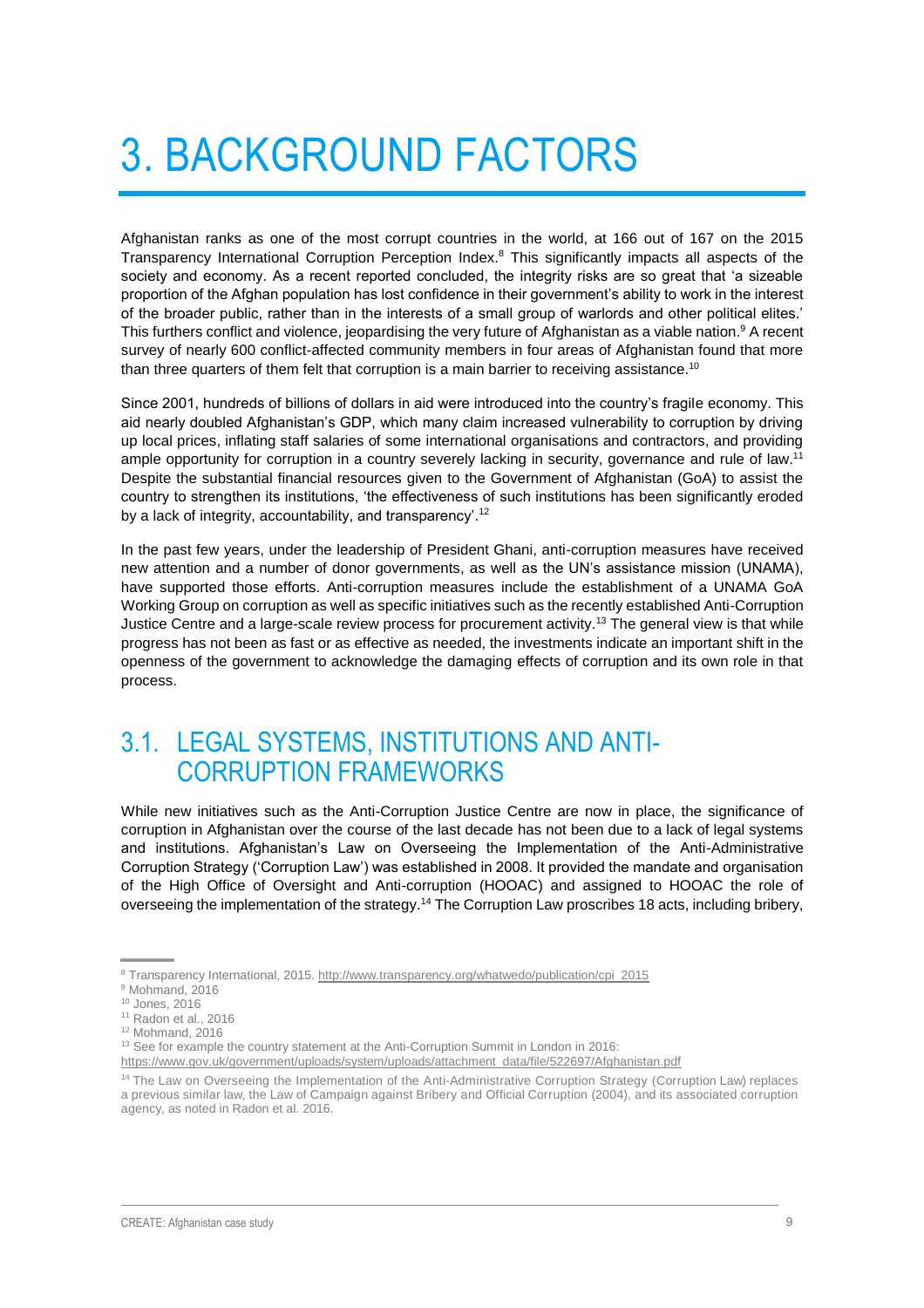# 3. BACKGROUND FACTORS

Afghanistan ranks as one of the most corrupt countries in the world, at 166 out of 167 on the 2015 Transparency International Corruption Perception Index.[8] This significantly impacts all aspects of the society and economy. As a recent reported concluded, the integrity risks are so great that 'a sizeable proportion of the Afghan population has lost confidence in their government's ability to work in the interest of the broader public, rather than in the interests of a small group of warlords and other political elites.' This furthers conflict and violence, jeopardising the very future of Afghanistan as a viable nation.[9] A recent survey of nearly 600 conflict-affected community members in four areas of Afghanistan found that more than three quarters of them felt that corruption is a main barrier to receiving assistance.[10]

Since 2001, hundreds of billions of dollars in aid were introduced into the country's fragile economy. This aid nearly doubled Afghanistan's GDP, which many claim increased vulnerability to corruption by driving up local prices, inflating staff salaries of some international organisations and contractors, and providing ample opportunity for corruption in a country severely lacking in security, governance and rule of law.[11] Despite the substantial financial resources given to the Government of Afghanistan (GoA) to assist the country to strengthen its institutions, 'the effectiveness of such institutions has been significantly eroded by a lack of integrity, accountability, and transparency'.[12]

In the past few years, under the leadership of President Ghani, anti-corruption measures have received new attention and a number of donor governments, as well as the UN's assistance mission (UNAMA), have supported those efforts. Anti-corruption measures include the establishment of a UNAMA GoA Working Group on corruption as well as specific initiatives such as the recently established Anti-Corruption Justice Centre and a large-scale review process for procurement activity.[13] The general view is that while progress has not been as fast or as effective as needed, the investments indicate an important shift in the openness of the government to acknowledge the damaging effects of corruption and its own role in that process.

## 3.1. LEGAL SYSTEMS, INSTITUTIONS AND ANTI-CORRUPTION FRAMEWORKS

While new initiatives such as the Anti-Corruption Justice Centre are now in place, the significance of corruption in Afghanistan over the course of the last decade has not been due to a lack of legal systems and institutions. Afghanistan's Law on Overseeing the Implementation of the Anti-Administrative Corruption Strategy ('Corruption Law') was established in 2008. It provided the mandate and organisation of the High Office of Oversight and Anti-corruption (HOOAC) and assigned to HOOAC the role of overseeing the implementation of the strategy.[14] The Corruption Law proscribes 18 acts, including bribery,

---

[8] Transparency International, 2015. http://www.transparency.org/whatwedo/publication/cpi_2015

[9] Mohmand, 2016

[10] Jones, 2016

[11] Radon et al., 2016

[12] Mohmand, 2016

[13] See for example the country statement at the Anti-Corruption Summit in London in 2016: https://www.gov.uk/government/uploads/system/uploads/attachment_data/file/522697/Afghanistan.pdf

[14] The Law on Overseeing the Implementation of the Anti-Administrative Corruption Strategy (Corruption Law) replaces a previous similar law, the Law of Campaign against Bribery and Official Corruption (2004), and its associated corruption agency, as noted in Radon et al. 2016.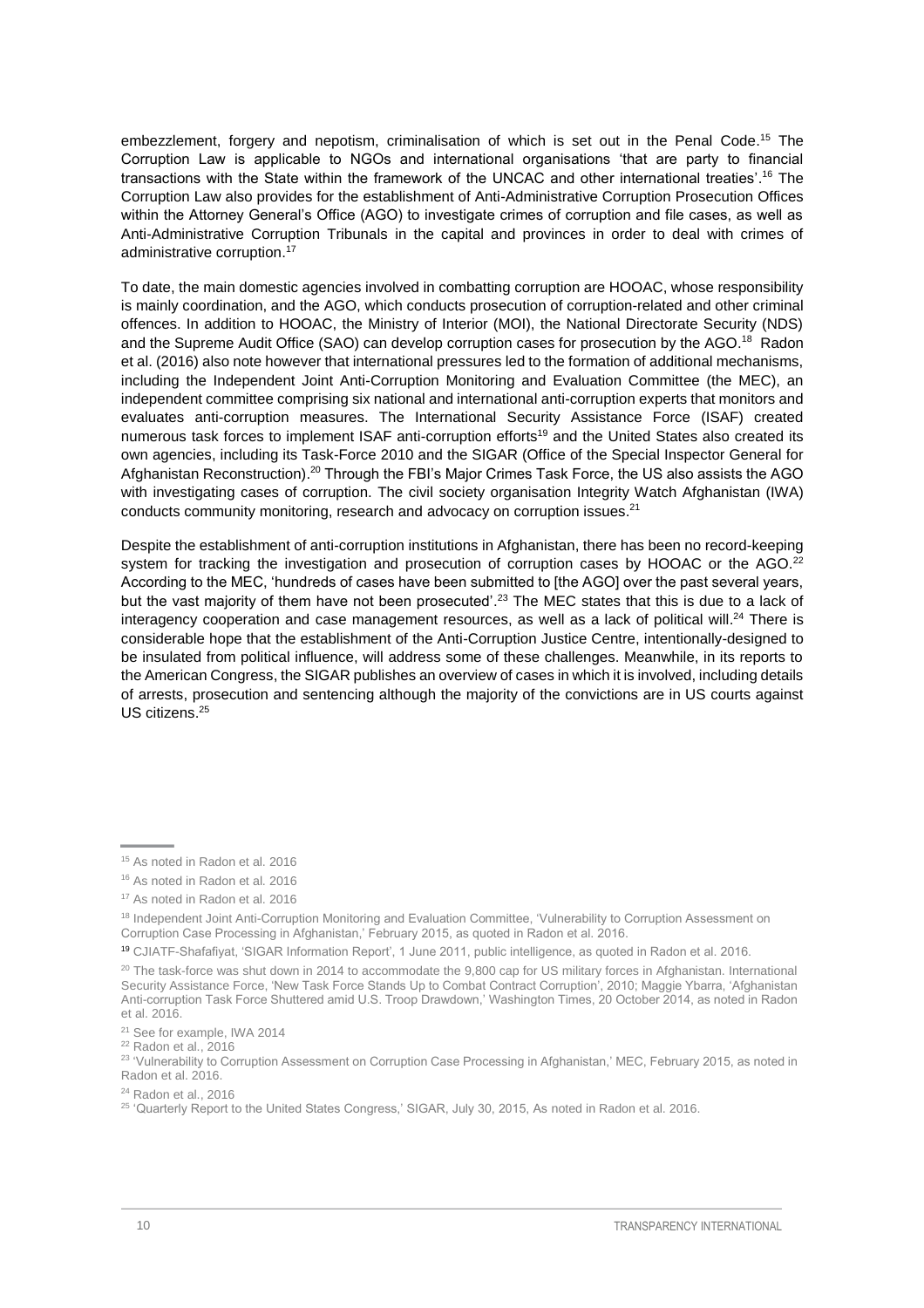embezzlement, forgery and nepotism, criminalisation of which is set out in the Penal Code.[15] The Corruption Law is applicable to NGOs and international organisations 'that are party to financial transactions with the State within the framework of the UNCAC and other international treaties'.[16] The Corruption Law also provides for the establishment of Anti-Administrative Corruption Prosecution Offices within the Attorney General's Office (AGO) to investigate crimes of corruption and file cases, as well as Anti-Administrative Corruption Tribunals in the capital and provinces in order to deal with crimes of administrative corruption.[17]

To date, the main domestic agencies involved in combatting corruption are HOOAC, whose responsibility is mainly coordination, and the AGO, which conducts prosecution of corruption-related and other criminal offences. In addition to HOOAC, the Ministry of Interior (MOI), the National Directorate Security (NDS) and the Supreme Audit Office (SAO) can develop corruption cases for prosecution by the AGO.[18] Radon et al. (2016) also note however that international pressures led to the formation of additional mechanisms, including the Independent Joint Anti-Corruption Monitoring and Evaluation Committee (the MEC), an independent committee comprising six national and international anti-corruption experts that monitors and evaluates anti-corruption measures. The International Security Assistance Force (ISAF) created numerous task forces to implement ISAF anti-corruption efforts[19] and the United States also created its own agencies, including its Task-Force 2010 and the SIGAR (Office of the Special Inspector General for Afghanistan Reconstruction).[20] Through the FBI's Major Crimes Task Force, the US also assists the AGO with investigating cases of corruption. The civil society organisation Integrity Watch Afghanistan (IWA) conducts community monitoring, research and advocacy on corruption issues.[21]

Despite the establishment of anti-corruption institutions in Afghanistan, there has been no record-keeping system for tracking the investigation and prosecution of corruption cases by HOOAC or the AGO.[22] According to the MEC, 'hundreds of cases have been submitted to [the AGO] over the past several years, but the vast majority of them have not been prosecuted'.[23] The MEC states that this is due to a lack of interagency cooperation and case management resources, as well as a lack of political will.[24] There is considerable hope that the establishment of the Anti-Corruption Justice Centre, intentionally-designed to be insulated from political influence, will address some of these challenges. Meanwhile, in its reports to the American Congress, the SIGAR publishes an overview of cases in which it is involved, including details of arrests, prosecution and sentencing although the majority of the convictions are in US courts against US citizens.[25]

---

[15] As noted in Radon et al. 2016

[16] As noted in Radon et al. 2016

[17] As noted in Radon et al. 2016

[18] Independent Joint Anti-Corruption Monitoring and Evaluation Committee, 'Vulnerability to Corruption Assessment on Corruption Case Processing in Afghanistan,' February 2015, as quoted in Radon et al. 2016.

[19] CJIATF-Shafafiyat, 'SIGAR Information Report', 1 June 2011, public intelligence, as quoted in Radon et al. 2016.

[20] The task-force was shut down in 2014 to accommodate the 9,800 cap for US military forces in Afghanistan. International Security Assistance Force, 'New Task Force Stands Up to Combat Contract Corruption', 2010; Maggie Ybarra, 'Afghanistan Anti-corruption Task Force Shuttered amid U.S. Troop Drawdown,' Washington Times, 20 October 2014, as noted in Radon et al. 2016.

[21] See for example, IWA 2014

[22] Radon et al., 2016

[23] 'Vulnerability to Corruption Assessment on Corruption Case Processing in Afghanistan,' MEC, February 2015, as noted in Radon et al. 2016.

[24] Radon et al., 2016

[25] 'Quarterly Report to the United States Congress,' SIGAR, July 30, 2015, As noted in Radon et al. 2016.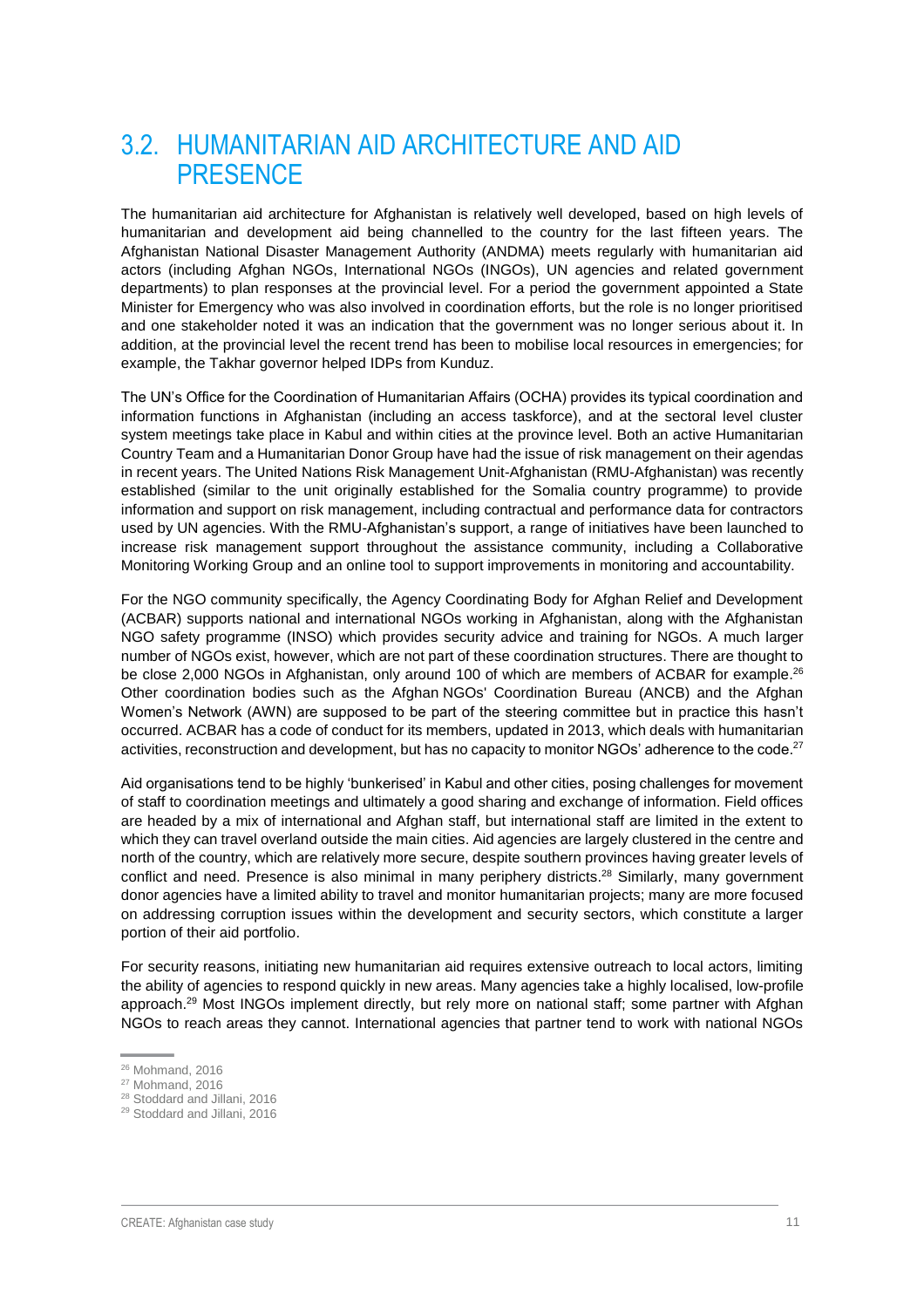## 3.2. HUMANITARIAN AID ARCHITECTURE AND AID PRESENCE

The humanitarian aid architecture for Afghanistan is relatively well developed, based on high levels of humanitarian and development aid being channelled to the country for the last fifteen years. The Afghanistan National Disaster Management Authority (ANDMA) meets regularly with humanitarian aid actors (including Afghan NGOs, International NGOs (INGOs), UN agencies and related government departments) to plan responses at the provincial level. For a period the government appointed a State Minister for Emergency who was also involved in coordination efforts, but the role is no longer prioritised and one stakeholder noted it was an indication that the government was no longer serious about it. In addition, at the provincial level the recent trend has been to mobilise local resources in emergencies; for example, the Takhar governor helped IDPs from Kunduz.

The UN's Office for the Coordination of Humanitarian Affairs (OCHA) provides its typical coordination and information functions in Afghanistan (including an access taskforce), and at the sectoral level cluster system meetings take place in Kabul and within cities at the province level. Both an active Humanitarian Country Team and a Humanitarian Donor Group have had the issue of risk management on their agendas in recent years. The United Nations Risk Management Unit-Afghanistan (RMU-Afghanistan) was recently established (similar to the unit originally established for the Somalia country programme) to provide information and support on risk management, including contractual and performance data for contractors used by UN agencies. With the RMU-Afghanistan's support, a range of initiatives have been launched to increase risk management support throughout the assistance community, including a Collaborative Monitoring Working Group and an online tool to support improvements in monitoring and accountability.

For the NGO community specifically, the Agency Coordinating Body for Afghan Relief and Development (ACBAR) supports national and international NGOs working in Afghanistan, along with the Afghanistan NGO safety programme (INSO) which provides security advice and training for NGOs. A much larger number of NGOs exist, however, which are not part of these coordination structures. There are thought to be close 2,000 NGOs in Afghanistan, only around 100 of which are members of ACBAR for example.[26] Other coordination bodies such as the Afghan NGOs' Coordination Bureau (ANCB) and the Afghan Women's Network (AWN) are supposed to be part of the steering committee but in practice this hasn't occurred. ACBAR has a code of conduct for its members, updated in 2013, which deals with humanitarian activities, reconstruction and development, but has no capacity to monitor NGOs' adherence to the code.[27]

Aid organisations tend to be highly 'bunkerised' in Kabul and other cities, posing challenges for movement of staff to coordination meetings and ultimately a good sharing and exchange of information. Field offices are headed by a mix of international and Afghan staff, but international staff are limited in the extent to which they can travel overland outside the main cities. Aid agencies are largely clustered in the centre and north of the country, which are relatively more secure, despite southern provinces having greater levels of conflict and need. Presence is also minimal in many periphery districts.[28] Similarly, many government donor agencies have a limited ability to travel and monitor humanitarian projects; many are more focused on addressing corruption issues within the development and security sectors, which constitute a larger portion of their aid portfolio.

For security reasons, initiating new humanitarian aid requires extensive outreach to local actors, limiting the ability of agencies to respond quickly in new areas. Many agencies take a highly localised, low-profile approach.[29] Most INGOs implement directly, but rely more on national staff; some partner with Afghan NGOs to reach areas they cannot. International agencies that partner tend to work with national NGOs

---

[26] Mohmand, 2016

[27] Mohmand, 2016

[28] Stoddard and Jillani, 2016

[29] Stoddard and Jillani, 2016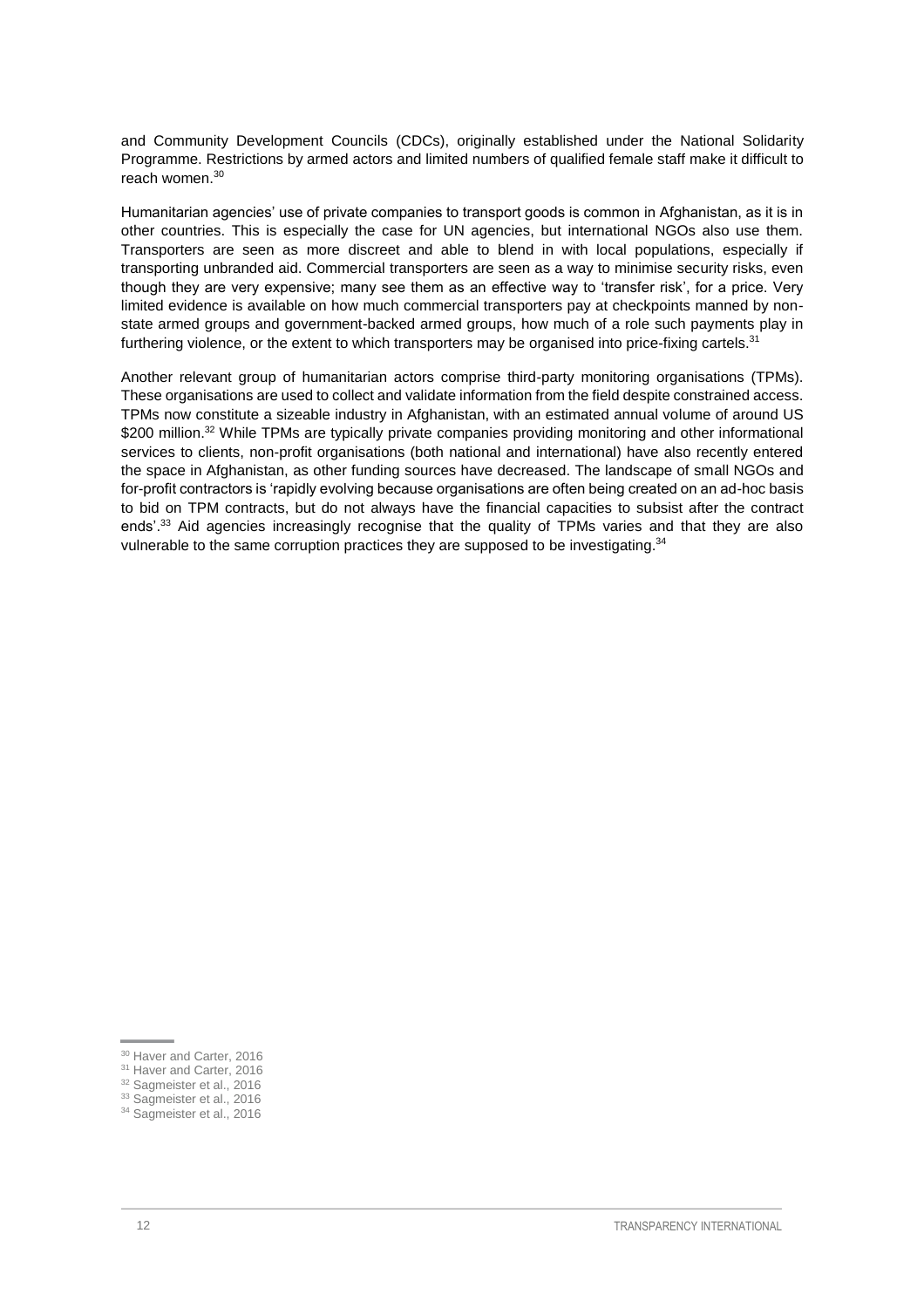and Community Development Councils (CDCs), originally established under the National Solidarity Programme. Restrictions by armed actors and limited numbers of qualified female staff make it difficult to reach women.[30]

Humanitarian agencies' use of private companies to transport goods is common in Afghanistan, as it is in other countries. This is especially the case for UN agencies, but international NGOs also use them. Transporters are seen as more discreet and able to blend in with local populations, especially if transporting unbranded aid. Commercial transporters are seen as a way to minimise security risks, even though they are very expensive; many see them as an effective way to 'transfer risk', for a price. Very limited evidence is available on how much commercial transporters pay at checkpoints manned by non-state armed groups and government-backed armed groups, how much of a role such payments play in furthering violence, or the extent to which transporters may be organised into price-fixing cartels.[31]

Another relevant group of humanitarian actors comprise third-party monitoring organisations (TPMs). These organisations are used to collect and validate information from the field despite constrained access. TPMs now constitute a sizeable industry in Afghanistan, with an estimated annual volume of around US $200 million.[32] While TPMs are typically private companies providing monitoring and other informational services to clients, non-profit organisations (both national and international) have also recently entered the space in Afghanistan, as other funding sources have decreased. The landscape of small NGOs and for-profit contractors is 'rapidly evolving because organisations are often being created on an ad-hoc basis to bid on TPM contracts, but do not always have the financial capacities to subsist after the contract ends'.[33] Aid agencies increasingly recognise that the quality of TPMs varies and that they are also vulnerable to the same corruption practices they are supposed to be investigating.[34]

[30] Haver and Carter, 2016
[31] Haver and Carter, 2016
[32] Sagmeister et al., 2016
[33] Sagmeister et al., 2016
[34] Sagmeister et al., 2016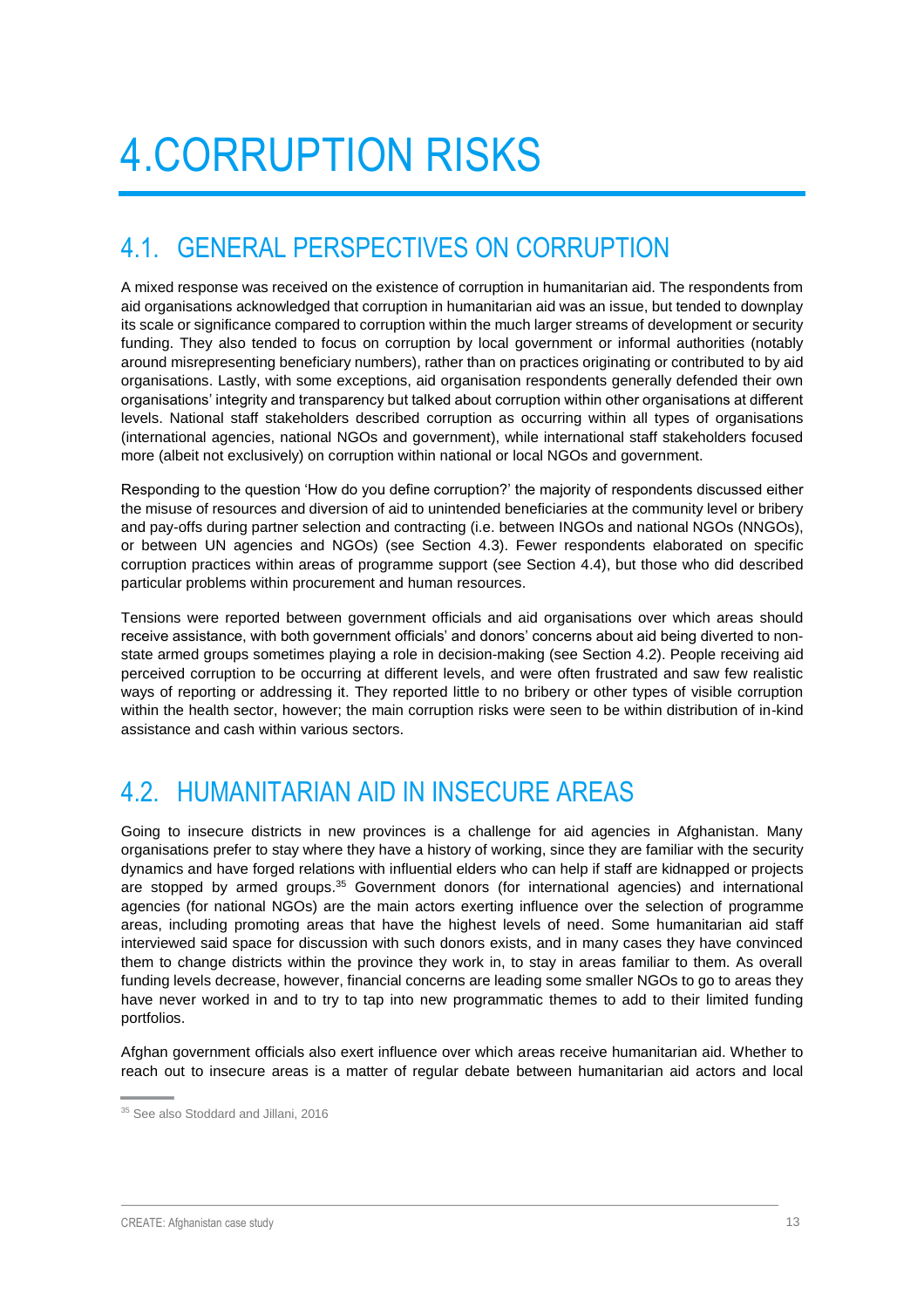# 4.CORRUPTION RISKS

## 4.1. GENERAL PERSPECTIVES ON CORRUPTION

A mixed response was received on the existence of corruption in humanitarian aid. The respondents from aid organisations acknowledged that corruption in humanitarian aid was an issue, but tended to downplay its scale or significance compared to corruption within the much larger streams of development or security funding. They also tended to focus on corruption by local government or informal authorities (notably around misrepresenting beneficiary numbers), rather than on practices originating or contributed to by aid organisations. Lastly, with some exceptions, aid organisation respondents generally defended their own organisations' integrity and transparency but talked about corruption within other organisations at different levels. National staff stakeholders described corruption as occurring within all types of organisations (international agencies, national NGOs and government), while international staff stakeholders focused more (albeit not exclusively) on corruption within national or local NGOs and government.

Responding to the question 'How do you define corruption?' the majority of respondents discussed either the misuse of resources and diversion of aid to unintended beneficiaries at the community level or bribery and pay-offs during partner selection and contracting (i.e. between INGOs and national NGOs (NNGOs), or between UN agencies and NGOs) (see Section 4.3). Fewer respondents elaborated on specific corruption practices within areas of programme support (see Section 4.4), but those who did described particular problems within procurement and human resources.

Tensions were reported between government officials and aid organisations over which areas should receive assistance, with both government officials' and donors' concerns about aid being diverted to non-state armed groups sometimes playing a role in decision-making (see Section 4.2). People receiving aid perceived corruption to be occurring at different levels, and were often frustrated and saw few realistic ways of reporting or addressing it. They reported little to no bribery or other types of visible corruption within the health sector, however; the main corruption risks were seen to be within distribution of in-kind assistance and cash within various sectors.

## 4.2. HUMANITARIAN AID IN INSECURE AREAS

Going to insecure districts in new provinces is a challenge for aid agencies in Afghanistan. Many organisations prefer to stay where they have a history of working, since they are familiar with the security dynamics and have forged relations with influential elders who can help if staff are kidnapped or projects are stopped by armed groups.[35] Government donors (for international agencies) and international agencies (for national NGOs) are the main actors exerting influence over the selection of programme areas, including promoting areas that have the highest levels of need. Some humanitarian aid staff interviewed said space for discussion with such donors exists, and in many cases they have convinced them to change districts within the province they work in, to stay in areas familiar to them. As overall funding levels decrease, however, financial concerns are leading some smaller NGOs to go to areas they have never worked in and to try to tap into new programmatic themes to add to their limited funding portfolios.

Afghan government officials also exert influence over which areas receive humanitarian aid. Whether to reach out to insecure areas is a matter of regular debate between humanitarian aid actors and local

[35] See also Stoddard and Jillani, 2016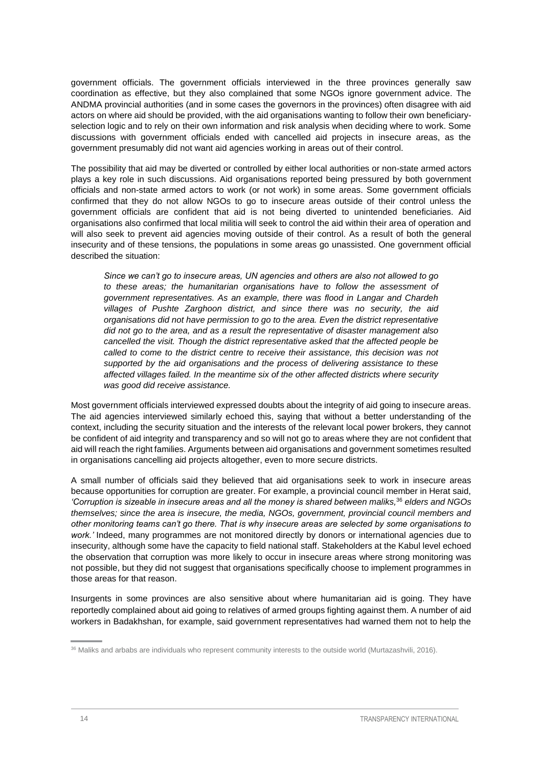government officials. The government officials interviewed in the three provinces generally saw coordination as effective, but they also complained that some NGOs ignore government advice. The ANDMA provincial authorities (and in some cases the governors in the provinces) often disagree with aid actors on where aid should be provided, with the aid organisations wanting to follow their own beneficiary-selection logic and to rely on their own information and risk analysis when deciding where to work. Some discussions with government officials ended with cancelled aid projects in insecure areas, as the government presumably did not want aid agencies working in areas out of their control.

The possibility that aid may be diverted or controlled by either local authorities or non-state armed actors plays a key role in such discussions. Aid organisations reported being pressured by both government officials and non-state armed actors to work (or not work) in some areas. Some government officials confirmed that they do not allow NGOs to go to insecure areas outside of their control unless the government officials are confident that aid is not being diverted to unintended beneficiaries. Aid organisations also confirmed that local militia will seek to control the aid within their area of operation and will also seek to prevent aid agencies moving outside of their control. As a result of both the general insecurity and of these tensions, the populations in some areas go unassisted. One government official described the situation:

> *Since we can't go to insecure areas, UN agencies and others are also not allowed to go to these areas; the humanitarian organisations have to follow the assessment of government representatives. As an example, there was flood in Langar and Chardeh villages of Pushte Zarghoon district, and since there was no security, the aid organisations did not have permission to go to the area. Even the district representative did not go to the area, and as a result the representative of disaster management also cancelled the visit. Though the district representative asked that the affected people be called to come to the district centre to receive their assistance, this decision was not supported by the aid organisations and the process of delivering assistance to these affected villages failed. In the meantime six of the other affected districts where security was good did receive assistance.*

Most government officials interviewed expressed doubts about the integrity of aid going to insecure areas. The aid agencies interviewed similarly echoed this, saying that without a better understanding of the context, including the security situation and the interests of the relevant local power brokers, they cannot be confident of aid integrity and transparency and so will not go to areas where they are not confident that aid will reach the right families. Arguments between aid organisations and government sometimes resulted in organisations cancelling aid projects altogether, even to more secure districts.

A small number of officials said they believed that aid organisations seek to work in insecure areas because opportunities for corruption are greater. For example, a provincial council member in Herat said, *'Corruption is sizeable in insecure areas and all the money is shared between maliks,*[36] *elders and NGOs themselves; since the area is insecure, the media, NGOs, government, provincial council members and other monitoring teams can't go there. That is why insecure areas are selected by some organisations to work.'* Indeed, many programmes are not monitored directly by donors or international agencies due to insecurity, although some have the capacity to field national staff. Stakeholders at the Kabul level echoed the observation that corruption was more likely to occur in insecure areas where strong monitoring was not possible, but they did not suggest that organisations specifically choose to implement programmes in those areas for that reason.

Insurgents in some provinces are also sensitive about where humanitarian aid is going. They have reportedly complained about aid going to relatives of armed groups fighting against them. A number of aid workers in Badakhshan, for example, said government representatives had warned them not to help the

[36] Maliks and arbabs are individuals who represent community interests to the outside world (Murtazashvili, 2016).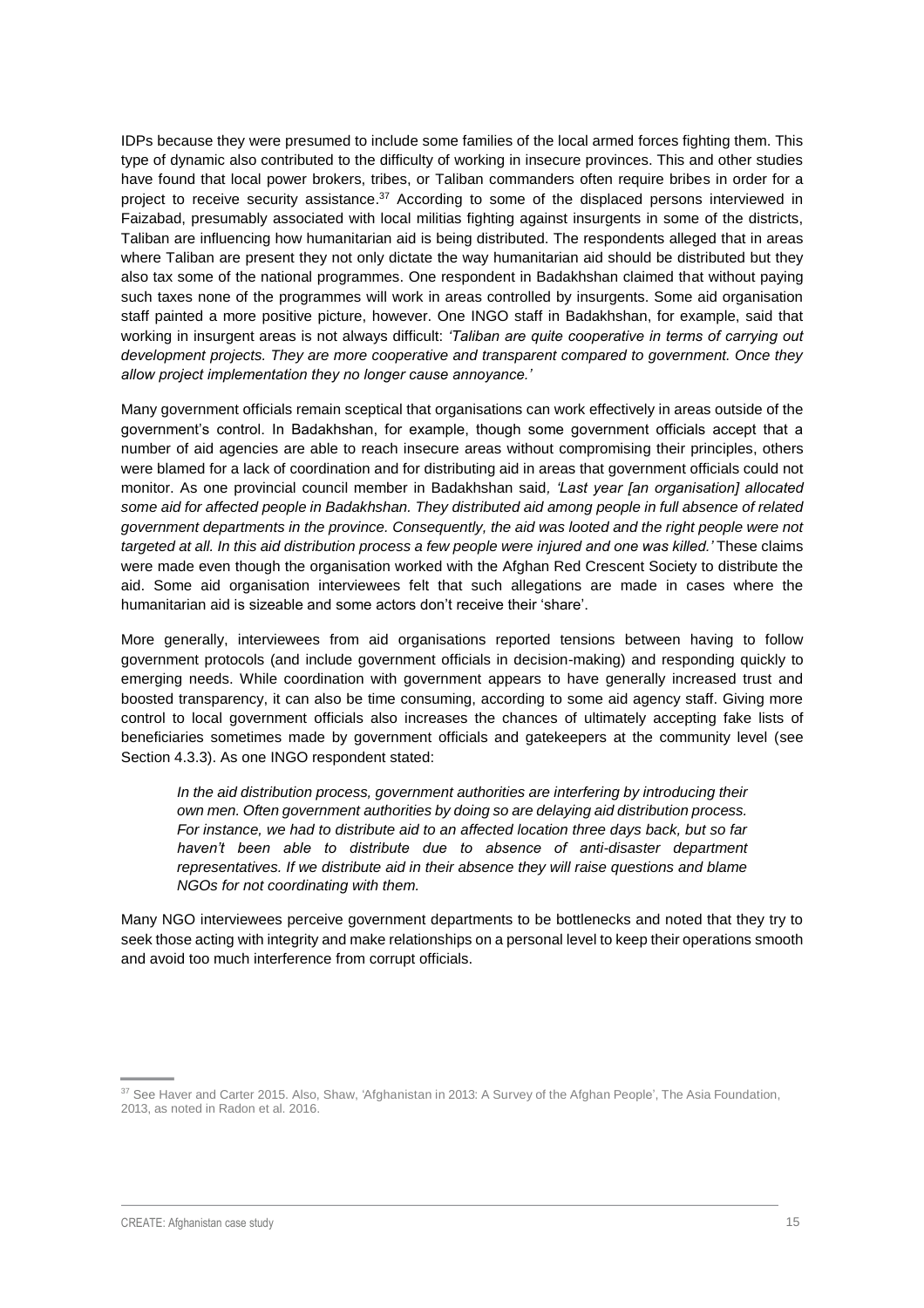IDPs because they were presumed to include some families of the local armed forces fighting them. This type of dynamic also contributed to the difficulty of working in insecure provinces. This and other studies have found that local power brokers, tribes, or Taliban commanders often require bribes in order for a project to receive security assistance.[37] According to some of the displaced persons interviewed in Faizabad, presumably associated with local militias fighting against insurgents in some of the districts, Taliban are influencing how humanitarian aid is being distributed. The respondents alleged that in areas where Taliban are present they not only dictate the way humanitarian aid should be distributed but they also tax some of the national programmes. One respondent in Badakhshan claimed that without paying such taxes none of the programmes will work in areas controlled by insurgents. Some aid organisation staff painted a more positive picture, however. One INGO staff in Badakhshan, for example, said that working in insurgent areas is not always difficult: *'Taliban are quite cooperative in terms of carrying out development projects. They are more cooperative and transparent compared to government. Once they allow project implementation they no longer cause annoyance.'*

Many government officials remain sceptical that organisations can work effectively in areas outside of the government's control. In Badakhshan, for example, though some government officials accept that a number of aid agencies are able to reach insecure areas without compromising their principles, others were blamed for a lack of coordination and for distributing aid in areas that government officials could not monitor. As one provincial council member in Badakhshan said, *'Last year [an organisation] allocated some aid for affected people in Badakhshan. They distributed aid among people in full absence of related government departments in the province. Consequently, the aid was looted and the right people were not targeted at all. In this aid distribution process a few people were injured and one was killed.'* These claims were made even though the organisation worked with the Afghan Red Crescent Society to distribute the aid. Some aid organisation interviewees felt that such allegations are made in cases where the humanitarian aid is sizeable and some actors don't receive their 'share'.

More generally, interviewees from aid organisations reported tensions between having to follow government protocols (and include government officials in decision-making) and responding quickly to emerging needs. While coordination with government appears to have generally increased trust and boosted transparency, it can also be time consuming, according to some aid agency staff. Giving more control to local government officials also increases the chances of ultimately accepting fake lists of beneficiaries sometimes made by government officials and gatekeepers at the community level (see Section 4.3.3). As one INGO respondent stated:

> *In the aid distribution process, government authorities are interfering by introducing their own men. Often government authorities by doing so are delaying aid distribution process. For instance, we had to distribute aid to an affected location three days back, but so far haven't been able to distribute due to absence of anti-disaster department representatives. If we distribute aid in their absence they will raise questions and blame NGOs for not coordinating with them.*

Many NGO interviewees perceive government departments to be bottlenecks and noted that they try to seek those acting with integrity and make relationships on a personal level to keep their operations smooth and avoid too much interference from corrupt officials.

[37] See Haver and Carter 2015. Also, Shaw, 'Afghanistan in 2013: A Survey of the Afghan People', The Asia Foundation, 2013, as noted in Radon et al. 2016.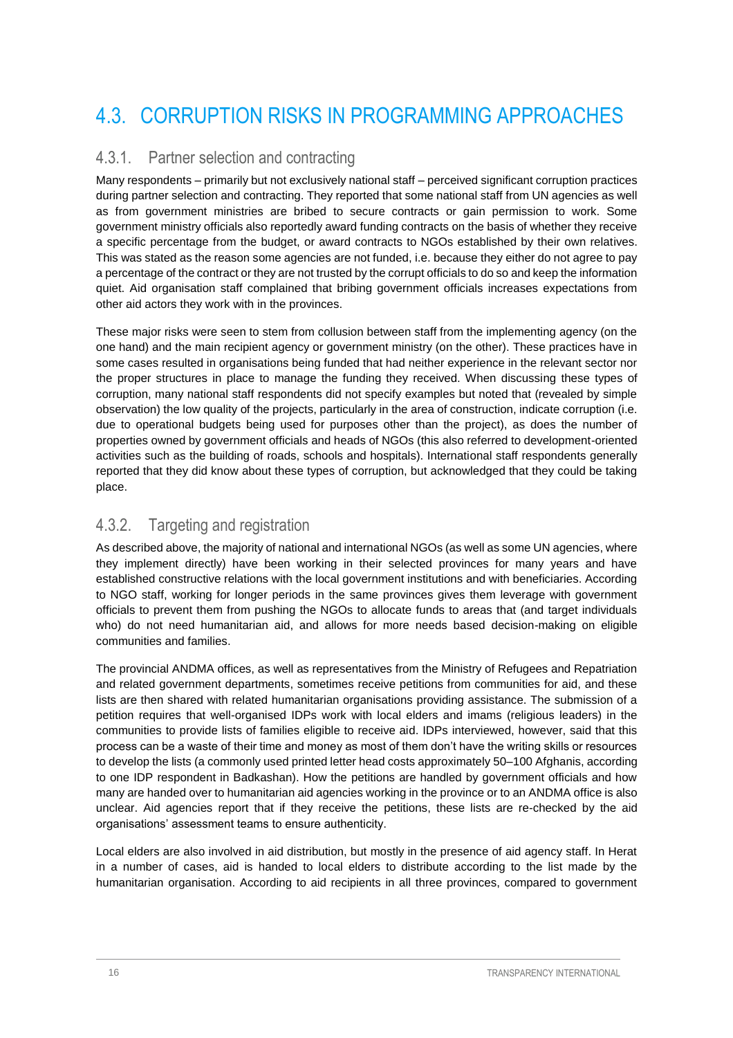## 4.3. CORRUPTION RISKS IN PROGRAMMING APPROACHES

### 4.3.1. Partner selection and contracting

Many respondents – primarily but not exclusively national staff – perceived significant corruption practices during partner selection and contracting. They reported that some national staff from UN agencies as well as from government ministries are bribed to secure contracts or gain permission to work. Some government ministry officials also reportedly award funding contracts on the basis of whether they receive a specific percentage from the budget, or award contracts to NGOs established by their own relatives. This was stated as the reason some agencies are not funded, i.e. because they either do not agree to pay a percentage of the contract or they are not trusted by the corrupt officials to do so and keep the information quiet. Aid organisation staff complained that bribing government officials increases expectations from other aid actors they work with in the provinces.

These major risks were seen to stem from collusion between staff from the implementing agency (on the one hand) and the main recipient agency or government ministry (on the other). These practices have in some cases resulted in organisations being funded that had neither experience in the relevant sector nor the proper structures in place to manage the funding they received. When discussing these types of corruption, many national staff respondents did not specify examples but noted that (revealed by simple observation) the low quality of the projects, particularly in the area of construction, indicate corruption (i.e. due to operational budgets being used for purposes other than the project), as does the number of properties owned by government officials and heads of NGOs (this also referred to development-oriented activities such as the building of roads, schools and hospitals). International staff respondents generally reported that they did know about these types of corruption, but acknowledged that they could be taking place.

### 4.3.2. Targeting and registration

As described above, the majority of national and international NGOs (as well as some UN agencies, where they implement directly) have been working in their selected provinces for many years and have established constructive relations with the local government institutions and with beneficiaries. According to NGO staff, working for longer periods in the same provinces gives them leverage with government officials to prevent them from pushing the NGOs to allocate funds to areas that (and target individuals who) do not need humanitarian aid, and allows for more needs based decision-making on eligible communities and families.

The provincial ANDMA offices, as well as representatives from the Ministry of Refugees and Repatriation and related government departments, sometimes receive petitions from communities for aid, and these lists are then shared with related humanitarian organisations providing assistance. The submission of a petition requires that well-organised IDPs work with local elders and imams (religious leaders) in the communities to provide lists of families eligible to receive aid. IDPs interviewed, however, said that this process can be a waste of their time and money as most of them don't have the writing skills or resources to develop the lists (a commonly used printed letter head costs approximately 50–100 Afghanis, according to one IDP respondent in Badkashan). How the petitions are handled by government officials and how many are handed over to humanitarian aid agencies working in the province or to an ANDMA office is also unclear. Aid agencies report that if they receive the petitions, these lists are re-checked by the aid organisations' assessment teams to ensure authenticity.

Local elders are also involved in aid distribution, but mostly in the presence of aid agency staff. In Herat in a number of cases, aid is handed to local elders to distribute according to the list made by the humanitarian organisation. According to aid recipients in all three provinces, compared to government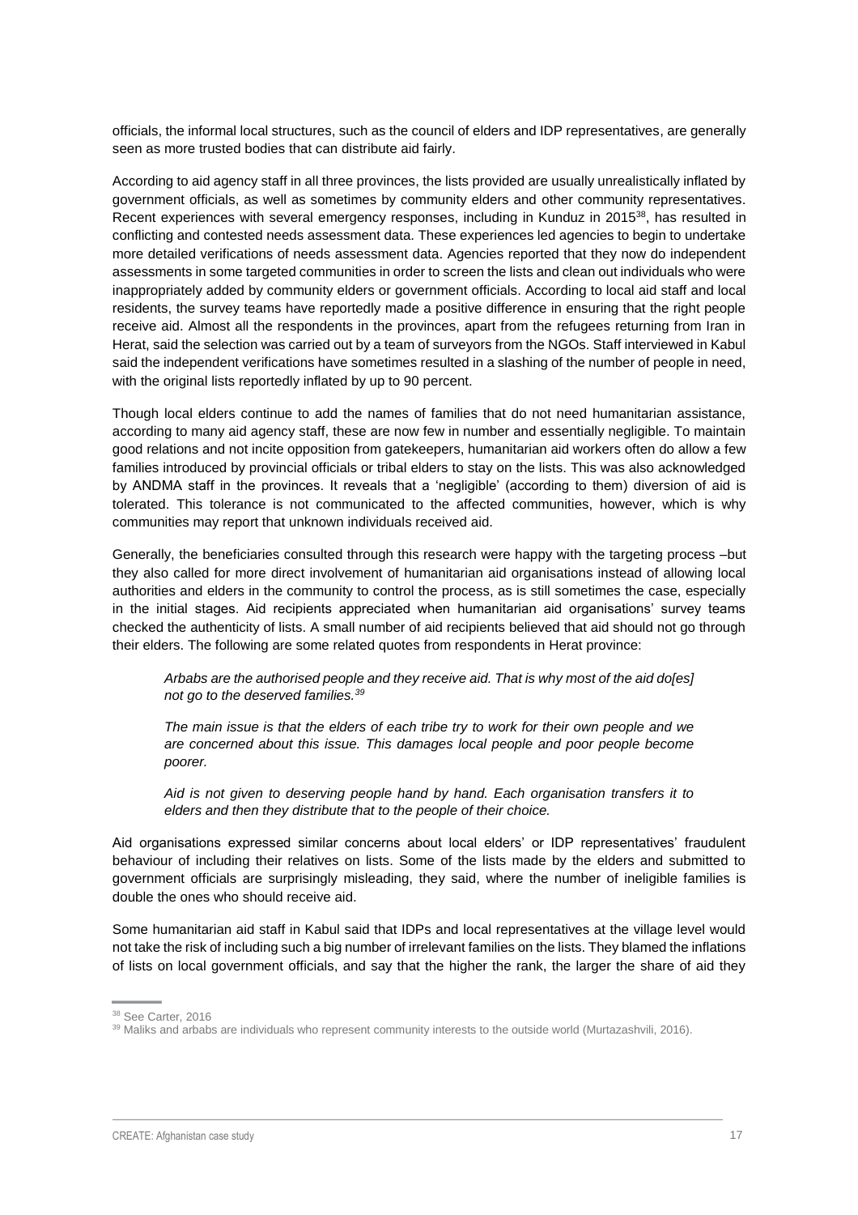officials, the informal local structures, such as the council of elders and IDP representatives, are generally seen as more trusted bodies that can distribute aid fairly.

According to aid agency staff in all three provinces, the lists provided are usually unrealistically inflated by government officials, as well as sometimes by community elders and other community representatives. Recent experiences with several emergency responses, including in Kunduz in 2015[38], has resulted in conflicting and contested needs assessment data. These experiences led agencies to begin to undertake more detailed verifications of needs assessment data. Agencies reported that they now do independent assessments in some targeted communities in order to screen the lists and clean out individuals who were inappropriately added by community elders or government officials. According to local aid staff and local residents, the survey teams have reportedly made a positive difference in ensuring that the right people receive aid. Almost all the respondents in the provinces, apart from the refugees returning from Iran in Herat, said the selection was carried out by a team of surveyors from the NGOs. Staff interviewed in Kabul said the independent verifications have sometimes resulted in a slashing of the number of people in need, with the original lists reportedly inflated by up to 90 percent.

Though local elders continue to add the names of families that do not need humanitarian assistance, according to many aid agency staff, these are now few in number and essentially negligible. To maintain good relations and not incite opposition from gatekeepers, humanitarian aid workers often do allow a few families introduced by provincial officials or tribal elders to stay on the lists. This was also acknowledged by ANDMA staff in the provinces. It reveals that a 'negligible' (according to them) diversion of aid is tolerated. This tolerance is not communicated to the affected communities, however, which is why communities may report that unknown individuals received aid.

Generally, the beneficiaries consulted through this research were happy with the targeting process –but they also called for more direct involvement of humanitarian aid organisations instead of allowing local authorities and elders in the community to control the process, as is still sometimes the case, especially in the initial stages. Aid recipients appreciated when humanitarian aid organisations' survey teams checked the authenticity of lists. A small number of aid recipients believed that aid should not go through their elders. The following are some related quotes from respondents in Herat province:

> *Arbabs are the authorised people and they receive aid. That is why most of the aid do[es] not go to the deserved families.*[39]
>
> *The main issue is that the elders of each tribe try to work for their own people and we are concerned about this issue. This damages local people and poor people become poorer.*
>
> *Aid is not given to deserving people hand by hand. Each organisation transfers it to elders and then they distribute that to the people of their choice.*

Aid organisations expressed similar concerns about local elders' or IDP representatives' fraudulent behaviour of including their relatives on lists. Some of the lists made by the elders and submitted to government officials are surprisingly misleading, they said, where the number of ineligible families is double the ones who should receive aid.

Some humanitarian aid staff in Kabul said that IDPs and local representatives at the village level would not take the risk of including such a big number of irrelevant families on the lists. They blamed the inflations of lists on local government officials, and say that the higher the rank, the larger the share of aid they

---

[38] See Carter, 2016

[39] Maliks and arbabs are individuals who represent community interests to the outside world (Murtazashvili, 2016).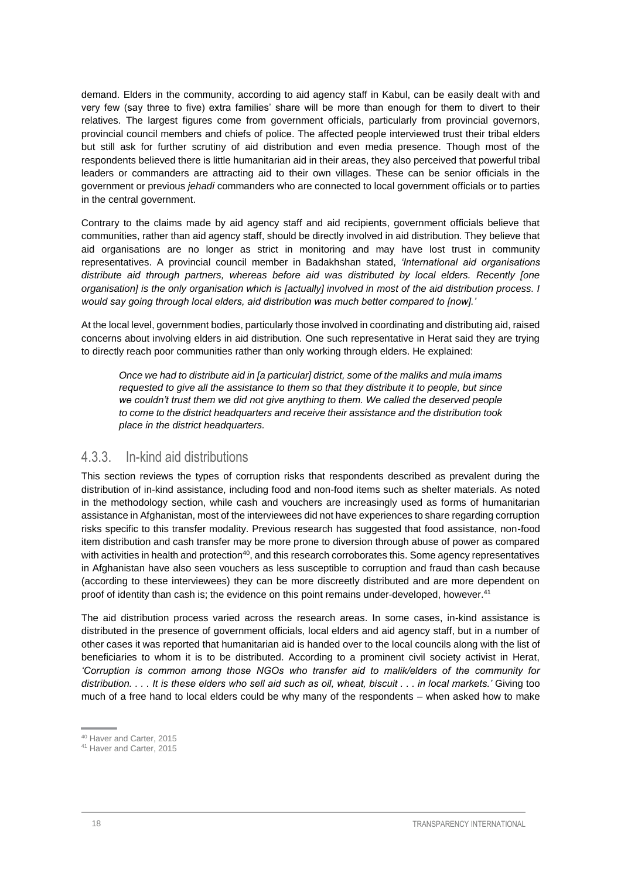demand. Elders in the community, according to aid agency staff in Kabul, can be easily dealt with and very few (say three to five) extra families' share will be more than enough for them to divert to their relatives. The largest figures come from government officials, particularly from provincial governors, provincial council members and chiefs of police. The affected people interviewed trust their tribal elders but still ask for further scrutiny of aid distribution and even media presence. Though most of the respondents believed there is little humanitarian aid in their areas, they also perceived that powerful tribal leaders or commanders are attracting aid to their own villages. These can be senior officials in the government or previous *jehadi* commanders who are connected to local government officials or to parties in the central government.

Contrary to the claims made by aid agency staff and aid recipients, government officials believe that communities, rather than aid agency staff, should be directly involved in aid distribution. They believe that aid organisations are no longer as strict in monitoring and may have lost trust in community representatives. A provincial council member in Badakhshan stated, *'International aid organisations distribute aid through partners, whereas before aid was distributed by local elders. Recently [one organisation] is the only organisation which is [actually] involved in most of the aid distribution process. I would say going through local elders, aid distribution was much better compared to [now].'*

At the local level, government bodies, particularly those involved in coordinating and distributing aid, raised concerns about involving elders in aid distribution. One such representative in Herat said they are trying to directly reach poor communities rather than only working through elders. He explained:

> *Once we had to distribute aid in [a particular] district, some of the maliks and mula imams requested to give all the assistance to them so that they distribute it to people, but since we couldn't trust them we did not give anything to them. We called the deserved people to come to the district headquarters and receive their assistance and the distribution took place in the district headquarters.*

### 4.3.3. In-kind aid distributions

This section reviews the types of corruption risks that respondents described as prevalent during the distribution of in-kind assistance, including food and non-food items such as shelter materials. As noted in the methodology section, while cash and vouchers are increasingly used as forms of humanitarian assistance in Afghanistan, most of the interviewees did not have experiences to share regarding corruption risks specific to this transfer modality. Previous research has suggested that food assistance, non-food item distribution and cash transfer may be more prone to diversion through abuse of power as compared with activities in health and protection[40], and this research corroborates this. Some agency representatives in Afghanistan have also seen vouchers as less susceptible to corruption and fraud than cash because (according to these interviewees) they can be more discreetly distributed and are more dependent on proof of identity than cash is; the evidence on this point remains under-developed, however.[41]

The aid distribution process varied across the research areas. In some cases, in-kind assistance is distributed in the presence of government officials, local elders and aid agency staff, but in a number of other cases it was reported that humanitarian aid is handed over to the local councils along with the list of beneficiaries to whom it is to be distributed. According to a prominent civil society activist in Herat, *'Corruption is common among those NGOs who transfer aid to malik/elders of the community for distribution. . . . It is these elders who sell aid such as oil, wheat, biscuit . . . in local markets.'* Giving too much of a free hand to local elders could be why many of the respondents – when asked how to make

[40] Haver and Carter, 2015

[41] Haver and Carter, 2015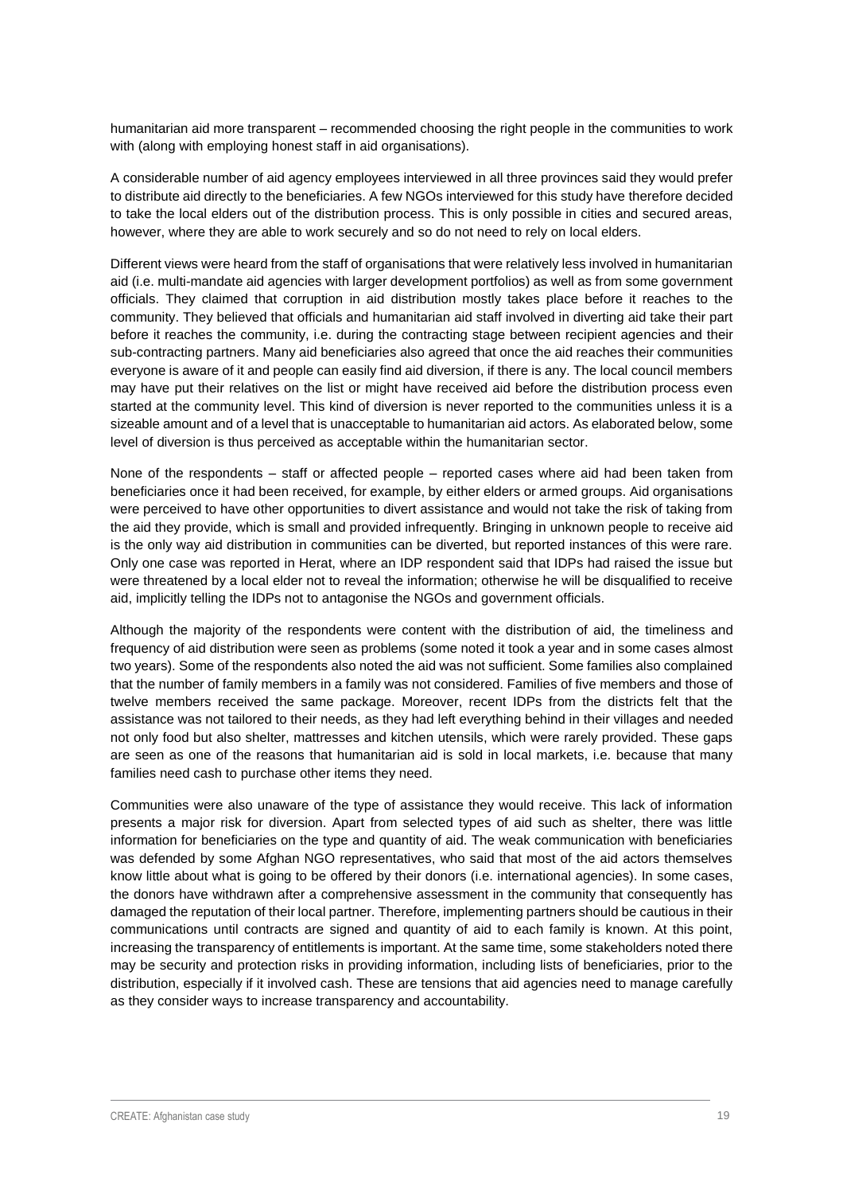humanitarian aid more transparent – recommended choosing the right people in the communities to work with (along with employing honest staff in aid organisations).

A considerable number of aid agency employees interviewed in all three provinces said they would prefer to distribute aid directly to the beneficiaries. A few NGOs interviewed for this study have therefore decided to take the local elders out of the distribution process. This is only possible in cities and secured areas, however, where they are able to work securely and so do not need to rely on local elders.

Different views were heard from the staff of organisations that were relatively less involved in humanitarian aid (i.e. multi-mandate aid agencies with larger development portfolios) as well as from some government officials. They claimed that corruption in aid distribution mostly takes place before it reaches to the community. They believed that officials and humanitarian aid staff involved in diverting aid take their part before it reaches the community, i.e. during the contracting stage between recipient agencies and their sub-contracting partners. Many aid beneficiaries also agreed that once the aid reaches their communities everyone is aware of it and people can easily find aid diversion, if there is any. The local council members may have put their relatives on the list or might have received aid before the distribution process even started at the community level. This kind of diversion is never reported to the communities unless it is a sizeable amount and of a level that is unacceptable to humanitarian aid actors. As elaborated below, some level of diversion is thus perceived as acceptable within the humanitarian sector.

None of the respondents – staff or affected people – reported cases where aid had been taken from beneficiaries once it had been received, for example, by either elders or armed groups. Aid organisations were perceived to have other opportunities to divert assistance and would not take the risk of taking from the aid they provide, which is small and provided infrequently. Bringing in unknown people to receive aid is the only way aid distribution in communities can be diverted, but reported instances of this were rare. Only one case was reported in Herat, where an IDP respondent said that IDPs had raised the issue but were threatened by a local elder not to reveal the information; otherwise he will be disqualified to receive aid, implicitly telling the IDPs not to antagonise the NGOs and government officials.

Although the majority of the respondents were content with the distribution of aid, the timeliness and frequency of aid distribution were seen as problems (some noted it took a year and in some cases almost two years). Some of the respondents also noted the aid was not sufficient. Some families also complained that the number of family members in a family was not considered. Families of five members and those of twelve members received the same package. Moreover, recent IDPs from the districts felt that the assistance was not tailored to their needs, as they had left everything behind in their villages and needed not only food but also shelter, mattresses and kitchen utensils, which were rarely provided. These gaps are seen as one of the reasons that humanitarian aid is sold in local markets, i.e. because that many families need cash to purchase other items they need.

Communities were also unaware of the type of assistance they would receive. This lack of information presents a major risk for diversion. Apart from selected types of aid such as shelter, there was little information for beneficiaries on the type and quantity of aid. The weak communication with beneficiaries was defended by some Afghan NGO representatives, who said that most of the aid actors themselves know little about what is going to be offered by their donors (i.e. international agencies). In some cases, the donors have withdrawn after a comprehensive assessment in the community that consequently has damaged the reputation of their local partner. Therefore, implementing partners should be cautious in their communications until contracts are signed and quantity of aid to each family is known. At this point, increasing the transparency of entitlements is important. At the same time, some stakeholders noted there may be security and protection risks in providing information, including lists of beneficiaries, prior to the distribution, especially if it involved cash. These are tensions that aid agencies need to manage carefully as they consider ways to increase transparency and accountability.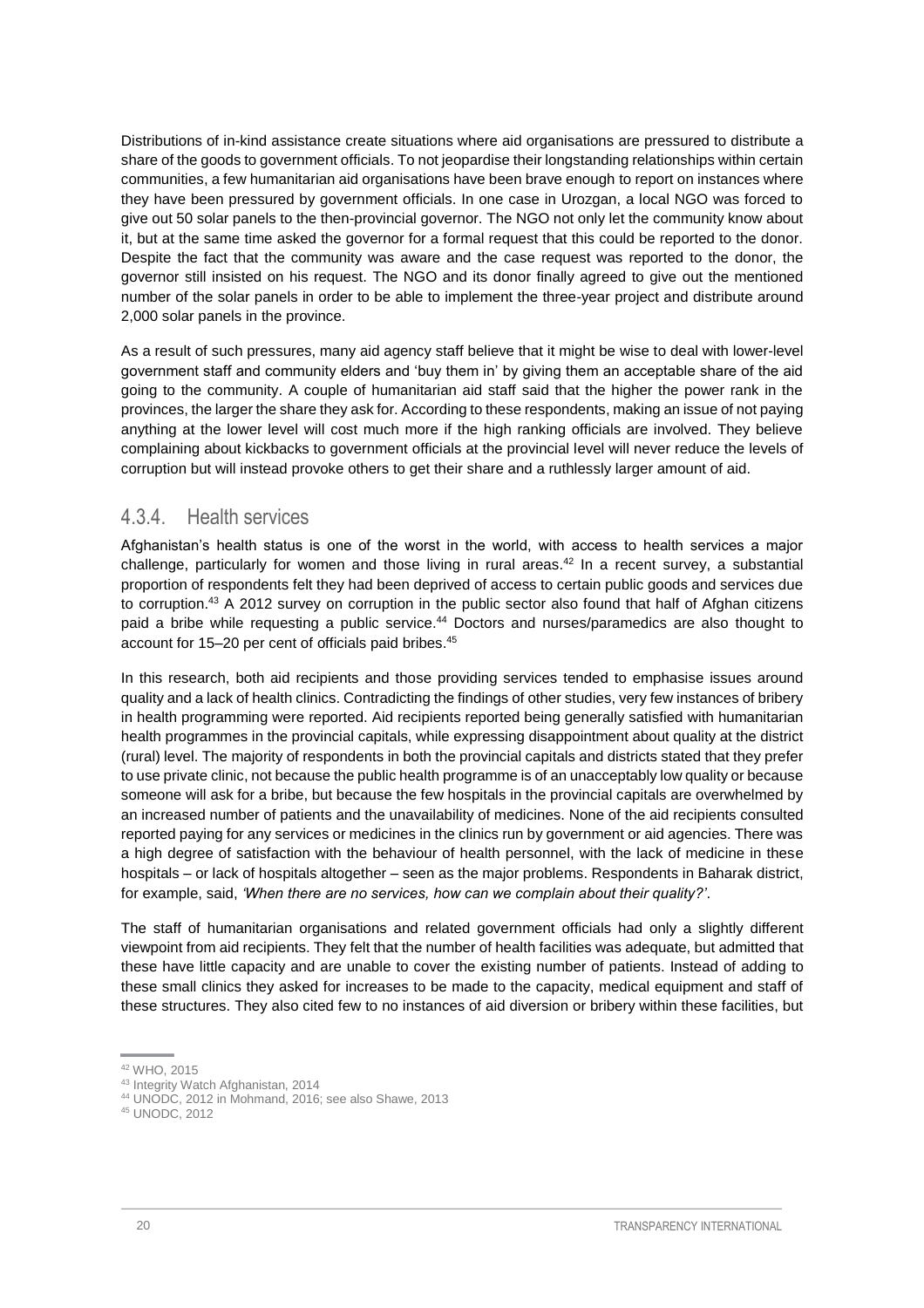Distributions of in-kind assistance create situations where aid organisations are pressured to distribute a share of the goods to government officials. To not jeopardise their longstanding relationships within certain communities, a few humanitarian aid organisations have been brave enough to report on instances where they have been pressured by government officials. In one case in Urozgan, a local NGO was forced to give out 50 solar panels to the then-provincial governor. The NGO not only let the community know about it, but at the same time asked the governor for a formal request that this could be reported to the donor. Despite the fact that the community was aware and the case request was reported to the donor, the governor still insisted on his request. The NGO and its donor finally agreed to give out the mentioned number of the solar panels in order to be able to implement the three-year project and distribute around 2,000 solar panels in the province.

As a result of such pressures, many aid agency staff believe that it might be wise to deal with lower-level government staff and community elders and 'buy them in' by giving them an acceptable share of the aid going to the community. A couple of humanitarian aid staff said that the higher the power rank in the provinces, the larger the share they ask for. According to these respondents, making an issue of not paying anything at the lower level will cost much more if the high ranking officials are involved. They believe complaining about kickbacks to government officials at the provincial level will never reduce the levels of corruption but will instead provoke others to get their share and a ruthlessly larger amount of aid.

### 4.3.4. Health services

Afghanistan's health status is one of the worst in the world, with access to health services a major challenge, particularly for women and those living in rural areas.[42] In a recent survey, a substantial proportion of respondents felt they had been deprived of access to certain public goods and services due to corruption.[43] A 2012 survey on corruption in the public sector also found that half of Afghan citizens paid a bribe while requesting a public service.[44] Doctors and nurses/paramedics are also thought to account for 15–20 per cent of officials paid bribes.[45]

In this research, both aid recipients and those providing services tended to emphasise issues around quality and a lack of health clinics. Contradicting the findings of other studies, very few instances of bribery in health programming were reported. Aid recipients reported being generally satisfied with humanitarian health programmes in the provincial capitals, while expressing disappointment about quality at the district (rural) level. The majority of respondents in both the provincial capitals and districts stated that they prefer to use private clinic, not because the public health programme is of an unacceptably low quality or because someone will ask for a bribe, but because the few hospitals in the provincial capitals are overwhelmed by an increased number of patients and the unavailability of medicines. None of the aid recipients consulted reported paying for any services or medicines in the clinics run by government or aid agencies. There was a high degree of satisfaction with the behaviour of health personnel, with the lack of medicine in these hospitals – or lack of hospitals altogether – seen as the major problems. Respondents in Baharak district, for example, said, *'When there are no services, how can we complain about their quality?'*.

The staff of humanitarian organisations and related government officials had only a slightly different viewpoint from aid recipients. They felt that the number of health facilities was adequate, but admitted that these have little capacity and are unable to cover the existing number of patients. Instead of adding to these small clinics they asked for increases to be made to the capacity, medical equipment and staff of these structures. They also cited few to no instances of aid diversion or bribery within these facilities, but

---

[42] WHO, 2015

[43] Integrity Watch Afghanistan, 2014

[44] UNODC, 2012 in Mohmand, 2016; see also Shawe, 2013

[45] UNODC, 2012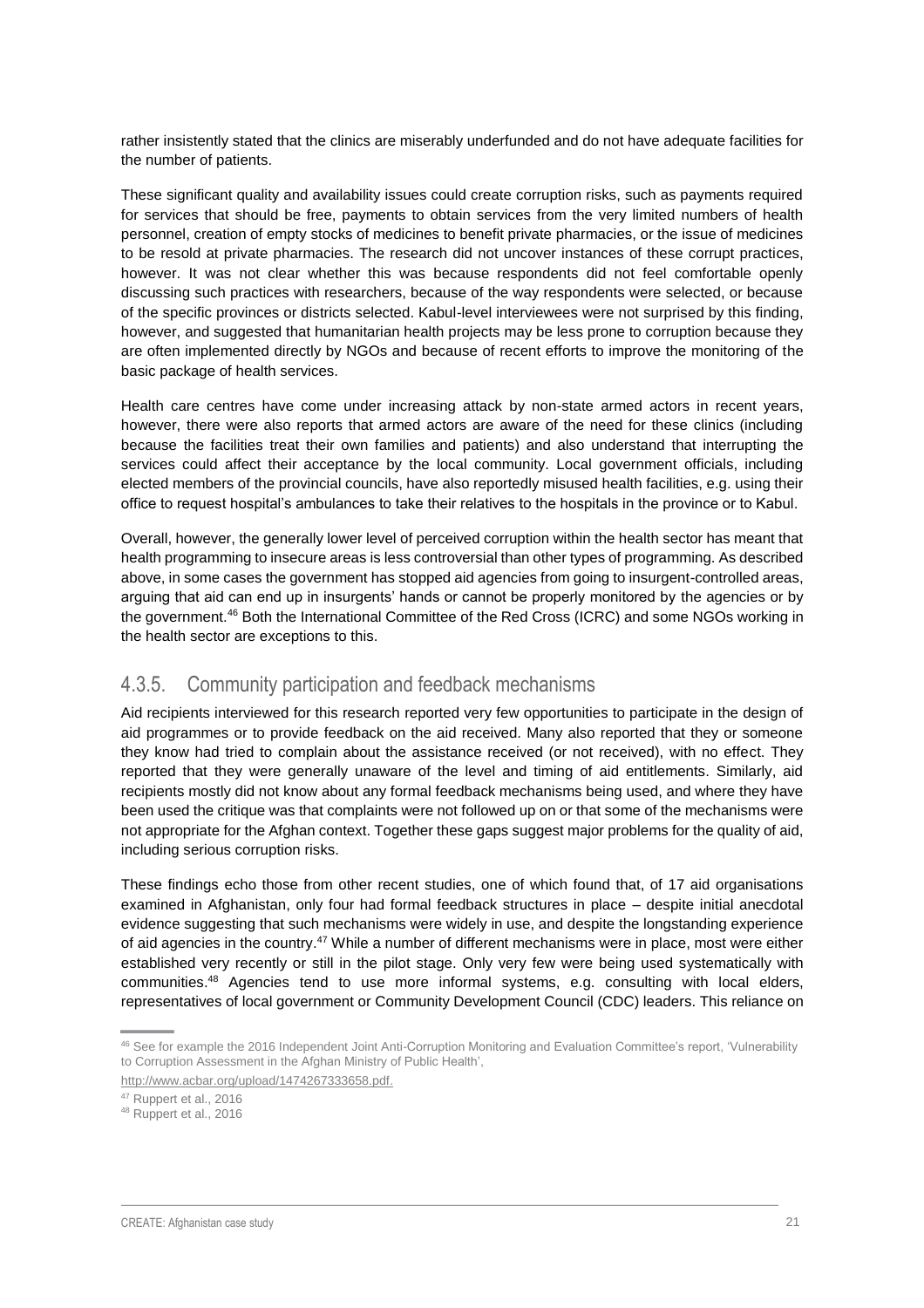rather insistently stated that the clinics are miserably underfunded and do not have adequate facilities for the number of patients.

These significant quality and availability issues could create corruption risks, such as payments required for services that should be free, payments to obtain services from the very limited numbers of health personnel, creation of empty stocks of medicines to benefit private pharmacies, or the issue of medicines to be resold at private pharmacies. The research did not uncover instances of these corrupt practices, however. It was not clear whether this was because respondents did not feel comfortable openly discussing such practices with researchers, because of the way respondents were selected, or because of the specific provinces or districts selected. Kabul-level interviewees were not surprised by this finding, however, and suggested that humanitarian health projects may be less prone to corruption because they are often implemented directly by NGOs and because of recent efforts to improve the monitoring of the basic package of health services.

Health care centres have come under increasing attack by non-state armed actors in recent years, however, there were also reports that armed actors are aware of the need for these clinics (including because the facilities treat their own families and patients) and also understand that interrupting the services could affect their acceptance by the local community. Local government officials, including elected members of the provincial councils, have also reportedly misused health facilities, e.g. using their office to request hospital's ambulances to take their relatives to the hospitals in the province or to Kabul.

Overall, however, the generally lower level of perceived corruption within the health sector has meant that health programming to insecure areas is less controversial than other types of programming. As described above, in some cases the government has stopped aid agencies from going to insurgent-controlled areas, arguing that aid can end up in insurgents' hands or cannot be properly monitored by the agencies or by the government.[46] Both the International Committee of the Red Cross (ICRC) and some NGOs working in the health sector are exceptions to this.

### 4.3.5. Community participation and feedback mechanisms

Aid recipients interviewed for this research reported very few opportunities to participate in the design of aid programmes or to provide feedback on the aid received. Many also reported that they or someone they know had tried to complain about the assistance received (or not received), with no effect. They reported that they were generally unaware of the level and timing of aid entitlements. Similarly, aid recipients mostly did not know about any formal feedback mechanisms being used, and where they have been used the critique was that complaints were not followed up on or that some of the mechanisms were not appropriate for the Afghan context. Together these gaps suggest major problems for the quality of aid, including serious corruption risks.

These findings echo those from other recent studies, one of which found that, of 17 aid organisations examined in Afghanistan, only four had formal feedback structures in place – despite initial anecdotal evidence suggesting that such mechanisms were widely in use, and despite the longstanding experience of aid agencies in the country.[47] While a number of different mechanisms were in place, most were either established very recently or still in the pilot stage. Only very few were being used systematically with communities.[48] Agencies tend to use more informal systems, e.g. consulting with local elders, representatives of local government or Community Development Council (CDC) leaders. This reliance on

---

[46] See for example the 2016 Independent Joint Anti-Corruption Monitoring and Evaluation Committee's report, 'Vulnerability to Corruption Assessment in the Afghan Ministry of Public Health', http://www.acbar.org/upload/1474267333658.pdf.

[47] Ruppert et al., 2016

[48] Ruppert et al., 2016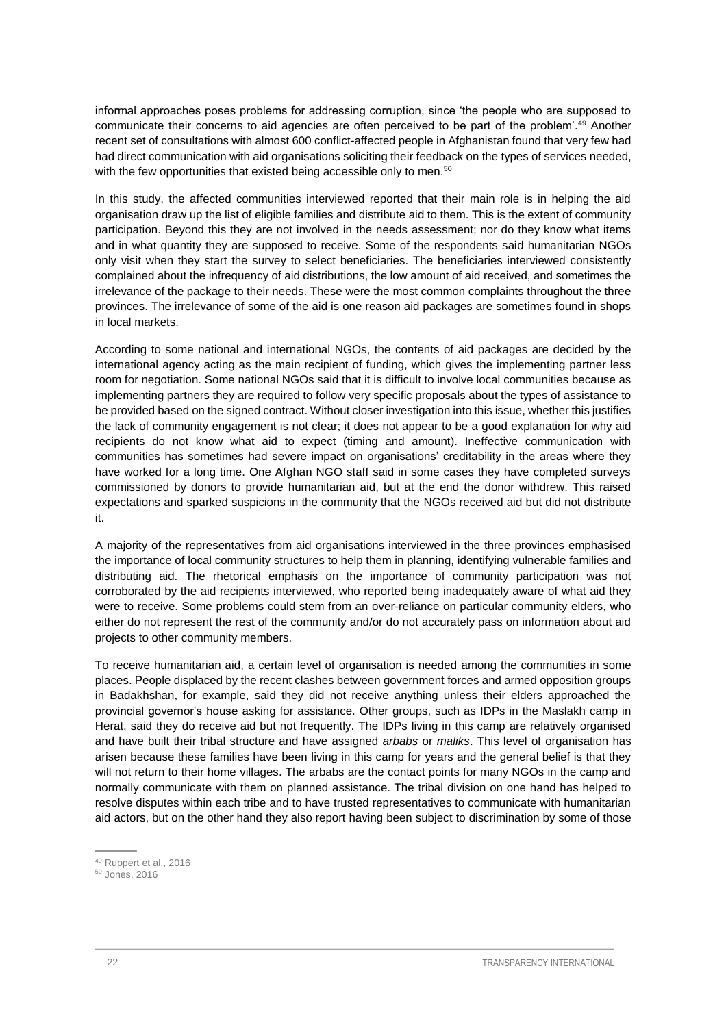informal approaches poses problems for addressing corruption, since 'the people who are supposed to communicate their concerns to aid agencies are often perceived to be part of the problem'.[49] Another recent set of consultations with almost 600 conflict-affected people in Afghanistan found that very few had had direct communication with aid organisations soliciting their feedback on the types of services needed, with the few opportunities that existed being accessible only to men.[50]

In this study, the affected communities interviewed reported that their main role is in helping the aid organisation draw up the list of eligible families and distribute aid to them. This is the extent of community participation. Beyond this they are not involved in the needs assessment; nor do they know what items and in what quantity they are supposed to receive. Some of the respondents said humanitarian NGOs only visit when they start the survey to select beneficiaries. The beneficiaries interviewed consistently complained about the infrequency of aid distributions, the low amount of aid received, and sometimes the irrelevance of the package to their needs. These were the most common complaints throughout the three provinces. The irrelevance of some of the aid is one reason aid packages are sometimes found in shops in local markets.

According to some national and international NGOs, the contents of aid packages are decided by the international agency acting as the main recipient of funding, which gives the implementing partner less room for negotiation. Some national NGOs said that it is difficult to involve local communities because as implementing partners they are required to follow very specific proposals about the types of assistance to be provided based on the signed contract. Without closer investigation into this issue, whether this justifies the lack of community engagement is not clear; it does not appear to be a good explanation for why aid recipients do not know what aid to expect (timing and amount). Ineffective communication with communities has sometimes had severe impact on organisations' creditability in the areas where they have worked for a long time. One Afghan NGO staff said in some cases they have completed surveys commissioned by donors to provide humanitarian aid, but at the end the donor withdrew. This raised expectations and sparked suspicions in the community that the NGOs received aid but did not distribute it.

A majority of the representatives from aid organisations interviewed in the three provinces emphasised the importance of local community structures to help them in planning, identifying vulnerable families and distributing aid. The rhetorical emphasis on the importance of community participation was not corroborated by the aid recipients interviewed, who reported being inadequately aware of what aid they were to receive. Some problems could stem from an over-reliance on particular community elders, who either do not represent the rest of the community and/or do not accurately pass on information about aid projects to other community members.

To receive humanitarian aid, a certain level of organisation is needed among the communities in some places. People displaced by the recent clashes between government forces and armed opposition groups in Badakhshan, for example, said they did not receive anything unless their elders approached the provincial governor's house asking for assistance. Other groups, such as IDPs in the Maslakh camp in Herat, said they do receive aid but not frequently. The IDPs living in this camp are relatively organised and have built their tribal structure and have assigned *arbabs* or *maliks*. This level of organisation has arisen because these families have been living in this camp for years and the general belief is that they will not return to their home villages. The arbabs are the contact points for many NGOs in the camp and normally communicate with them on planned assistance. The tribal division on one hand has helped to resolve disputes within each tribe and to have trusted representatives to communicate with humanitarian aid actors, but on the other hand they also report having been subject to discrimination by some of those

[49] Ruppert et al., 2016
[50] Jones, 2016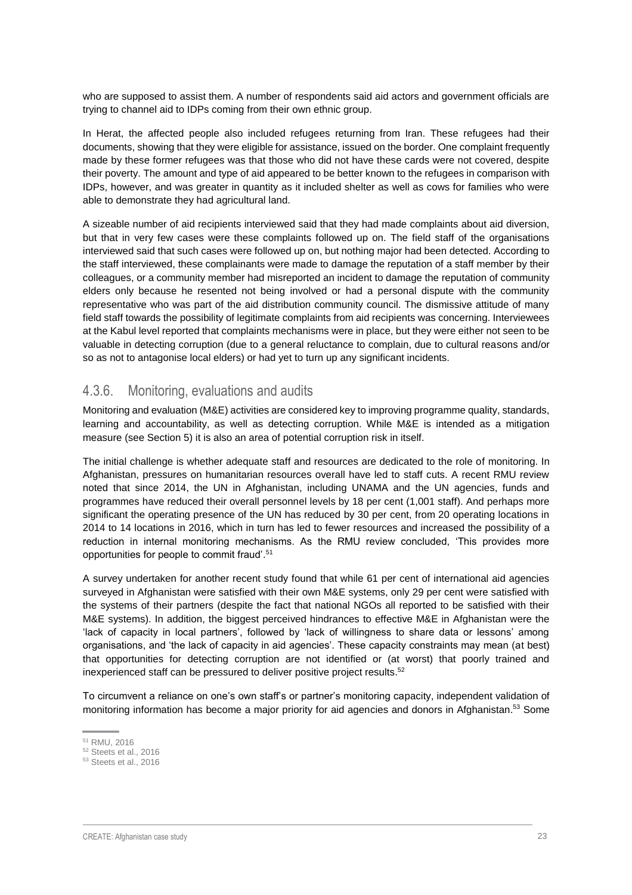who are supposed to assist them. A number of respondents said aid actors and government officials are trying to channel aid to IDPs coming from their own ethnic group.

In Herat, the affected people also included refugees returning from Iran. These refugees had their documents, showing that they were eligible for assistance, issued on the border. One complaint frequently made by these former refugees was that those who did not have these cards were not covered, despite their poverty. The amount and type of aid appeared to be better known to the refugees in comparison with IDPs, however, and was greater in quantity as it included shelter as well as cows for families who were able to demonstrate they had agricultural land.

A sizeable number of aid recipients interviewed said that they had made complaints about aid diversion, but that in very few cases were these complaints followed up on. The field staff of the organisations interviewed said that such cases were followed up on, but nothing major had been detected. According to the staff interviewed, these complainants were made to damage the reputation of a staff member by their colleagues, or a community member had misreported an incident to damage the reputation of community elders only because he resented not being involved or had a personal dispute with the community representative who was part of the aid distribution community council. The dismissive attitude of many field staff towards the possibility of legitimate complaints from aid recipients was concerning. Interviewees at the Kabul level reported that complaints mechanisms were in place, but they were either not seen to be valuable in detecting corruption (due to a general reluctance to complain, due to cultural reasons and/or so as not to antagonise local elders) or had yet to turn up any significant incidents.

### 4.3.6. Monitoring, evaluations and audits

Monitoring and evaluation (M&E) activities are considered key to improving programme quality, standards, learning and accountability, as well as detecting corruption. While M&E is intended as a mitigation measure (see Section 5) it is also an area of potential corruption risk in itself.

The initial challenge is whether adequate staff and resources are dedicated to the role of monitoring. In Afghanistan, pressures on humanitarian resources overall have led to staff cuts. A recent RMU review noted that since 2014, the UN in Afghanistan, including UNAMA and the UN agencies, funds and programmes have reduced their overall personnel levels by 18 per cent (1,001 staff). And perhaps more significant the operating presence of the UN has reduced by 30 per cent, from 20 operating locations in 2014 to 14 locations in 2016, which in turn has led to fewer resources and increased the possibility of a reduction in internal monitoring mechanisms. As the RMU review concluded, 'This provides more opportunities for people to commit fraud'.[51]

A survey undertaken for another recent study found that while 61 per cent of international aid agencies surveyed in Afghanistan were satisfied with their own M&E systems, only 29 per cent were satisfied with the systems of their partners (despite the fact that national NGOs all reported to be satisfied with their M&E systems). In addition, the biggest perceived hindrances to effective M&E in Afghanistan were the 'lack of capacity in local partners', followed by 'lack of willingness to share data or lessons' among organisations, and 'the lack of capacity in aid agencies'. These capacity constraints may mean (at best) that opportunities for detecting corruption are not identified or (at worst) that poorly trained and inexperienced staff can be pressured to deliver positive project results.[52]

To circumvent a reliance on one's own staff's or partner's monitoring capacity, independent validation of monitoring information has become a major priority for aid agencies and donors in Afghanistan.[53] Some

[51] RMU, 2016
[52] Steets et al., 2016
[53] Steets et al., 2016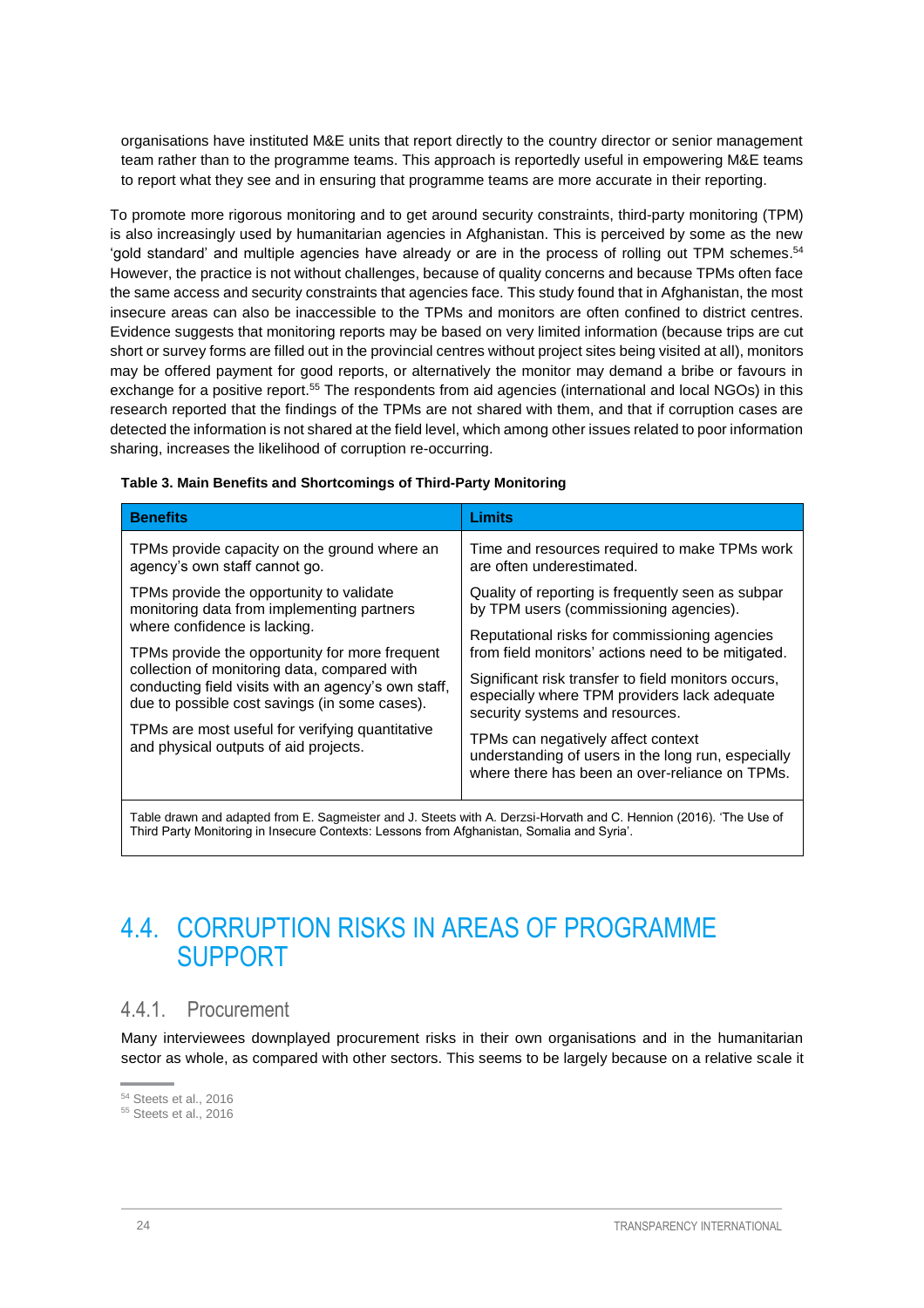organisations have instituted M&E units that report directly to the country director or senior management team rather than to the programme teams. This approach is reportedly useful in empowering M&E teams to report what they see and in ensuring that programme teams are more accurate in their reporting.

To promote more rigorous monitoring and to get around security constraints, third-party monitoring (TPM) is also increasingly used by humanitarian agencies in Afghanistan. This is perceived by some as the new 'gold standard' and multiple agencies have already or are in the process of rolling out TPM schemes.[54] However, the practice is not without challenges, because of quality concerns and because TPMs often face the same access and security constraints that agencies face. This study found that in Afghanistan, the most insecure areas can also be inaccessible to the TPMs and monitors are often confined to district centres. Evidence suggests that monitoring reports may be based on very limited information (because trips are cut short or survey forms are filled out in the provincial centres without project sites being visited at all), monitors may be offered payment for good reports, or alternatively the monitor may demand a bribe or favours in exchange for a positive report.[55] The respondents from aid agencies (international and local NGOs) in this research reported that the findings of the TPMs are not shared with them, and that if corruption cases are detected the information is not shared at the field level, which among other issues related to poor information sharing, increases the likelihood of corruption re-occurring.

**Table 3. Main Benefits and Shortcomings of Third-Party Monitoring**

| Benefits | Limits |
|---|---|
| TPMs provide capacity on the ground where an agency's own staff cannot go. | Time and resources required to make TPMs work are often underestimated. |
| TPMs provide the opportunity to validate monitoring data from implementing partners where confidence is lacking. | Quality of reporting is frequently seen as subpar by TPM users (commissioning agencies). |
| TPMs provide the opportunity for more frequent collection of monitoring data, compared with conducting field visits with an agency's own staff, due to possible cost savings (in some cases). | Reputational risks for commissioning agencies from field monitors' actions need to be mitigated. |
| TPMs are most useful for verifying quantitative and physical outputs of aid projects. | Significant risk transfer to field monitors occurs, especially where TPM providers lack adequate security systems and resources. |
| | TPMs can negatively affect context understanding of users in the long run, especially where there has been an over-reliance on TPMs. |
| Table drawn and adapted from E. Sagmeister and J. Steets with A. Derzsi-Horvath and C. Hennion (2016). 'The Use of Third Party Monitoring in Insecure Contexts: Lessons from Afghanistan, Somalia and Syria'. | |

## 4.4. CORRUPTION RISKS IN AREAS OF PROGRAMME SUPPORT

### 4.4.1. Procurement

Many interviewees downplayed procurement risks in their own organisations and in the humanitarian sector as whole, as compared with other sectors. This seems to be largely because on a relative scale it

[54] Steets et al., 2016

[55] Steets et al., 2016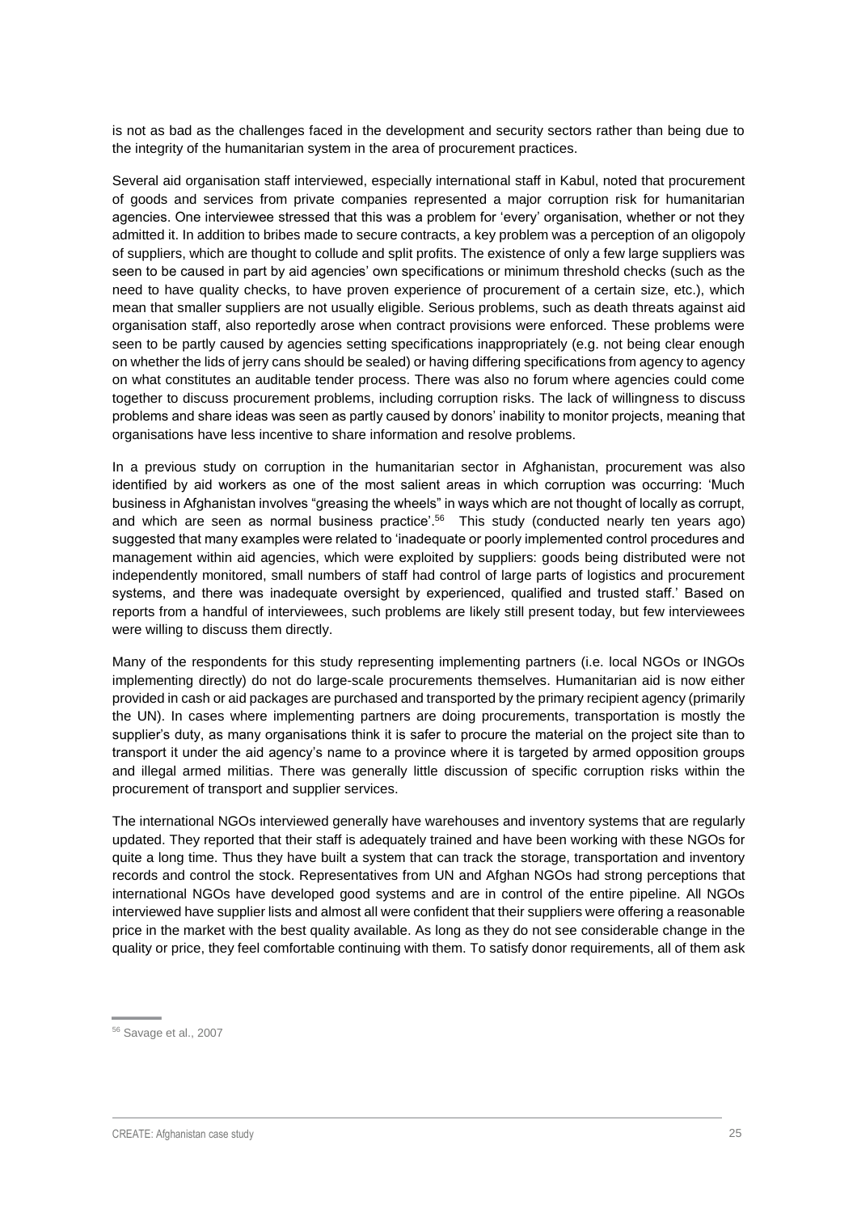is not as bad as the challenges faced in the development and security sectors rather than being due to the integrity of the humanitarian system in the area of procurement practices.

Several aid organisation staff interviewed, especially international staff in Kabul, noted that procurement of goods and services from private companies represented a major corruption risk for humanitarian agencies. One interviewee stressed that this was a problem for 'every' organisation, whether or not they admitted it. In addition to bribes made to secure contracts, a key problem was a perception of an oligopoly of suppliers, which are thought to collude and split profits. The existence of only a few large suppliers was seen to be caused in part by aid agencies' own specifications or minimum threshold checks (such as the need to have quality checks, to have proven experience of procurement of a certain size, etc.), which mean that smaller suppliers are not usually eligible. Serious problems, such as death threats against aid organisation staff, also reportedly arose when contract provisions were enforced. These problems were seen to be partly caused by agencies setting specifications inappropriately (e.g. not being clear enough on whether the lids of jerry cans should be sealed) or having differing specifications from agency to agency on what constitutes an auditable tender process. There was also no forum where agencies could come together to discuss procurement problems, including corruption risks. The lack of willingness to discuss problems and share ideas was seen as partly caused by donors' inability to monitor projects, meaning that organisations have less incentive to share information and resolve problems.

In a previous study on corruption in the humanitarian sector in Afghanistan, procurement was also identified by aid workers as one of the most salient areas in which corruption was occurring: 'Much business in Afghanistan involves "greasing the wheels" in ways which are not thought of locally as corrupt, and which are seen as normal business practice'.[56] This study (conducted nearly ten years ago) suggested that many examples were related to 'inadequate or poorly implemented control procedures and management within aid agencies, which were exploited by suppliers: goods being distributed were not independently monitored, small numbers of staff had control of large parts of logistics and procurement systems, and there was inadequate oversight by experienced, qualified and trusted staff.' Based on reports from a handful of interviewees, such problems are likely still present today, but few interviewees were willing to discuss them directly.

Many of the respondents for this study representing implementing partners (i.e. local NGOs or INGOs implementing directly) do not do large-scale procurements themselves. Humanitarian aid is now either provided in cash or aid packages are purchased and transported by the primary recipient agency (primarily the UN). In cases where implementing partners are doing procurements, transportation is mostly the supplier's duty, as many organisations think it is safer to procure the material on the project site than to transport it under the aid agency's name to a province where it is targeted by armed opposition groups and illegal armed militias. There was generally little discussion of specific corruption risks within the procurement of transport and supplier services.

The international NGOs interviewed generally have warehouses and inventory systems that are regularly updated. They reported that their staff is adequately trained and have been working with these NGOs for quite a long time. Thus they have built a system that can track the storage, transportation and inventory records and control the stock. Representatives from UN and Afghan NGOs had strong perceptions that international NGOs have developed good systems and are in control of the entire pipeline. All NGOs interviewed have supplier lists and almost all were confident that their suppliers were offering a reasonable price in the market with the best quality available. As long as they do not see considerable change in the quality or price, they feel comfortable continuing with them. To satisfy donor requirements, all of them ask

[56] Savage et al., 2007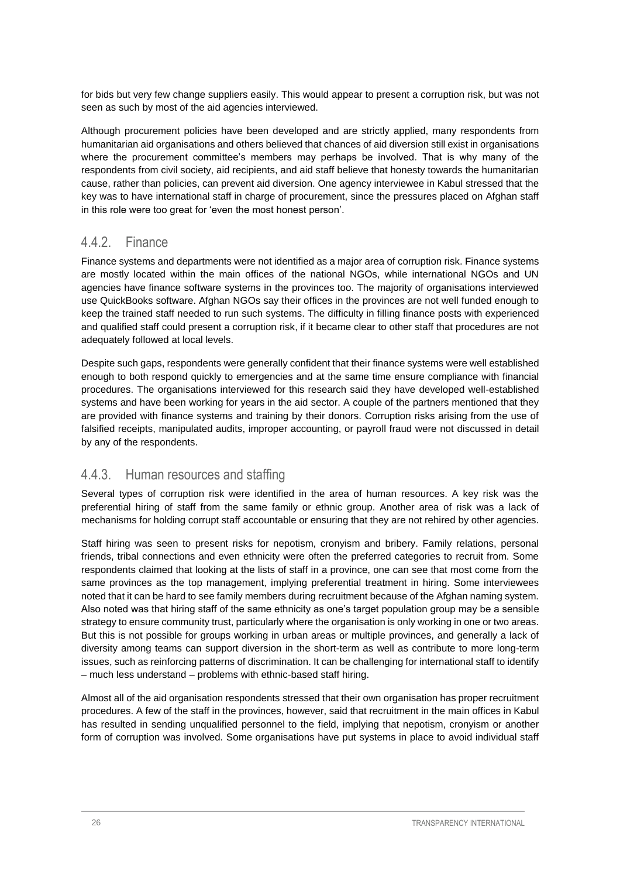for bids but very few change suppliers easily. This would appear to present a corruption risk, but was not seen as such by most of the aid agencies interviewed.

Although procurement policies have been developed and are strictly applied, many respondents from humanitarian aid organisations and others believed that chances of aid diversion still exist in organisations where the procurement committee's members may perhaps be involved. That is why many of the respondents from civil society, aid recipients, and aid staff believe that honesty towards the humanitarian cause, rather than policies, can prevent aid diversion. One agency interviewee in Kabul stressed that the key was to have international staff in charge of procurement, since the pressures placed on Afghan staff in this role were too great for 'even the most honest person'.

### 4.4.2. Finance

Finance systems and departments were not identified as a major area of corruption risk. Finance systems are mostly located within the main offices of the national NGOs, while international NGOs and UN agencies have finance software systems in the provinces too. The majority of organisations interviewed use QuickBooks software. Afghan NGOs say their offices in the provinces are not well funded enough to keep the trained staff needed to run such systems. The difficulty in filling finance posts with experienced and qualified staff could present a corruption risk, if it became clear to other staff that procedures are not adequately followed at local levels.

Despite such gaps, respondents were generally confident that their finance systems were well established enough to both respond quickly to emergencies and at the same time ensure compliance with financial procedures. The organisations interviewed for this research said they have developed well-established systems and have been working for years in the aid sector. A couple of the partners mentioned that they are provided with finance systems and training by their donors. Corruption risks arising from the use of falsified receipts, manipulated audits, improper accounting, or payroll fraud were not discussed in detail by any of the respondents.

### 4.4.3. Human resources and staffing

Several types of corruption risk were identified in the area of human resources. A key risk was the preferential hiring of staff from the same family or ethnic group. Another area of risk was a lack of mechanisms for holding corrupt staff accountable or ensuring that they are not rehired by other agencies.

Staff hiring was seen to present risks for nepotism, cronyism and bribery. Family relations, personal friends, tribal connections and even ethnicity were often the preferred categories to recruit from. Some respondents claimed that looking at the lists of staff in a province, one can see that most come from the same provinces as the top management, implying preferential treatment in hiring. Some interviewees noted that it can be hard to see family members during recruitment because of the Afghan naming system. Also noted was that hiring staff of the same ethnicity as one's target population group may be a sensible strategy to ensure community trust, particularly where the organisation is only working in one or two areas. But this is not possible for groups working in urban areas or multiple provinces, and generally a lack of diversity among teams can support diversion in the short-term as well as contribute to more long-term issues, such as reinforcing patterns of discrimination. It can be challenging for international staff to identify – much less understand – problems with ethnic-based staff hiring.

Almost all of the aid organisation respondents stressed that their own organisation has proper recruitment procedures. A few of the staff in the provinces, however, said that recruitment in the main offices in Kabul has resulted in sending unqualified personnel to the field, implying that nepotism, cronyism or another form of corruption was involved. Some organisations have put systems in place to avoid individual staff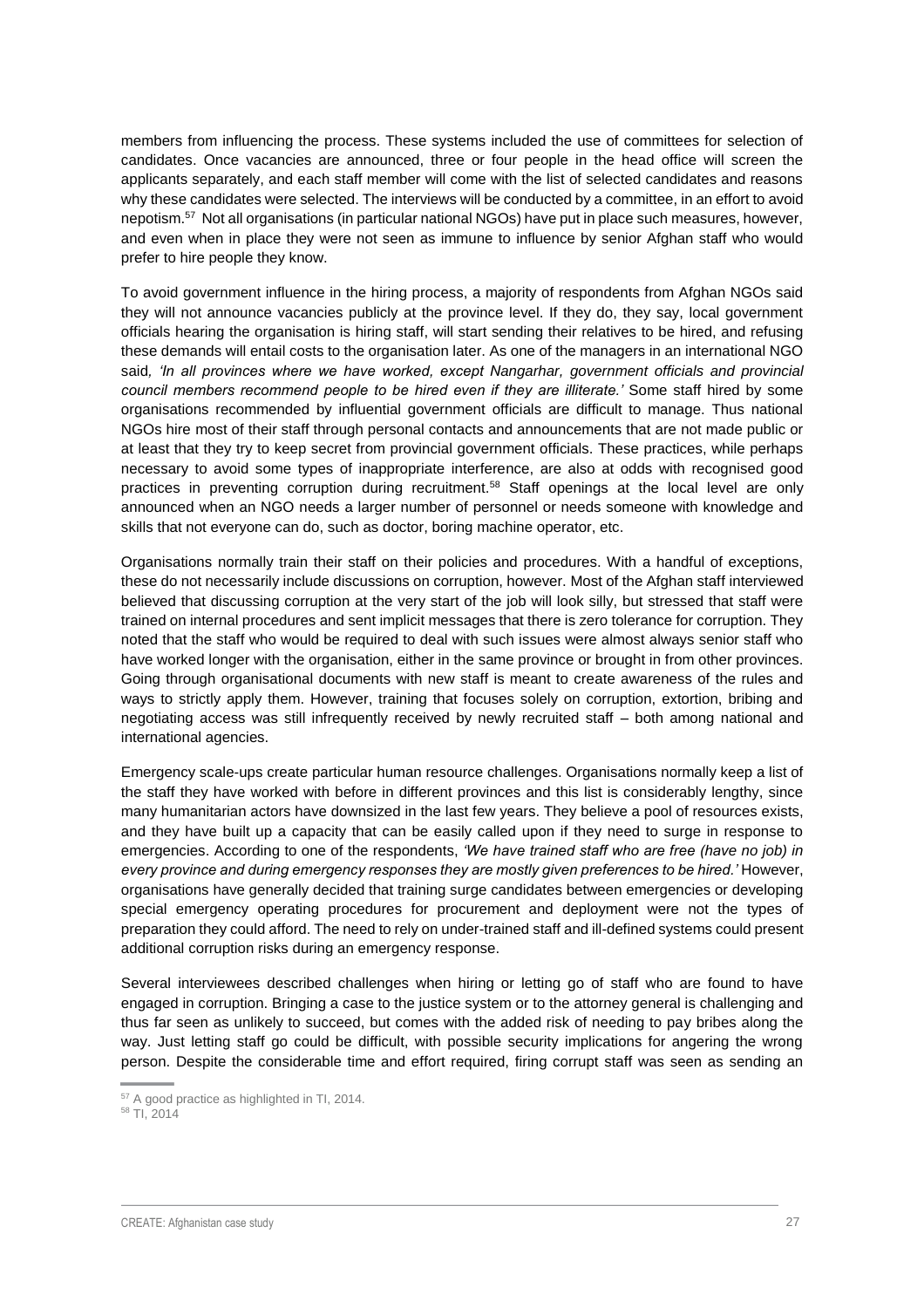members from influencing the process. These systems included the use of committees for selection of candidates. Once vacancies are announced, three or four people in the head office will screen the applicants separately, and each staff member will come with the list of selected candidates and reasons why these candidates were selected. The interviews will be conducted by a committee, in an effort to avoid nepotism.[57] Not all organisations (in particular national NGOs) have put in place such measures, however, and even when in place they were not seen as immune to influence by senior Afghan staff who would prefer to hire people they know.

To avoid government influence in the hiring process, a majority of respondents from Afghan NGOs said they will not announce vacancies publicly at the province level. If they do, they say, local government officials hearing the organisation is hiring staff, will start sending their relatives to be hired, and refusing these demands will entail costs to the organisation later. As one of the managers in an international NGO said, *'In all provinces where we have worked, except Nangarhar, government officials and provincial council members recommend people to be hired even if they are illiterate.'* Some staff hired by some organisations recommended by influential government officials are difficult to manage. Thus national NGOs hire most of their staff through personal contacts and announcements that are not made public or at least that they try to keep secret from provincial government officials. These practices, while perhaps necessary to avoid some types of inappropriate interference, are also at odds with recognised good practices in preventing corruption during recruitment.[58] Staff openings at the local level are only announced when an NGO needs a larger number of personnel or needs someone with knowledge and skills that not everyone can do, such as doctor, boring machine operator, etc.

Organisations normally train their staff on their policies and procedures. With a handful of exceptions, these do not necessarily include discussions on corruption, however. Most of the Afghan staff interviewed believed that discussing corruption at the very start of the job will look silly, but stressed that staff were trained on internal procedures and sent implicit messages that there is zero tolerance for corruption. They noted that the staff who would be required to deal with such issues were almost always senior staff who have worked longer with the organisation, either in the same province or brought in from other provinces. Going through organisational documents with new staff is meant to create awareness of the rules and ways to strictly apply them. However, training that focuses solely on corruption, extortion, bribing and negotiating access was still infrequently received by newly recruited staff – both among national and international agencies.

Emergency scale-ups create particular human resource challenges. Organisations normally keep a list of the staff they have worked with before in different provinces and this list is considerably lengthy, since many humanitarian actors have downsized in the last few years. They believe a pool of resources exists, and they have built up a capacity that can be easily called upon if they need to surge in response to emergencies. According to one of the respondents, *'We have trained staff who are free (have no job) in every province and during emergency responses they are mostly given preferences to be hired.'* However, organisations have generally decided that training surge candidates between emergencies or developing special emergency operating procedures for procurement and deployment were not the types of preparation they could afford. The need to rely on under-trained staff and ill-defined systems could present additional corruption risks during an emergency response.

Several interviewees described challenges when hiring or letting go of staff who are found to have engaged in corruption. Bringing a case to the justice system or to the attorney general is challenging and thus far seen as unlikely to succeed, but comes with the added risk of needing to pay bribes along the way. Just letting staff go could be difficult, with possible security implications for angering the wrong person. Despite the considerable time and effort required, firing corrupt staff was seen as sending an

[57] A good practice as highlighted in TI, 2014.

[58] TI, 2014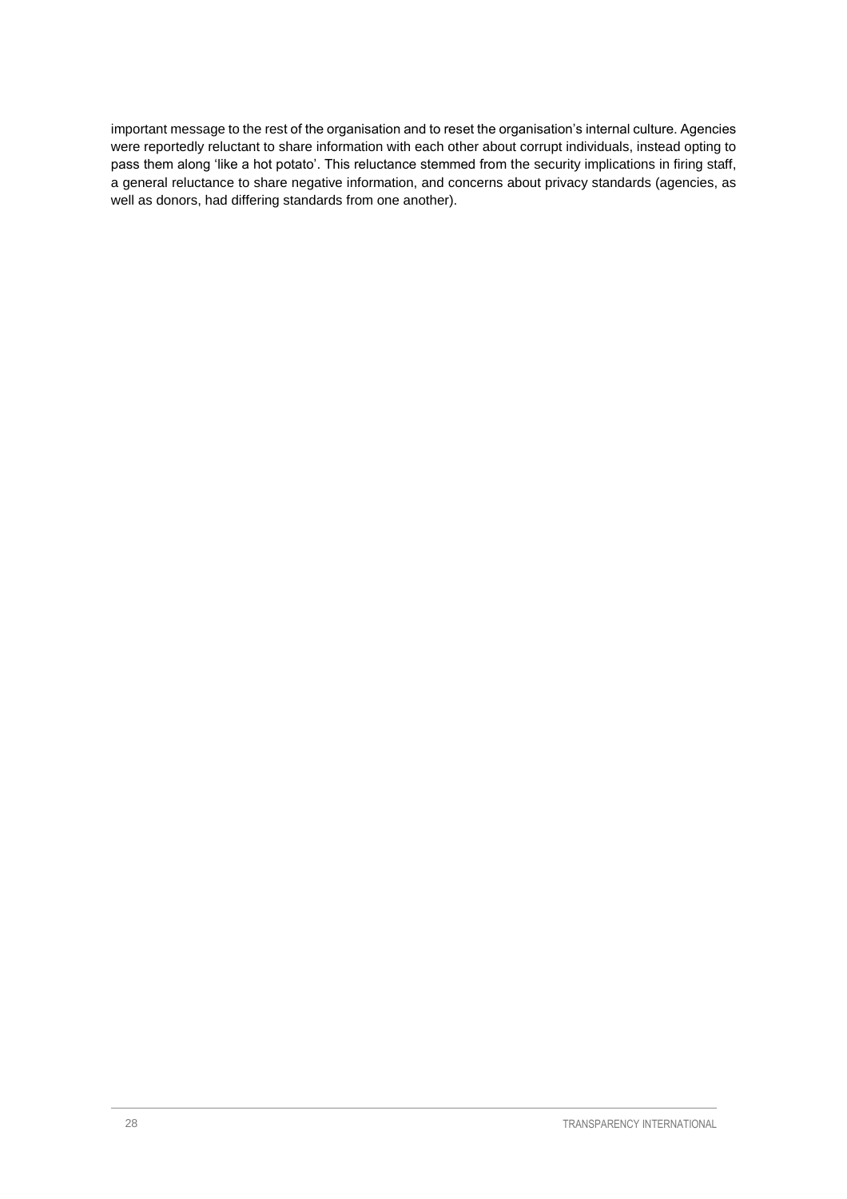important message to the rest of the organisation and to reset the organisation's internal culture. Agencies were reportedly reluctant to share information with each other about corrupt individuals, instead opting to pass them along 'like a hot potato'. This reluctance stemmed from the security implications in firing staff, a general reluctance to share negative information, and concerns about privacy standards (agencies, as well as donors, had differing standards from one another).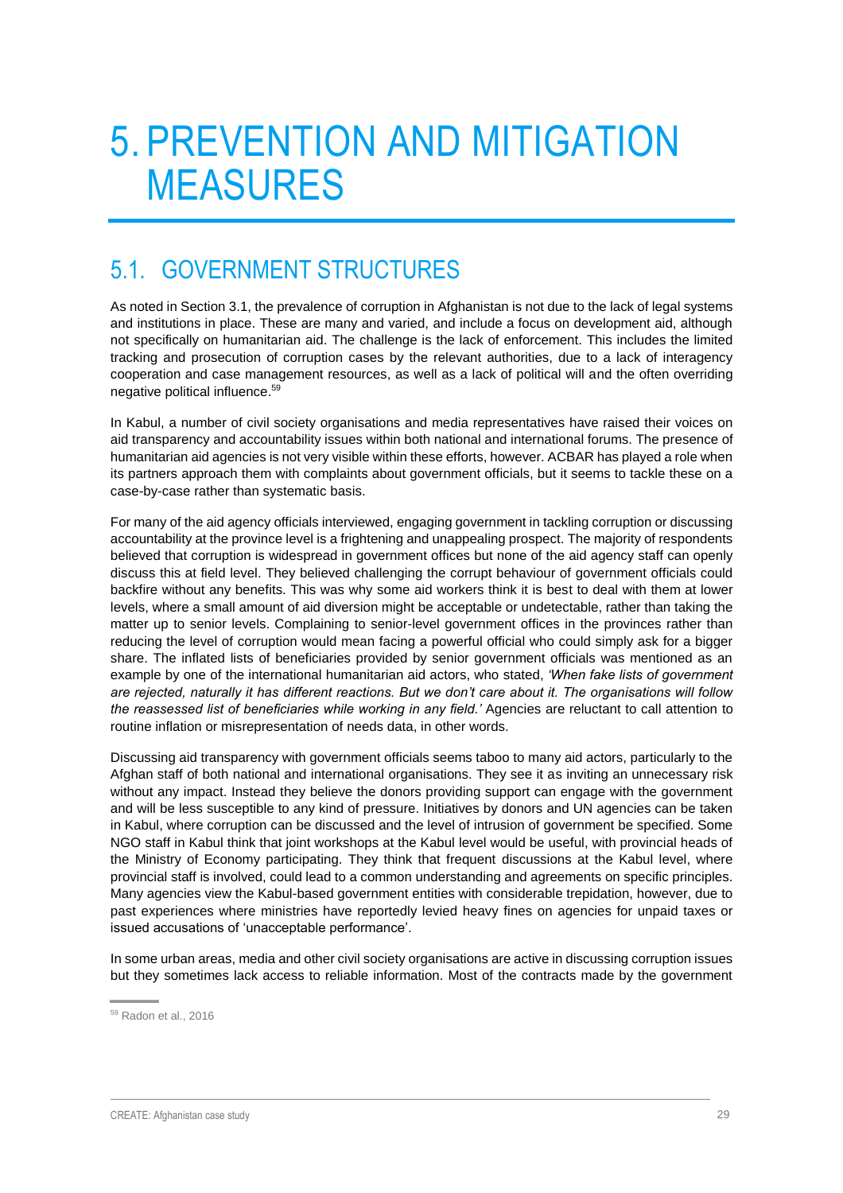# 5. PREVENTION AND MITIGATION MEASURES

## 5.1. GOVERNMENT STRUCTURES

As noted in Section 3.1, the prevalence of corruption in Afghanistan is not due to the lack of legal systems and institutions in place. These are many and varied, and include a focus on development aid, although not specifically on humanitarian aid. The challenge is the lack of enforcement. This includes the limited tracking and prosecution of corruption cases by the relevant authorities, due to a lack of interagency cooperation and case management resources, as well as a lack of political will and the often overriding negative political influence.[59]

In Kabul, a number of civil society organisations and media representatives have raised their voices on aid transparency and accountability issues within both national and international forums. The presence of humanitarian aid agencies is not very visible within these efforts, however. ACBAR has played a role when its partners approach them with complaints about government officials, but it seems to tackle these on a case-by-case rather than systematic basis.

For many of the aid agency officials interviewed, engaging government in tackling corruption or discussing accountability at the province level is a frightening and unappealing prospect. The majority of respondents believed that corruption is widespread in government offices but none of the aid agency staff can openly discuss this at field level. They believed challenging the corrupt behaviour of government officials could backfire without any benefits. This was why some aid workers think it is best to deal with them at lower levels, where a small amount of aid diversion might be acceptable or undetectable, rather than taking the matter up to senior levels. Complaining to senior-level government offices in the provinces rather than reducing the level of corruption would mean facing a powerful official who could simply ask for a bigger share. The inflated lists of beneficiaries provided by senior government officials was mentioned as an example by one of the international humanitarian aid actors, who stated, *'When fake lists of government are rejected, naturally it has different reactions. But we don't care about it. The organisations will follow the reassessed list of beneficiaries while working in any field.'* Agencies are reluctant to call attention to routine inflation or misrepresentation of needs data, in other words.

Discussing aid transparency with government officials seems taboo to many aid actors, particularly to the Afghan staff of both national and international organisations. They see it as inviting an unnecessary risk without any impact. Instead they believe the donors providing support can engage with the government and will be less susceptible to any kind of pressure. Initiatives by donors and UN agencies can be taken in Kabul, where corruption can be discussed and the level of intrusion of government be specified. Some NGO staff in Kabul think that joint workshops at the Kabul level would be useful, with provincial heads of the Ministry of Economy participating. They think that frequent discussions at the Kabul level, where provincial staff is involved, could lead to a common understanding and agreements on specific principles. Many agencies view the Kabul-based government entities with considerable trepidation, however, due to past experiences where ministries have reportedly levied heavy fines on agencies for unpaid taxes or issued accusations of 'unacceptable performance'.

In some urban areas, media and other civil society organisations are active in discussing corruption issues but they sometimes lack access to reliable information. Most of the contracts made by the government

[59] Radon et al., 2016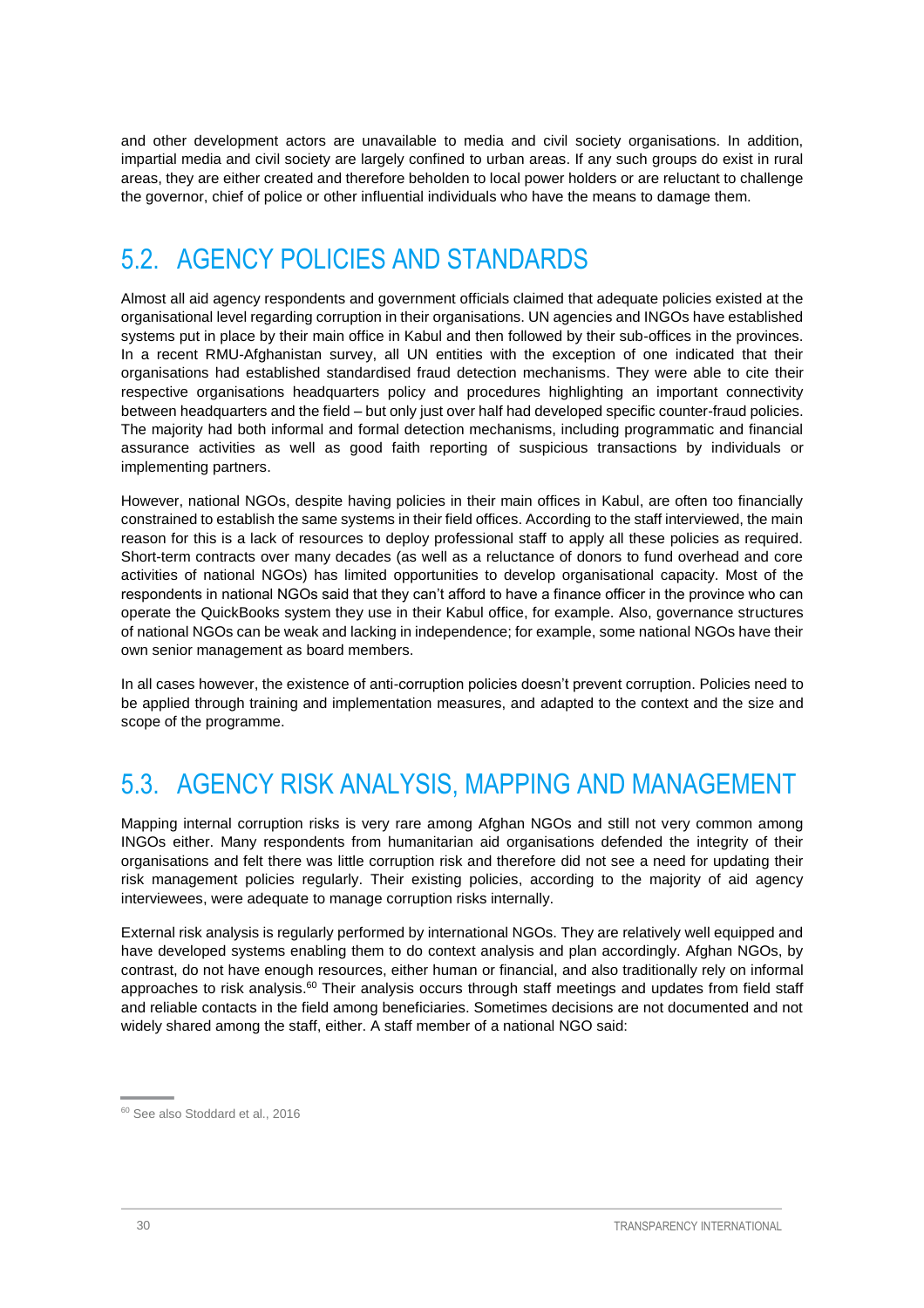and other development actors are unavailable to media and civil society organisations. In addition, impartial media and civil society are largely confined to urban areas. If any such groups do exist in rural areas, they are either created and therefore beholden to local power holders or are reluctant to challenge the governor, chief of police or other influential individuals who have the means to damage them.

## 5.2. AGENCY POLICIES AND STANDARDS

Almost all aid agency respondents and government officials claimed that adequate policies existed at the organisational level regarding corruption in their organisations. UN agencies and INGOs have established systems put in place by their main office in Kabul and then followed by their sub-offices in the provinces. In a recent RMU-Afghanistan survey, all UN entities with the exception of one indicated that their organisations had established standardised fraud detection mechanisms. They were able to cite their respective organisations headquarters policy and procedures highlighting an important connectivity between headquarters and the field – but only just over half had developed specific counter-fraud policies. The majority had both informal and formal detection mechanisms, including programmatic and financial assurance activities as well as good faith reporting of suspicious transactions by individuals or implementing partners.

However, national NGOs, despite having policies in their main offices in Kabul, are often too financially constrained to establish the same systems in their field offices. According to the staff interviewed, the main reason for this is a lack of resources to deploy professional staff to apply all these policies as required. Short-term contracts over many decades (as well as a reluctance of donors to fund overhead and core activities of national NGOs) has limited opportunities to develop organisational capacity. Most of the respondents in national NGOs said that they can't afford to have a finance officer in the province who can operate the QuickBooks system they use in their Kabul office, for example. Also, governance structures of national NGOs can be weak and lacking in independence; for example, some national NGOs have their own senior management as board members.

In all cases however, the existence of anti-corruption policies doesn't prevent corruption. Policies need to be applied through training and implementation measures, and adapted to the context and the size and scope of the programme.

## 5.3. AGENCY RISK ANALYSIS, MAPPING AND MANAGEMENT

Mapping internal corruption risks is very rare among Afghan NGOs and still not very common among INGOs either. Many respondents from humanitarian aid organisations defended the integrity of their organisations and felt there was little corruption risk and therefore did not see a need for updating their risk management policies regularly. Their existing policies, according to the majority of aid agency interviewees, were adequate to manage corruption risks internally.

External risk analysis is regularly performed by international NGOs. They are relatively well equipped and have developed systems enabling them to do context analysis and plan accordingly. Afghan NGOs, by contrast, do not have enough resources, either human or financial, and also traditionally rely on informal approaches to risk analysis.[60] Their analysis occurs through staff meetings and updates from field staff and reliable contacts in the field among beneficiaries. Sometimes decisions are not documented and not widely shared among the staff, either. A staff member of a national NGO said:

[60] See also Stoddard et al., 2016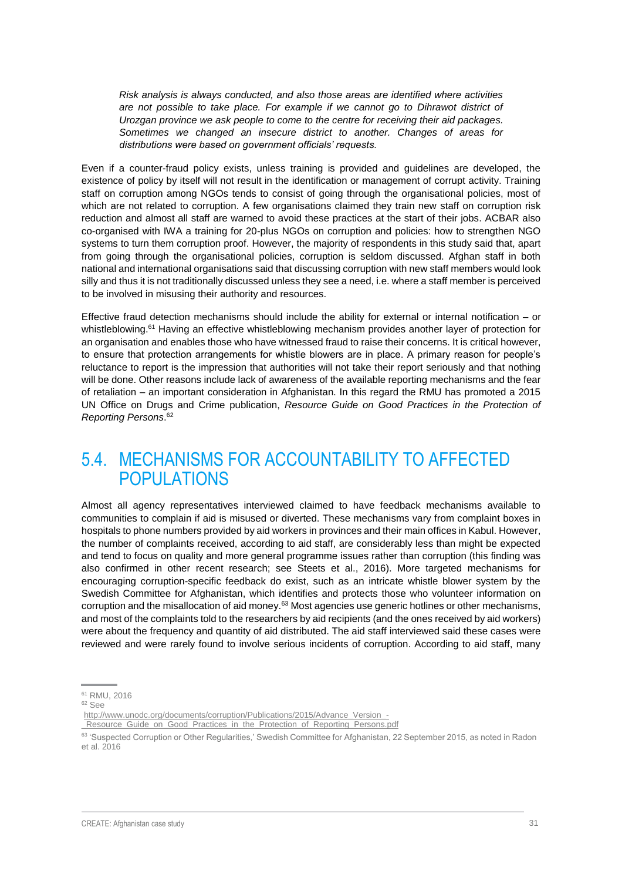> *Risk analysis is always conducted, and also those areas are identified where activities are not possible to take place. For example if we cannot go to Dihrawot district of Urozgan province we ask people to come to the centre for receiving their aid packages. Sometimes we changed an insecure district to another. Changes of areas for distributions were based on government officials' requests.*

Even if a counter-fraud policy exists, unless training is provided and guidelines are developed, the existence of policy by itself will not result in the identification or management of corrupt activity. Training staff on corruption among NGOs tends to consist of going through the organisational policies, most of which are not related to corruption. A few organisations claimed they train new staff on corruption risk reduction and almost all staff are warned to avoid these practices at the start of their jobs. ACBAR also co-organised with IWA a training for 20-plus NGOs on corruption and policies: how to strengthen NGO systems to turn them corruption proof. However, the majority of respondents in this study said that, apart from going through the organisational policies, corruption is seldom discussed. Afghan staff in both national and international organisations said that discussing corruption with new staff members would look silly and thus it is not traditionally discussed unless they see a need, i.e. where a staff member is perceived to be involved in misusing their authority and resources.

Effective fraud detection mechanisms should include the ability for external or internal notification – or whistleblowing.[61] Having an effective whistleblowing mechanism provides another layer of protection for an organisation and enables those who have witnessed fraud to raise their concerns. It is critical however, to ensure that protection arrangements for whistle blowers are in place. A primary reason for people's reluctance to report is the impression that authorities will not take their report seriously and that nothing will be done. Other reasons include lack of awareness of the available reporting mechanisms and the fear of retaliation – an important consideration in Afghanistan. In this regard the RMU has promoted a 2015 UN Office on Drugs and Crime publication, *Resource Guide on Good Practices in the Protection of Reporting Persons*.[62]

## 5.4. MECHANISMS FOR ACCOUNTABILITY TO AFFECTED POPULATIONS

Almost all agency representatives interviewed claimed to have feedback mechanisms available to communities to complain if aid is misused or diverted. These mechanisms vary from complaint boxes in hospitals to phone numbers provided by aid workers in provinces and their main offices in Kabul. However, the number of complaints received, according to aid staff, are considerably less than might be expected and tend to focus on quality and more general programme issues rather than corruption (this finding was also confirmed in other recent research; see Steets et al., 2016). More targeted mechanisms for encouraging corruption-specific feedback do exist, such as an intricate whistle blower system by the Swedish Committee for Afghanistan, which identifies and protects those who volunteer information on corruption and the misallocation of aid money.[63] Most agencies use generic hotlines or other mechanisms, and most of the complaints told to the researchers by aid recipients (and the ones received by aid workers) were about the frequency and quantity of aid distributed. The aid staff interviewed said these cases were reviewed and were rarely found to involve serious incidents of corruption. According to aid staff, many

---

[61] RMU, 2016

[62] See http://www.unodc.org/documents/corruption/Publications/2015/Advance_Version_-_Resource_Guide_on_Good_Practices_in_the_Protection_of_Reporting_Persons.pdf

[63] 'Suspected Corruption or Other Regularities,' Swedish Committee for Afghanistan, 22 September 2015, as noted in Radon et al. 2016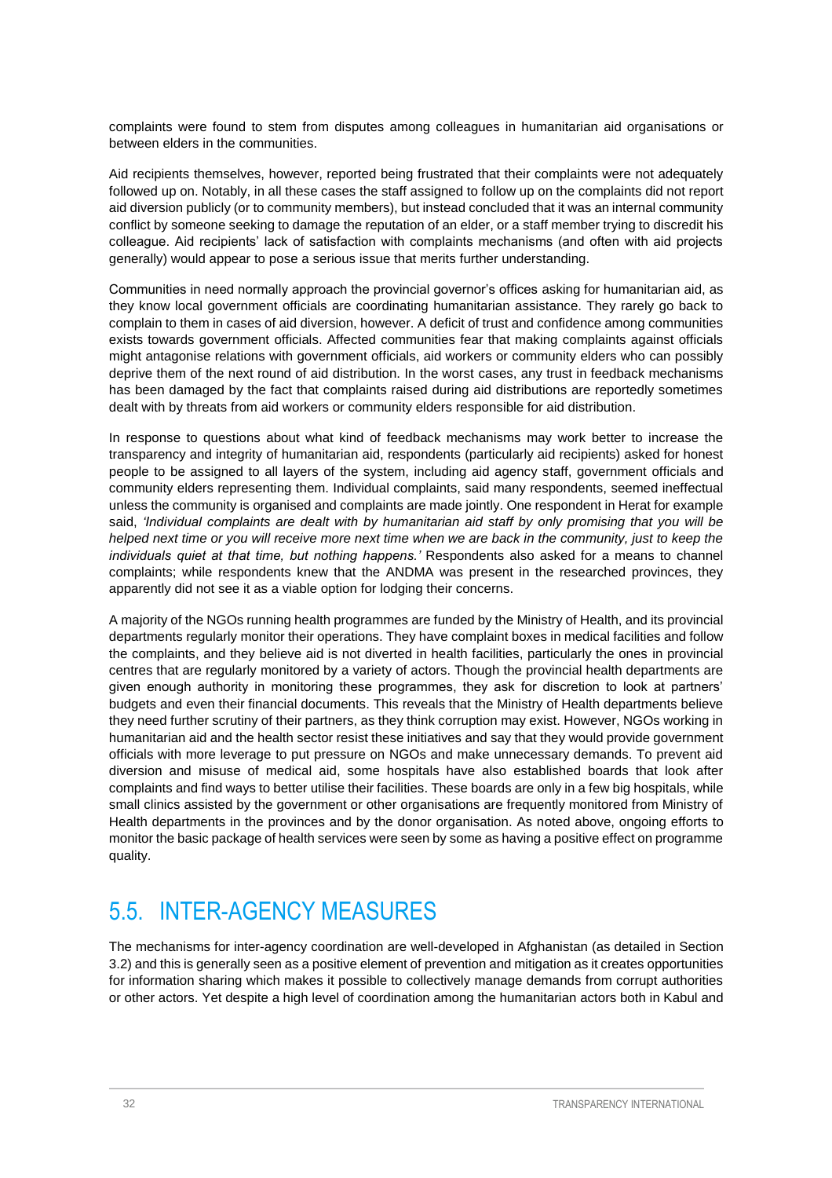complaints were found to stem from disputes among colleagues in humanitarian aid organisations or between elders in the communities.

Aid recipients themselves, however, reported being frustrated that their complaints were not adequately followed up on. Notably, in all these cases the staff assigned to follow up on the complaints did not report aid diversion publicly (or to community members), but instead concluded that it was an internal community conflict by someone seeking to damage the reputation of an elder, or a staff member trying to discredit his colleague. Aid recipients' lack of satisfaction with complaints mechanisms (and often with aid projects generally) would appear to pose a serious issue that merits further understanding.

Communities in need normally approach the provincial governor's offices asking for humanitarian aid, as they know local government officials are coordinating humanitarian assistance. They rarely go back to complain to them in cases of aid diversion, however. A deficit of trust and confidence among communities exists towards government officials. Affected communities fear that making complaints against officials might antagonise relations with government officials, aid workers or community elders who can possibly deprive them of the next round of aid distribution. In the worst cases, any trust in feedback mechanisms has been damaged by the fact that complaints raised during aid distributions are reportedly sometimes dealt with by threats from aid workers or community elders responsible for aid distribution.

In response to questions about what kind of feedback mechanisms may work better to increase the transparency and integrity of humanitarian aid, respondents (particularly aid recipients) asked for honest people to be assigned to all layers of the system, including aid agency staff, government officials and community elders representing them. Individual complaints, said many respondents, seemed ineffectual unless the community is organised and complaints are made jointly. One respondent in Herat for example said, *'Individual complaints are dealt with by humanitarian aid staff by only promising that you will be helped next time or you will receive more next time when we are back in the community, just to keep the individuals quiet at that time, but nothing happens.'* Respondents also asked for a means to channel complaints; while respondents knew that the ANDMA was present in the researched provinces, they apparently did not see it as a viable option for lodging their concerns.

A majority of the NGOs running health programmes are funded by the Ministry of Health, and its provincial departments regularly monitor their operations. They have complaint boxes in medical facilities and follow the complaints, and they believe aid is not diverted in health facilities, particularly the ones in provincial centres that are regularly monitored by a variety of actors. Though the provincial health departments are given enough authority in monitoring these programmes, they ask for discretion to look at partners' budgets and even their financial documents. This reveals that the Ministry of Health departments believe they need further scrutiny of their partners, as they think corruption may exist. However, NGOs working in humanitarian aid and the health sector resist these initiatives and say that they would provide government officials with more leverage to put pressure on NGOs and make unnecessary demands. To prevent aid diversion and misuse of medical aid, some hospitals have also established boards that look after complaints and find ways to better utilise their facilities. These boards are only in a few big hospitals, while small clinics assisted by the government or other organisations are frequently monitored from Ministry of Health departments in the provinces and by the donor organisation. As noted above, ongoing efforts to monitor the basic package of health services were seen by some as having a positive effect on programme quality.

## 5.5. INTER-AGENCY MEASURES

The mechanisms for inter-agency coordination are well-developed in Afghanistan (as detailed in Section 3.2) and this is generally seen as a positive element of prevention and mitigation as it creates opportunities for information sharing which makes it possible to collectively manage demands from corrupt authorities or other actors. Yet despite a high level of coordination among the humanitarian actors both in Kabul and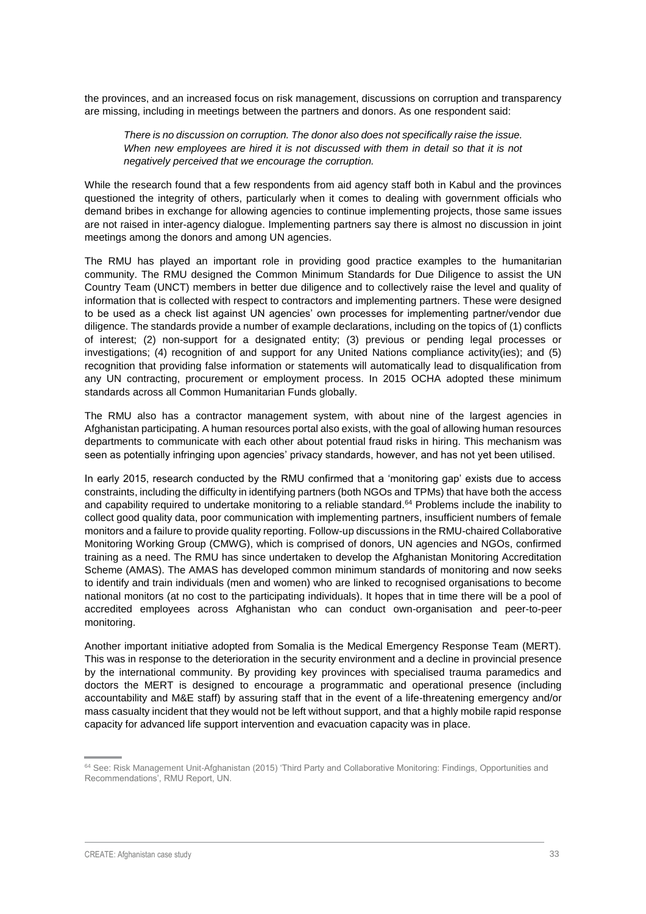the provinces, and an increased focus on risk management, discussions on corruption and transparency are missing, including in meetings between the partners and donors. As one respondent said:

> *There is no discussion on corruption. The donor also does not specifically raise the issue. When new employees are hired it is not discussed with them in detail so that it is not negatively perceived that we encourage the corruption.*

While the research found that a few respondents from aid agency staff both in Kabul and the provinces questioned the integrity of others, particularly when it comes to dealing with government officials who demand bribes in exchange for allowing agencies to continue implementing projects, those same issues are not raised in inter-agency dialogue. Implementing partners say there is almost no discussion in joint meetings among the donors and among UN agencies.

The RMU has played an important role in providing good practice examples to the humanitarian community. The RMU designed the Common Minimum Standards for Due Diligence to assist the UN Country Team (UNCT) members in better due diligence and to collectively raise the level and quality of information that is collected with respect to contractors and implementing partners. These were designed to be used as a check list against UN agencies' own processes for implementing partner/vendor due diligence. The standards provide a number of example declarations, including on the topics of (1) conflicts of interest; (2) non-support for a designated entity; (3) previous or pending legal processes or investigations; (4) recognition of and support for any United Nations compliance activity(ies); and (5) recognition that providing false information or statements will automatically lead to disqualification from any UN contracting, procurement or employment process. In 2015 OCHA adopted these minimum standards across all Common Humanitarian Funds globally.

The RMU also has a contractor management system, with about nine of the largest agencies in Afghanistan participating. A human resources portal also exists, with the goal of allowing human resources departments to communicate with each other about potential fraud risks in hiring. This mechanism was seen as potentially infringing upon agencies' privacy standards, however, and has not yet been utilised.

In early 2015, research conducted by the RMU confirmed that a 'monitoring gap' exists due to access constraints, including the difficulty in identifying partners (both NGOs and TPMs) that have both the access and capability required to undertake monitoring to a reliable standard.[64] Problems include the inability to collect good quality data, poor communication with implementing partners, insufficient numbers of female monitors and a failure to provide quality reporting. Follow-up discussions in the RMU-chaired Collaborative Monitoring Working Group (CMWG), which is comprised of donors, UN agencies and NGOs, confirmed training as a need. The RMU has since undertaken to develop the Afghanistan Monitoring Accreditation Scheme (AMAS). The AMAS has developed common minimum standards of monitoring and now seeks to identify and train individuals (men and women) who are linked to recognised organisations to become national monitors (at no cost to the participating individuals). It hopes that in time there will be a pool of accredited employees across Afghanistan who can conduct own-organisation and peer-to-peer monitoring.

Another important initiative adopted from Somalia is the Medical Emergency Response Team (MERT). This was in response to the deterioration in the security environment and a decline in provincial presence by the international community. By providing key provinces with specialised trauma paramedics and doctors the MERT is designed to encourage a programmatic and operational presence (including accountability and M&E staff) by assuring staff that in the event of a life-threatening emergency and/or mass casualty incident that they would not be left without support, and that a highly mobile rapid response capacity for advanced life support intervention and evacuation capacity was in place.

[64] See: Risk Management Unit-Afghanistan (2015) 'Third Party and Collaborative Monitoring: Findings, Opportunities and Recommendations', RMU Report, UN.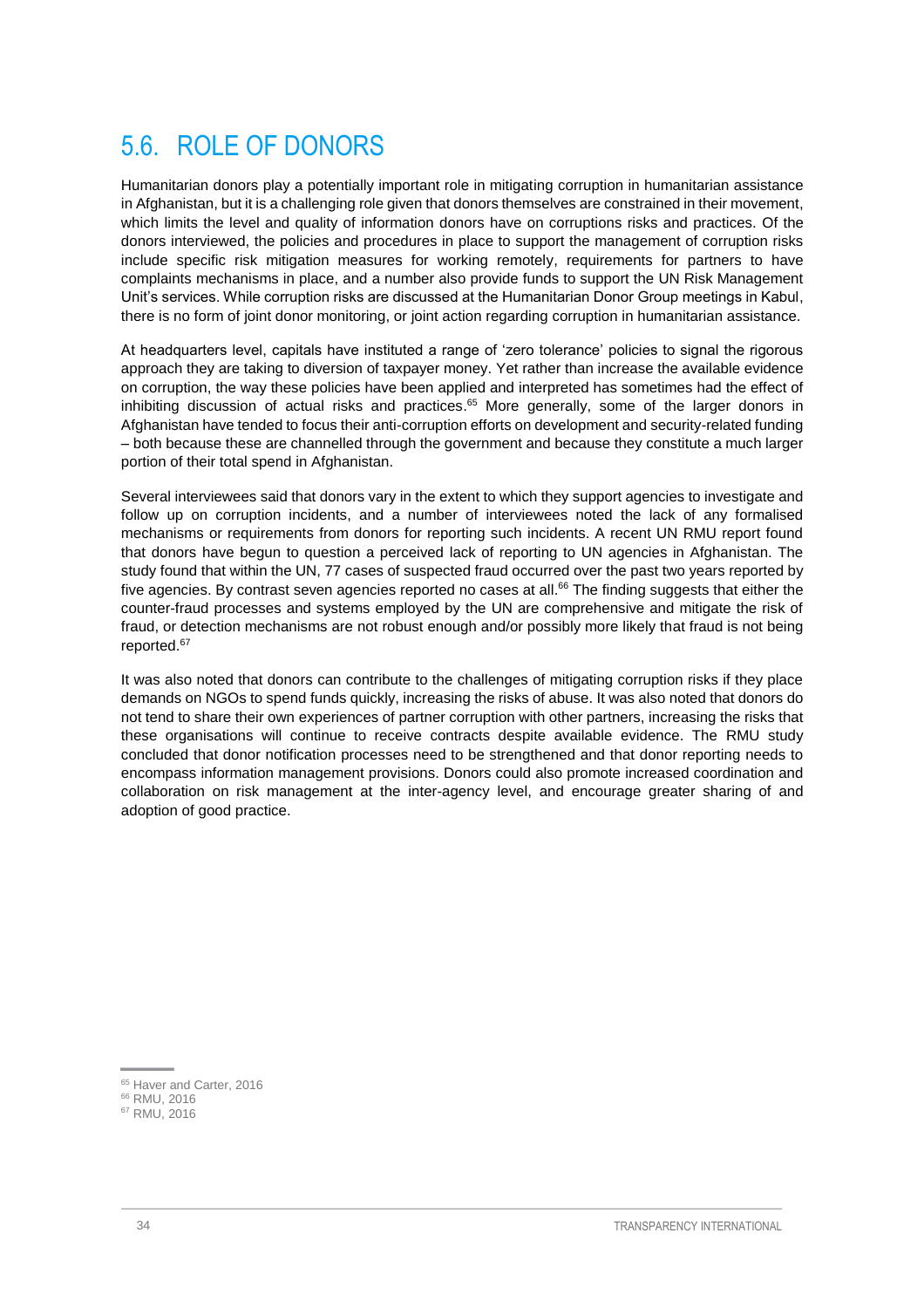## 5.6. ROLE OF DONORS

Humanitarian donors play a potentially important role in mitigating corruption in humanitarian assistance in Afghanistan, but it is a challenging role given that donors themselves are constrained in their movement, which limits the level and quality of information donors have on corruptions risks and practices. Of the donors interviewed, the policies and procedures in place to support the management of corruption risks include specific risk mitigation measures for working remotely, requirements for partners to have complaints mechanisms in place, and a number also provide funds to support the UN Risk Management Unit's services. While corruption risks are discussed at the Humanitarian Donor Group meetings in Kabul, there is no form of joint donor monitoring, or joint action regarding corruption in humanitarian assistance.

At headquarters level, capitals have instituted a range of 'zero tolerance' policies to signal the rigorous approach they are taking to diversion of taxpayer money. Yet rather than increase the available evidence on corruption, the way these policies have been applied and interpreted has sometimes had the effect of inhibiting discussion of actual risks and practices.[65] More generally, some of the larger donors in Afghanistan have tended to focus their anti-corruption efforts on development and security-related funding – both because these are channelled through the government and because they constitute a much larger portion of their total spend in Afghanistan.

Several interviewees said that donors vary in the extent to which they support agencies to investigate and follow up on corruption incidents, and a number of interviewees noted the lack of any formalised mechanisms or requirements from donors for reporting such incidents. A recent UN RMU report found that donors have begun to question a perceived lack of reporting to UN agencies in Afghanistan. The study found that within the UN, 77 cases of suspected fraud occurred over the past two years reported by five agencies. By contrast seven agencies reported no cases at all.[66] The finding suggests that either the counter-fraud processes and systems employed by the UN are comprehensive and mitigate the risk of fraud, or detection mechanisms are not robust enough and/or possibly more likely that fraud is not being reported.[67]

It was also noted that donors can contribute to the challenges of mitigating corruption risks if they place demands on NGOs to spend funds quickly, increasing the risks of abuse. It was also noted that donors do not tend to share their own experiences of partner corruption with other partners, increasing the risks that these organisations will continue to receive contracts despite available evidence. The RMU study concluded that donor notification processes need to be strengthened and that donor reporting needs to encompass information management provisions. Donors could also promote increased coordination and collaboration on risk management at the inter-agency level, and encourage greater sharing of and adoption of good practice.

[65] Haver and Carter, 2016

[66] RMU, 2016

[67] RMU, 2016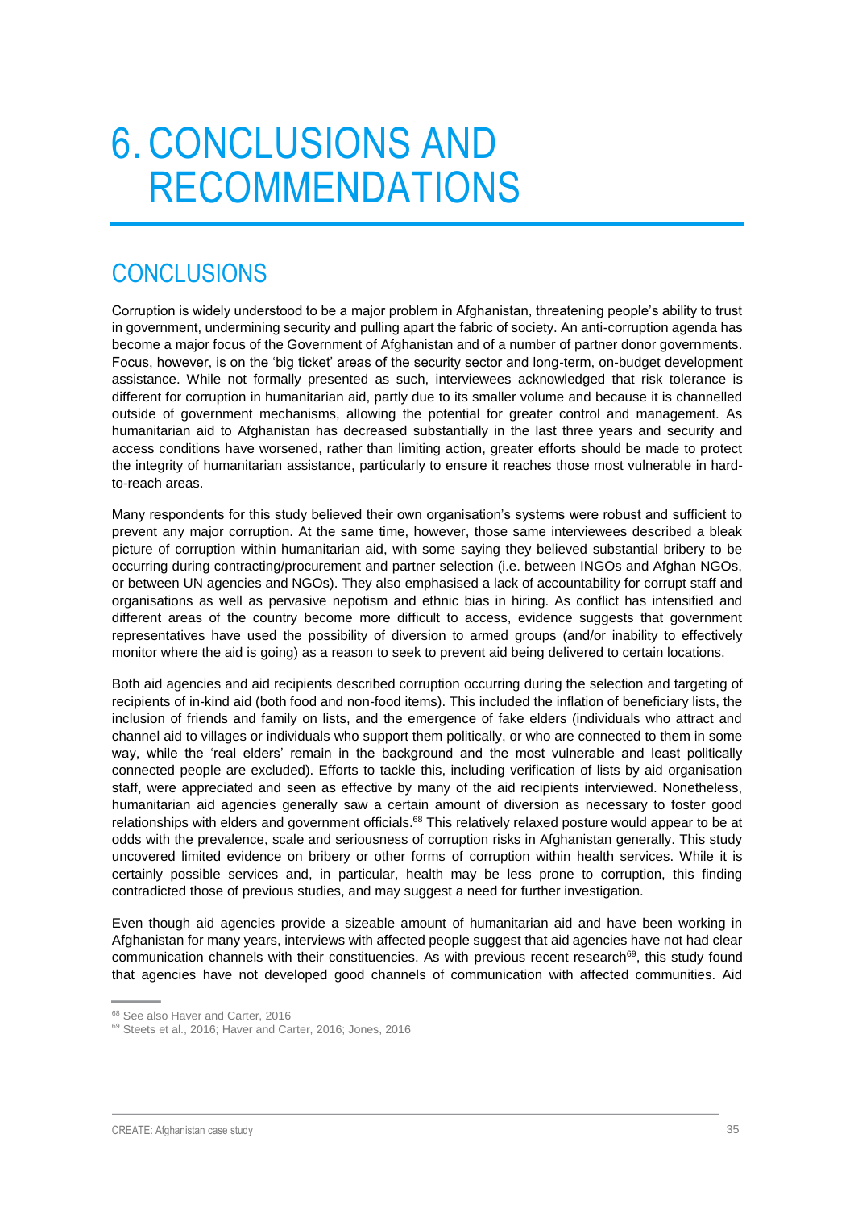# 6. CONCLUSIONS AND RECOMMENDATIONS

## CONCLUSIONS

Corruption is widely understood to be a major problem in Afghanistan, threatening people's ability to trust in government, undermining security and pulling apart the fabric of society. An anti-corruption agenda has become a major focus of the Government of Afghanistan and of a number of partner donor governments. Focus, however, is on the 'big ticket' areas of the security sector and long-term, on-budget development assistance. While not formally presented as such, interviewees acknowledged that risk tolerance is different for corruption in humanitarian aid, partly due to its smaller volume and because it is channelled outside of government mechanisms, allowing the potential for greater control and management. As humanitarian aid to Afghanistan has decreased substantially in the last three years and security and access conditions have worsened, rather than limiting action, greater efforts should be made to protect the integrity of humanitarian assistance, particularly to ensure it reaches those most vulnerable in hard-to-reach areas.

Many respondents for this study believed their own organisation's systems were robust and sufficient to prevent any major corruption. At the same time, however, those same interviewees described a bleak picture of corruption within humanitarian aid, with some saying they believed substantial bribery to be occurring during contracting/procurement and partner selection (i.e. between INGOs and Afghan NGOs, or between UN agencies and NGOs). They also emphasised a lack of accountability for corrupt staff and organisations as well as pervasive nepotism and ethnic bias in hiring. As conflict has intensified and different areas of the country become more difficult to access, evidence suggests that government representatives have used the possibility of diversion to armed groups (and/or inability to effectively monitor where the aid is going) as a reason to seek to prevent aid being delivered to certain locations.

Both aid agencies and aid recipients described corruption occurring during the selection and targeting of recipients of in-kind aid (both food and non-food items). This included the inflation of beneficiary lists, the inclusion of friends and family on lists, and the emergence of fake elders (individuals who attract and channel aid to villages or individuals who support them politically, or who are connected to them in some way, while the 'real elders' remain in the background and the most vulnerable and least politically connected people are excluded). Efforts to tackle this, including verification of lists by aid organisation staff, were appreciated and seen as effective by many of the aid recipients interviewed. Nonetheless, humanitarian aid agencies generally saw a certain amount of diversion as necessary to foster good relationships with elders and government officials.[68] This relatively relaxed posture would appear to be at odds with the prevalence, scale and seriousness of corruption risks in Afghanistan generally. This study uncovered limited evidence on bribery or other forms of corruption within health services. While it is certainly possible services and, in particular, health may be less prone to corruption, this finding contradicted those of previous studies, and may suggest a need for further investigation.

Even though aid agencies provide a sizeable amount of humanitarian aid and have been working in Afghanistan for many years, interviews with affected people suggest that aid agencies have not had clear communication channels with their constituencies. As with previous recent research[69], this study found that agencies have not developed good channels of communication with affected communities. Aid

[68] See also Haver and Carter, 2016

[69] Steets et al., 2016; Haver and Carter, 2016; Jones, 2016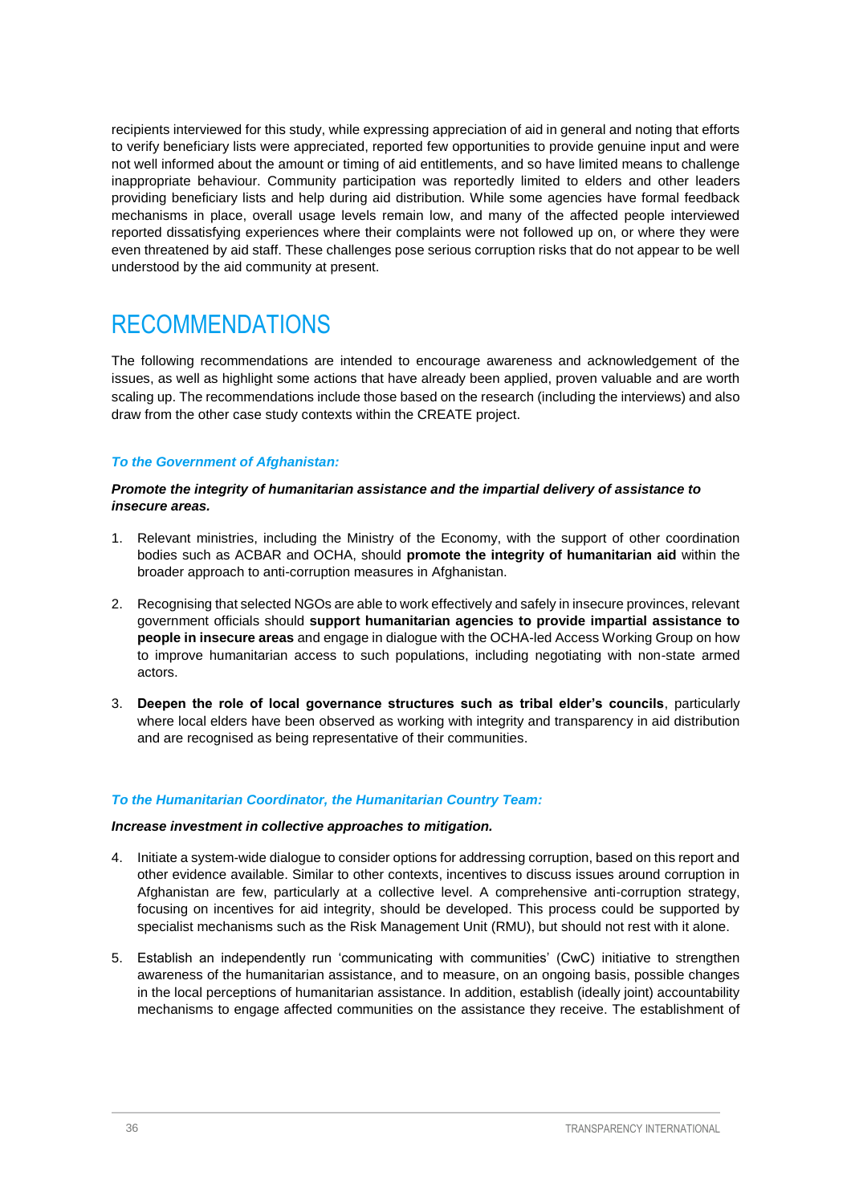recipients interviewed for this study, while expressing appreciation of aid in general and noting that efforts to verify beneficiary lists were appreciated, reported few opportunities to provide genuine input and were not well informed about the amount or timing of aid entitlements, and so have limited means to challenge inappropriate behaviour. Community participation was reportedly limited to elders and other leaders providing beneficiary lists and help during aid distribution. While some agencies have formal feedback mechanisms in place, overall usage levels remain low, and many of the affected people interviewed reported dissatisfying experiences where their complaints were not followed up on, or where they were even threatened by aid staff. These challenges pose serious corruption risks that do not appear to be well understood by the aid community at present.

# RECOMMENDATIONS

The following recommendations are intended to encourage awareness and acknowledgement of the issues, as well as highlight some actions that have already been applied, proven valuable and are worth scaling up. The recommendations include those based on the research (including the interviews) and also draw from the other case study contexts within the CREATE project.

### *To the Government of Afghanistan:*

***Promote the integrity of humanitarian assistance and the impartial delivery of assistance to insecure areas.***

1. Relevant ministries, including the Ministry of the Economy, with the support of other coordination bodies such as ACBAR and OCHA, should **promote the integrity of humanitarian aid** within the broader approach to anti-corruption measures in Afghanistan.

2. Recognising that selected NGOs are able to work effectively and safely in insecure provinces, relevant government officials should **support humanitarian agencies to provide impartial assistance to people in insecure areas** and engage in dialogue with the OCHA-led Access Working Group on how to improve humanitarian access to such populations, including negotiating with non-state armed actors.

3. **Deepen the role of local governance structures such as tribal elder's councils**, particularly where local elders have been observed as working with integrity and transparency in aid distribution and are recognised as being representative of their communities.

### *To the Humanitarian Coordinator, the Humanitarian Country Team:*

***Increase investment in collective approaches to mitigation.***

4. Initiate a system-wide dialogue to consider options for addressing corruption, based on this report and other evidence available. Similar to other contexts, incentives to discuss issues around corruption in Afghanistan are few, particularly at a collective level. A comprehensive anti-corruption strategy, focusing on incentives for aid integrity, should be developed. This process could be supported by specialist mechanisms such as the Risk Management Unit (RMU), but should not rest with it alone.

5. Establish an independently run 'communicating with communities' (CwC) initiative to strengthen awareness of the humanitarian assistance, and to measure, on an ongoing basis, possible changes in the local perceptions of humanitarian assistance. In addition, establish (ideally joint) accountability mechanisms to engage affected communities on the assistance they receive. The establishment of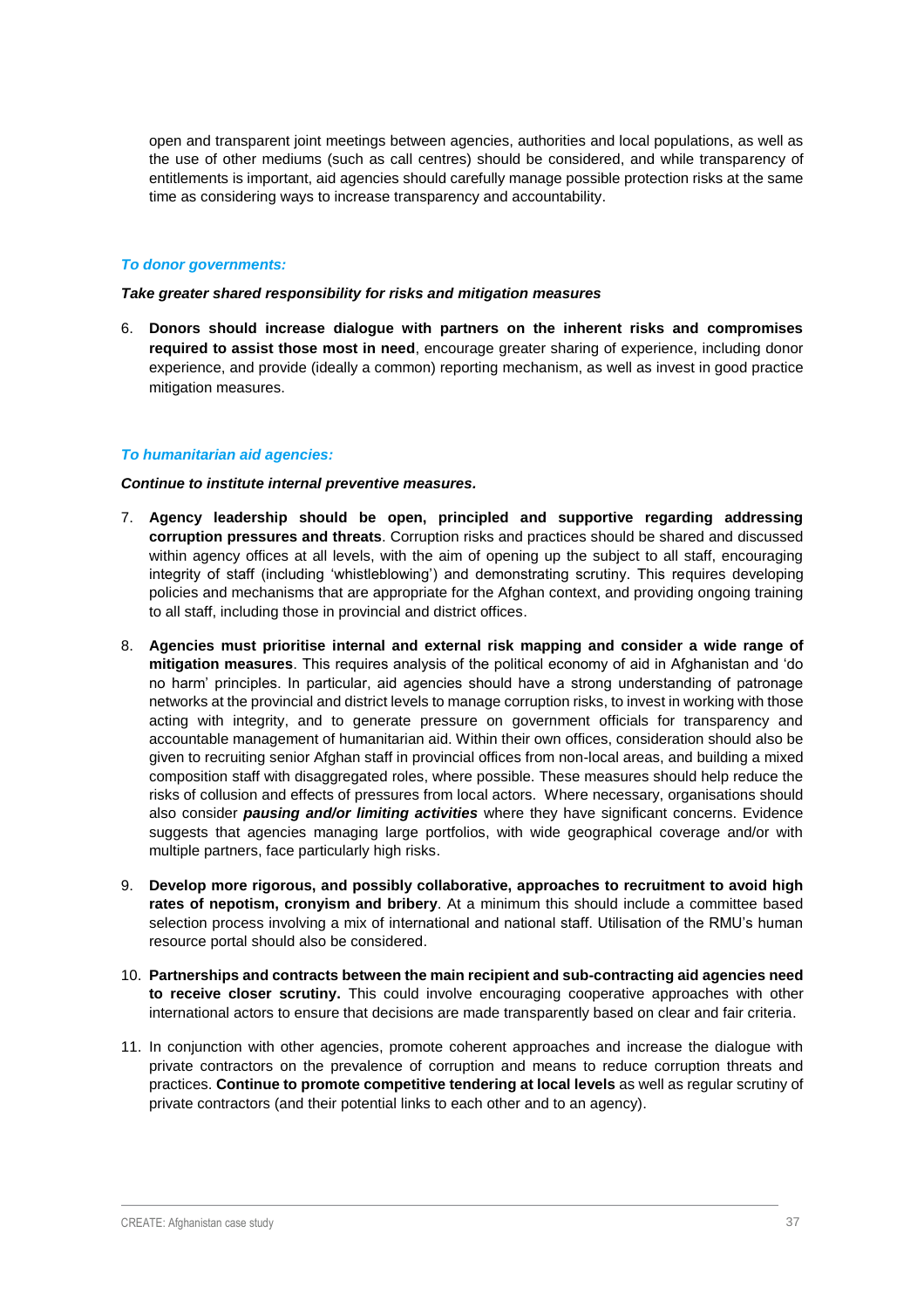open and transparent joint meetings between agencies, authorities and local populations, as well as the use of other mediums (such as call centres) should be considered, and while transparency of entitlements is important, aid agencies should carefully manage possible protection risks at the same time as considering ways to increase transparency and accountability.

### *To donor governments:*

***Take greater shared responsibility for risks and mitigation measures***

6. **Donors should increase dialogue with partners on the inherent risks and compromises required to assist those most in need**, encourage greater sharing of experience, including donor experience, and provide (ideally a common) reporting mechanism, as well as invest in good practice mitigation measures.

### *To humanitarian aid agencies:*

***Continue to institute internal preventive measures.***

7. **Agency leadership should be open, principled and supportive regarding addressing corruption pressures and threats**. Corruption risks and practices should be shared and discussed within agency offices at all levels, with the aim of opening up the subject to all staff, encouraging integrity of staff (including 'whistleblowing') and demonstrating scrutiny. This requires developing policies and mechanisms that are appropriate for the Afghan context, and providing ongoing training to all staff, including those in provincial and district offices.
8. **Agencies must prioritise internal and external risk mapping and consider a wide range of mitigation measures**. This requires analysis of the political economy of aid in Afghanistan and 'do no harm' principles. In particular, aid agencies should have a strong understanding of patronage networks at the provincial and district levels to manage corruption risks, to invest in working with those acting with integrity, and to generate pressure on government officials for transparency and accountable management of humanitarian aid. Within their own offices, consideration should also be given to recruiting senior Afghan staff in provincial offices from non-local areas, and building a mixed composition staff with disaggregated roles, where possible. These measures should help reduce the risks of collusion and effects of pressures from local actors. Where necessary, organisations should also consider ***pausing and/or limiting activities*** where they have significant concerns. Evidence suggests that agencies managing large portfolios, with wide geographical coverage and/or with multiple partners, face particularly high risks.
9. **Develop more rigorous, and possibly collaborative, approaches to recruitment to avoid high rates of nepotism, cronyism and bribery**. At a minimum this should include a committee based selection process involving a mix of international and national staff. Utilisation of the RMU's human resource portal should also be considered.
10. **Partnerships and contracts between the main recipient and sub-contracting aid agencies need to receive closer scrutiny.** This could involve encouraging cooperative approaches with other international actors to ensure that decisions are made transparently based on clear and fair criteria.
11. In conjunction with other agencies, promote coherent approaches and increase the dialogue with private contractors on the prevalence of corruption and means to reduce corruption threats and practices. **Continue to promote competitive tendering at local levels** as well as regular scrutiny of private contractors (and their potential links to each other and to an agency).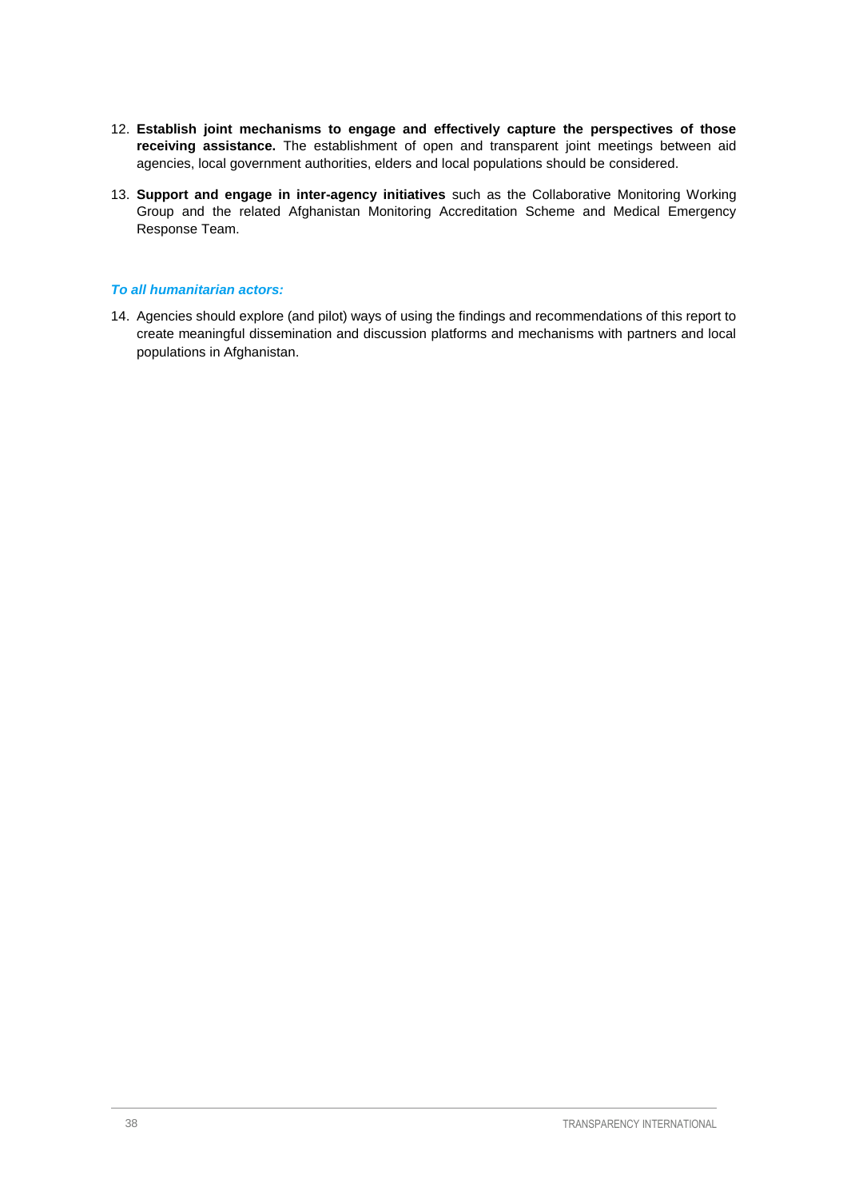12. **Establish joint mechanisms to engage and effectively capture the perspectives of those receiving assistance.** The establishment of open and transparent joint meetings between aid agencies, local government authorities, elders and local populations should be considered.

13. **Support and engage in inter-agency initiatives** such as the Collaborative Monitoring Working Group and the related Afghanistan Monitoring Accreditation Scheme and Medical Emergency Response Team.

***To all humanitarian actors:***

14. Agencies should explore (and pilot) ways of using the findings and recommendations of this report to create meaningful dissemination and discussion platforms and mechanisms with partners and local populations in Afghanistan.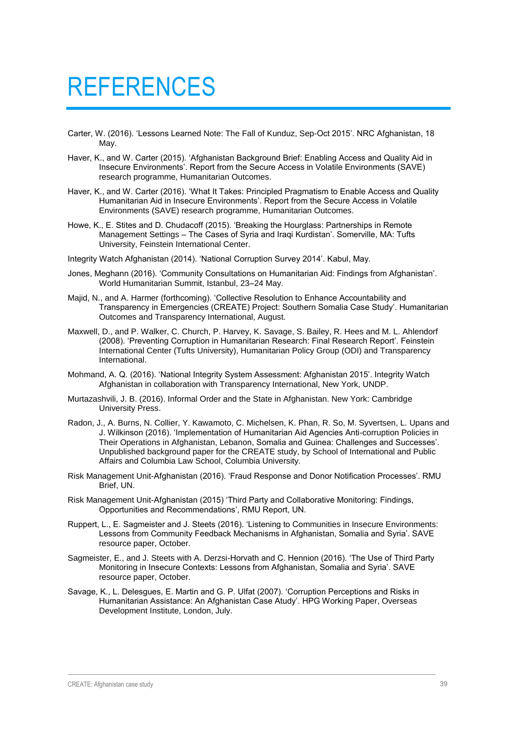# REFERENCES

Carter, W. (2016). 'Lessons Learned Note: The Fall of Kunduz, Sep-Oct 2015'. NRC Afghanistan, 18 May.

Haver, K., and W. Carter (2015). 'Afghanistan Background Brief: Enabling Access and Quality Aid in Insecure Environments'. Report from the Secure Access in Volatile Environments (SAVE) research programme, Humanitarian Outcomes.

Haver, K., and W. Carter (2016). 'What It Takes: Principled Pragmatism to Enable Access and Quality Humanitarian Aid in Insecure Environments'. Report from the Secure Access in Volatile Environments (SAVE) research programme, Humanitarian Outcomes.

Howe, K., E. Stites and D. Chudacoff (2015). 'Breaking the Hourglass: Partnerships in Remote Management Settings – The Cases of Syria and Iraqi Kurdistan'. Somerville, MA: Tufts University, Feinstein International Center.

Integrity Watch Afghanistan (2014). 'National Corruption Survey 2014'. Kabul, May.

Jones, Meghann (2016). 'Community Consultations on Humanitarian Aid: Findings from Afghanistan'. World Humanitarian Summit, Istanbul, 23–24 May.

Majid, N., and A. Harmer (forthcoming). 'Collective Resolution to Enhance Accountability and Transparency in Emergencies (CREATE) Project: Southern Somalia Case Study'. Humanitarian Outcomes and Transparency International, August.

Maxwell, D., and P. Walker, C. Church, P. Harvey, K. Savage, S. Bailey, R. Hees and M. L. Ahlendorf (2008). 'Preventing Corruption in Humanitarian Research: Final Research Report'. Feinstein International Center (Tufts University), Humanitarian Policy Group (ODI) and Transparency International.

Mohmand, A. Q. (2016). 'National Integrity System Assessment: Afghanistan 2015'. Integrity Watch Afghanistan in collaboration with Transparency International, New York, UNDP.

Murtazashvili, J. B. (2016). Informal Order and the State in Afghanistan. New York: Cambridge University Press.

Radon, J., A. Burns, N. Collier, Y. Kawamoto, C. Michelsen, K. Phan, R. So, M. Syvertsen, L. Upans and J. Wilkinson (2016). 'Implementation of Humanitarian Aid Agencies Anti-corruption Policies in Their Operations in Afghanistan, Lebanon, Somalia and Guinea: Challenges and Successes'. Unpublished background paper for the CREATE study, by School of International and Public Affairs and Columbia Law School, Columbia University.

Risk Management Unit-Afghanistan (2016). 'Fraud Response and Donor Notification Processes'. RMU Brief, UN.

Risk Management Unit-Afghanistan (2015) 'Third Party and Collaborative Monitoring: Findings, Opportunities and Recommendations', RMU Report, UN.

Ruppert, L., E. Sagmeister and J. Steets (2016). 'Listening to Communities in Insecure Environments: Lessons from Community Feedback Mechanisms in Afghanistan, Somalia and Syria'. SAVE resource paper, October.

Sagmeister, E., and J. Steets with A. Derzsi-Horvath and C. Hennion (2016). 'The Use of Third Party Monitoring in Insecure Contexts: Lessons from Afghanistan, Somalia and Syria'. SAVE resource paper, October.

Savage, K., L. Delesgues, E. Martin and G. P. Ulfat (2007). 'Corruption Perceptions and Risks in Humanitarian Assistance: An Afghanistan Case Atudy'. HPG Working Paper, Overseas Development Institute, London, July.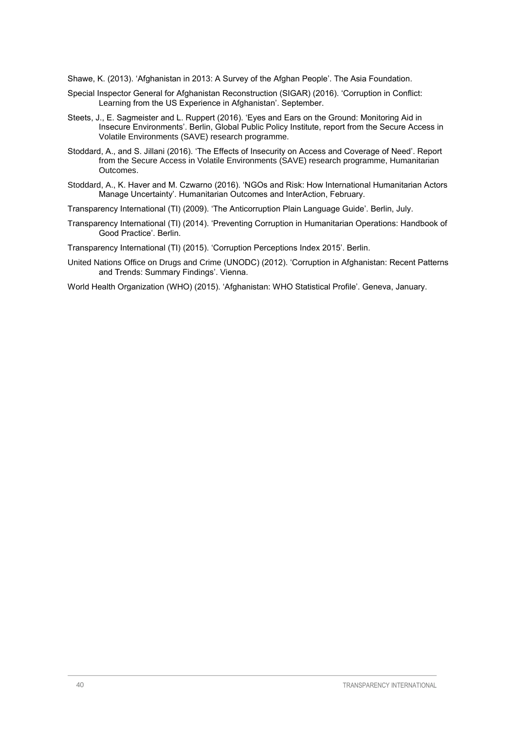Shawe, K. (2013). 'Afghanistan in 2013: A Survey of the Afghan People'. The Asia Foundation.

Special Inspector General for Afghanistan Reconstruction (SIGAR) (2016). 'Corruption in Conflict: Learning from the US Experience in Afghanistan'. September.

Steets, J., E. Sagmeister and L. Ruppert (2016). 'Eyes and Ears on the Ground: Monitoring Aid in Insecure Environments'. Berlin, Global Public Policy Institute, report from the Secure Access in Volatile Environments (SAVE) research programme.

Stoddard, A., and S. Jillani (2016). 'The Effects of Insecurity on Access and Coverage of Need'. Report from the Secure Access in Volatile Environments (SAVE) research programme, Humanitarian Outcomes.

Stoddard, A., K. Haver and M. Czwarno (2016). 'NGOs and Risk: How International Humanitarian Actors Manage Uncertainty'. Humanitarian Outcomes and InterAction, February.

Transparency International (TI) (2009). 'The Anticorruption Plain Language Guide'. Berlin, July.

Transparency International (TI) (2014). 'Preventing Corruption in Humanitarian Operations: Handbook of Good Practice'. Berlin.

Transparency International (TI) (2015). 'Corruption Perceptions Index 2015'. Berlin.

United Nations Office on Drugs and Crime (UNODC) (2012). 'Corruption in Afghanistan: Recent Patterns and Trends: Summary Findings'. Vienna.

World Health Organization (WHO) (2015). 'Afghanistan: WHO Statistical Profile'. Geneva, January.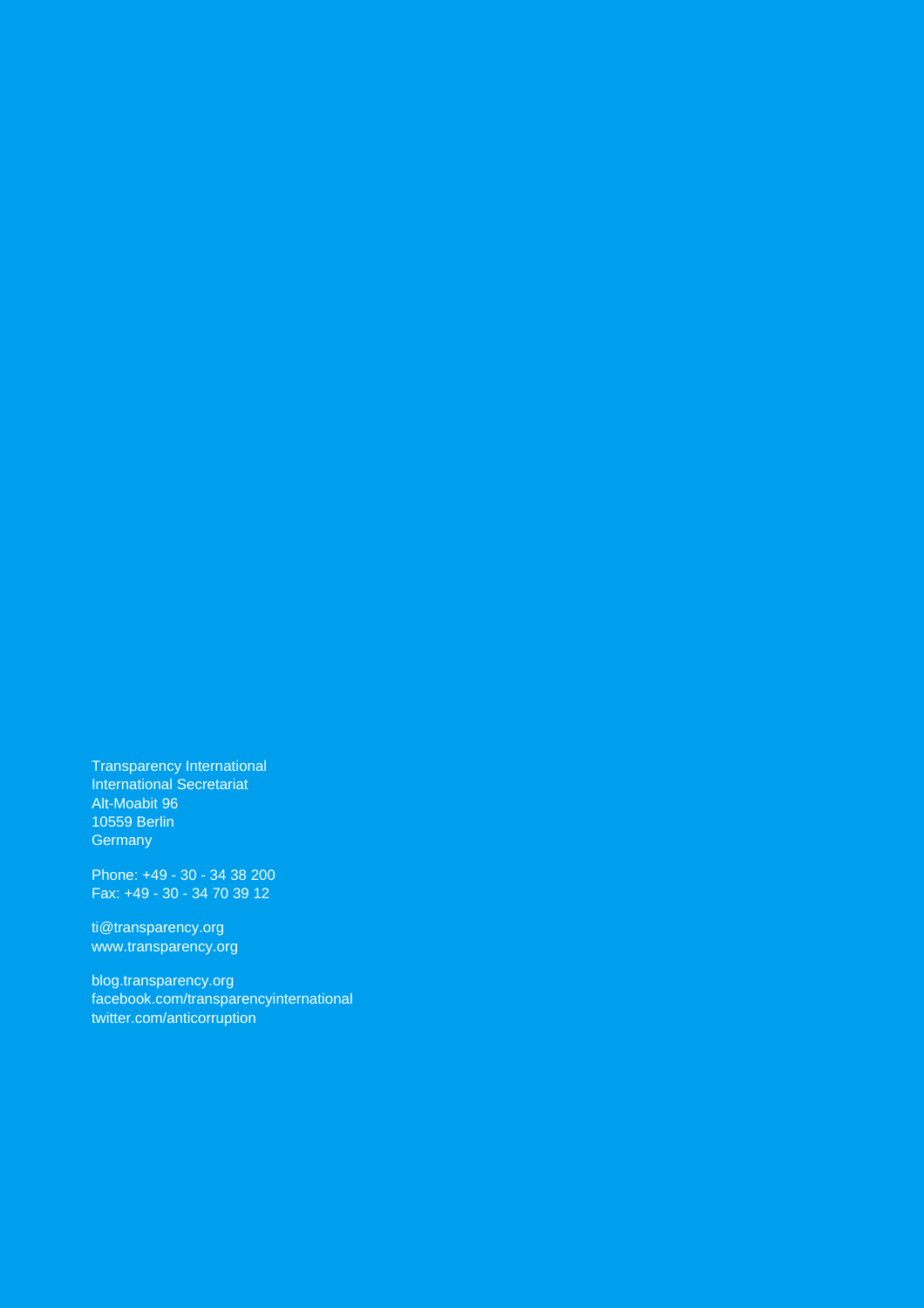Transparency International
International Secretariat
Alt-Moabit 96
10559 Berlin
Germany

Phone: +49 - 30 - 34 38 200
Fax: +49 - 30 - 34 70 39 12

ti@transparency.org
www.transparency.org

blog.transparency.org
facebook.com/transparencyinternational
twitter.com/anticorruption